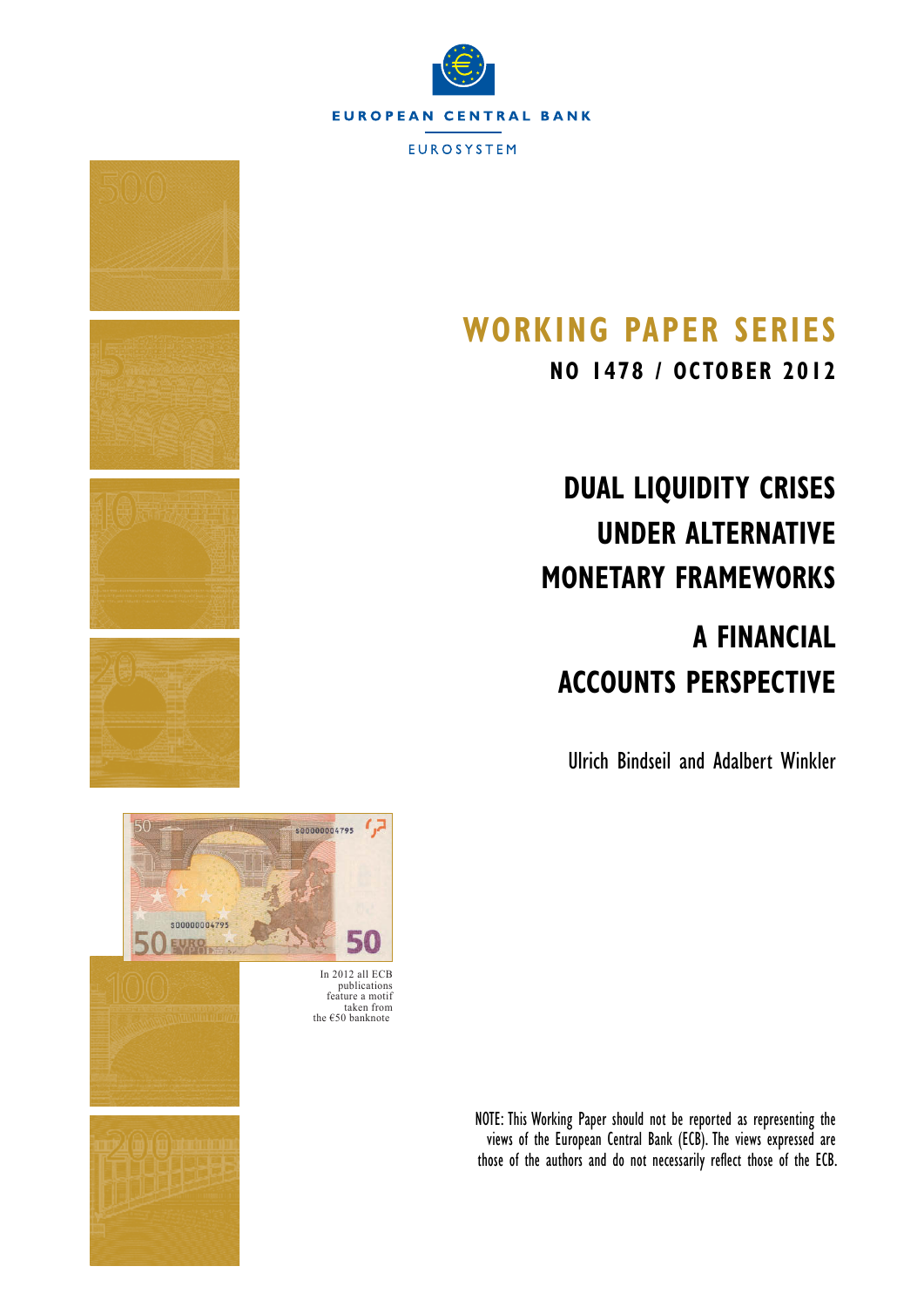EUROPEAN CENTRAL BANK

EUROSYSTEM

# WORKING PAPER SERIES

## NO 1478 / OCTOBER 2012

# DUAL LIQUIDITY CRISES UNDER ALTERNATIVE MONETARY FRAMEWORKS

# A FINANCIAL ACCOUNTS PERSPECTIVE

Ulrich Bindseil and Adalbert Winkler

In 2012 all ECB publications feature a motif taken from the €50 banknote

NOTE: This Working Paper should not be reported as representing the views of the European Central Bank (ECB). The views expressed are those of the authors and do not necessarily reflect those of the ECB.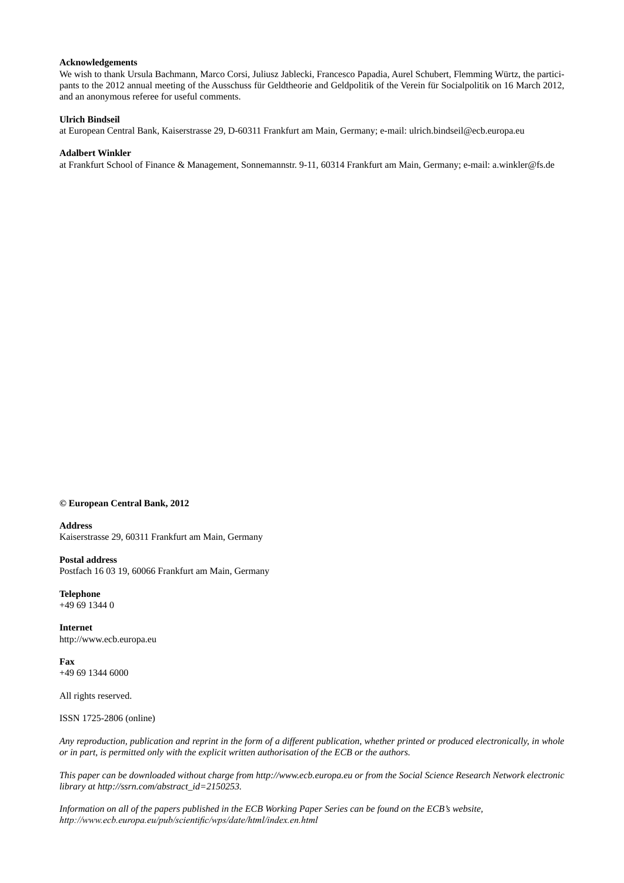**Acknowledgements**

We wish to thank Ursula Bachmann, Marco Corsi, Juliusz Jablecki, Francesco Papadia, Aurel Schubert, Flemming Würtz, the participants to the 2012 annual meeting of the Ausschuss für Geldtheorie and Geldpolitik of the Verein für Socialpolitik on 16 March 2012, and an anonymous referee for useful comments.

**Ulrich Bindseil**

at European Central Bank, Kaiserstrasse 29, D-60311 Frankfurt am Main, Germany; e-mail: ulrich.bindseil@ecb.europa.eu

**Adalbert Winkler**

at Frankfurt School of Finance & Management, Sonnemannstr. 9-11, 60314 Frankfurt am Main, Germany; e-mail: a.winkler@fs.de

**© European Central Bank, 2012**

**Address**
Kaiserstrasse 29, 60311 Frankfurt am Main, Germany

**Postal address**
Postfach 16 03 19, 60066 Frankfurt am Main, Germany

**Telephone**
+49 69 1344 0

**Internet**
http://www.ecb.europa.eu

**Fax**
+49 69 1344 6000

All rights reserved.

ISSN 1725-2806 (online)

*Any reproduction, publication and reprint in the form of a different publication, whether printed or produced electronically, in whole or in part, is permitted only with the explicit written authorisation of the ECB or the authors.*

*This paper can be downloaded without charge from http://www.ecb.europa.eu or from the Social Science Research Network electronic library at http://ssrn.com/abstract_id=2150253.*

*Information on all of the papers published in the ECB Working Paper Series can be found on the ECB's website, http://www.ecb.europa.eu/pub/scientific/wps/date/html/index.en.html*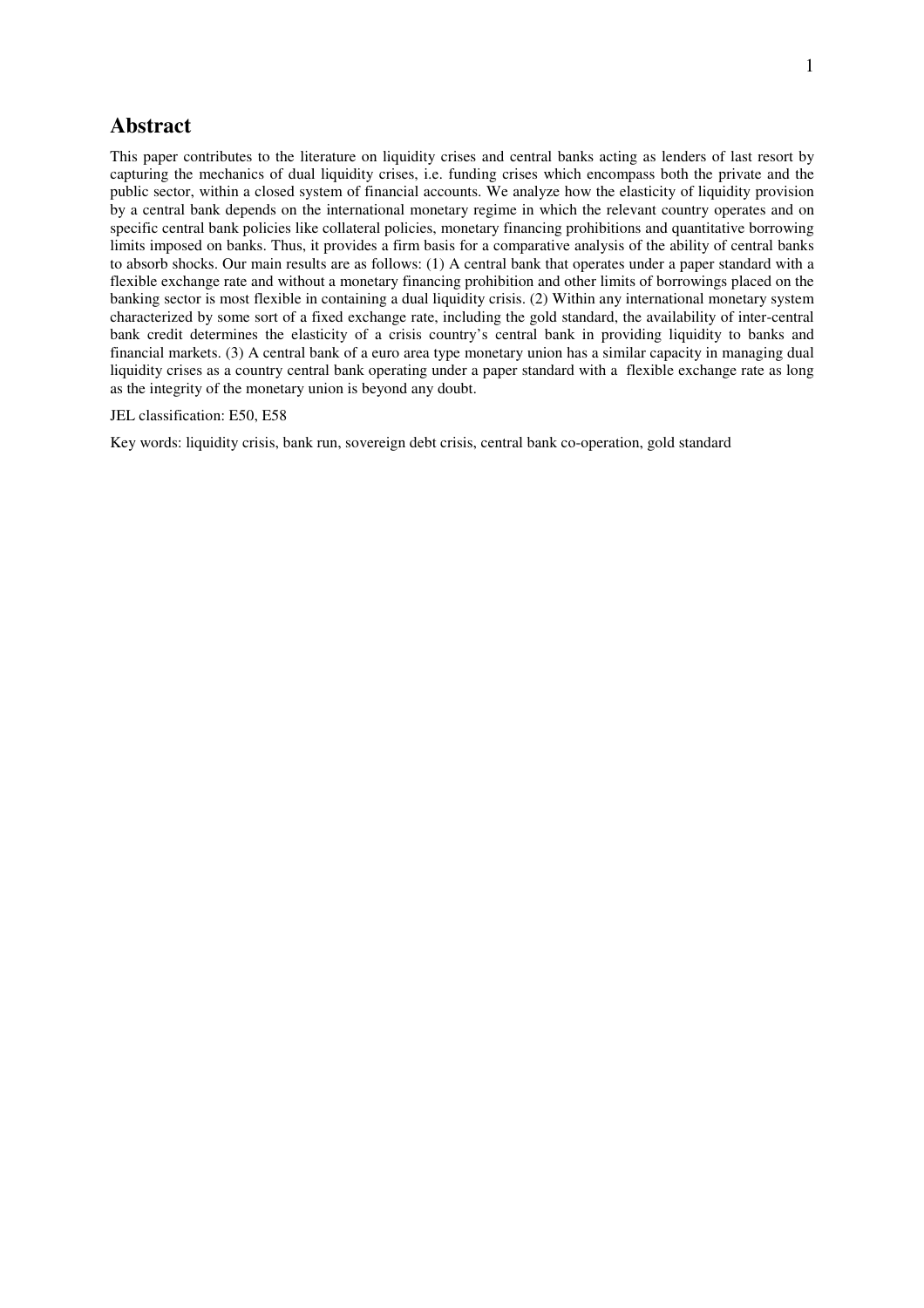## Abstract

This paper contributes to the literature on liquidity crises and central banks acting as lenders of last resort by capturing the mechanics of dual liquidity crises, i.e. funding crises which encompass both the private and the public sector, within a closed system of financial accounts. We analyze how the elasticity of liquidity provision by a central bank depends on the international monetary regime in which the relevant country operates and on specific central bank policies like collateral policies, monetary financing prohibitions and quantitative borrowing limits imposed on banks. Thus, it provides a firm basis for a comparative analysis of the ability of central banks to absorb shocks. Our main results are as follows: (1) A central bank that operates under a paper standard with a flexible exchange rate and without a monetary financing prohibition and other limits of borrowings placed on the banking sector is most flexible in containing a dual liquidity crisis. (2) Within any international monetary system characterized by some sort of a fixed exchange rate, including the gold standard, the availability of inter-central bank credit determines the elasticity of a crisis country's central bank in providing liquidity to banks and financial markets. (3) A central bank of a euro area type monetary union has a similar capacity in managing dual liquidity crises as a country central bank operating under a paper standard with a flexible exchange rate as long as the integrity of the monetary union is beyond any doubt.

JEL classification: E50, E58

Key words: liquidity crisis, bank run, sovereign debt crisis, central bank co-operation, gold standard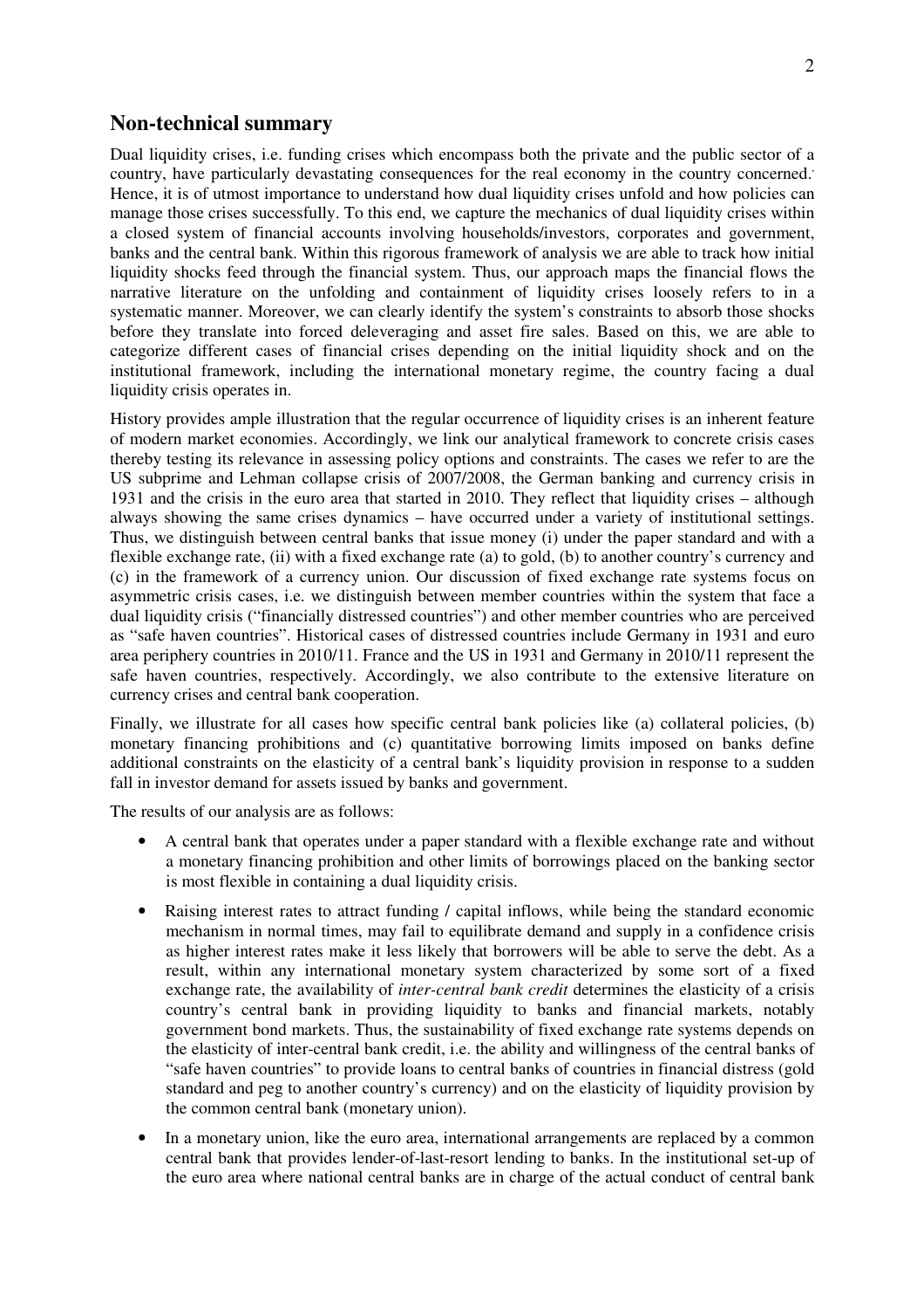## Non-technical summary

Dual liquidity crises, i.e. funding crises which encompass both the private and the public sector of a country, have particularly devastating consequences for the real economy in the country concerned. Hence, it is of utmost importance to understand how dual liquidity crises unfold and how policies can manage those crises successfully. To this end, we capture the mechanics of dual liquidity crises within a closed system of financial accounts involving households/investors, corporates and government, banks and the central bank. Within this rigorous framework of analysis we are able to track how initial liquidity shocks feed through the financial system. Thus, our approach maps the financial flows the narrative literature on the unfolding and containment of liquidity crises loosely refers to in a systematic manner. Moreover, we can clearly identify the system's constraints to absorb those shocks before they translate into forced deleveraging and asset fire sales. Based on this, we are able to categorize different cases of financial crises depending on the initial liquidity shock and on the institutional framework, including the international monetary regime, the country facing a dual liquidity crisis operates in.

History provides ample illustration that the regular occurrence of liquidity crises is an inherent feature of modern market economies. Accordingly, we link our analytical framework to concrete crisis cases thereby testing its relevance in assessing policy options and constraints. The cases we refer to are the US subprime and Lehman collapse crisis of 2007/2008, the German banking and currency crisis in 1931 and the crisis in the euro area that started in 2010. They reflect that liquidity crises – although always showing the same crises dynamics – have occurred under a variety of institutional settings. Thus, we distinguish between central banks that issue money (i) under the paper standard and with a flexible exchange rate, (ii) with a fixed exchange rate (a) to gold, (b) to another country's currency and (c) in the framework of a currency union. Our discussion of fixed exchange rate systems focus on asymmetric crisis cases, i.e. we distinguish between member countries within the system that face a dual liquidity crisis ("financially distressed countries") and other member countries who are perceived as "safe haven countries". Historical cases of distressed countries include Germany in 1931 and euro area periphery countries in 2010/11. France and the US in 1931 and Germany in 2010/11 represent the safe haven countries, respectively. Accordingly, we also contribute to the extensive literature on currency crises and central bank cooperation.

Finally, we illustrate for all cases how specific central bank policies like (a) collateral policies, (b) monetary financing prohibitions and (c) quantitative borrowing limits imposed on banks define additional constraints on the elasticity of a central bank's liquidity provision in response to a sudden fall in investor demand for assets issued by banks and government.

The results of our analysis are as follows:

- A central bank that operates under a paper standard with a flexible exchange rate and without a monetary financing prohibition and other limits of borrowings placed on the banking sector is most flexible in containing a dual liquidity crisis.
- Raising interest rates to attract funding / capital inflows, while being the standard economic mechanism in normal times, may fail to equilibrate demand and supply in a confidence crisis as higher interest rates make it less likely that borrowers will be able to serve the debt. As a result, within any international monetary system characterized by some sort of a fixed exchange rate, the availability of *inter-central bank credit* determines the elasticity of a crisis country's central bank in providing liquidity to banks and financial markets, notably government bond markets. Thus, the sustainability of fixed exchange rate systems depends on the elasticity of inter-central bank credit, i.e. the ability and willingness of the central banks of "safe haven countries" to provide loans to central banks of countries in financial distress (gold standard and peg to another country's currency) and on the elasticity of liquidity provision by the common central bank (monetary union).
- In a monetary union, like the euro area, international arrangements are replaced by a common central bank that provides lender-of-last-resort lending to banks. In the institutional set-up of the euro area where national central banks are in charge of the actual conduct of central bank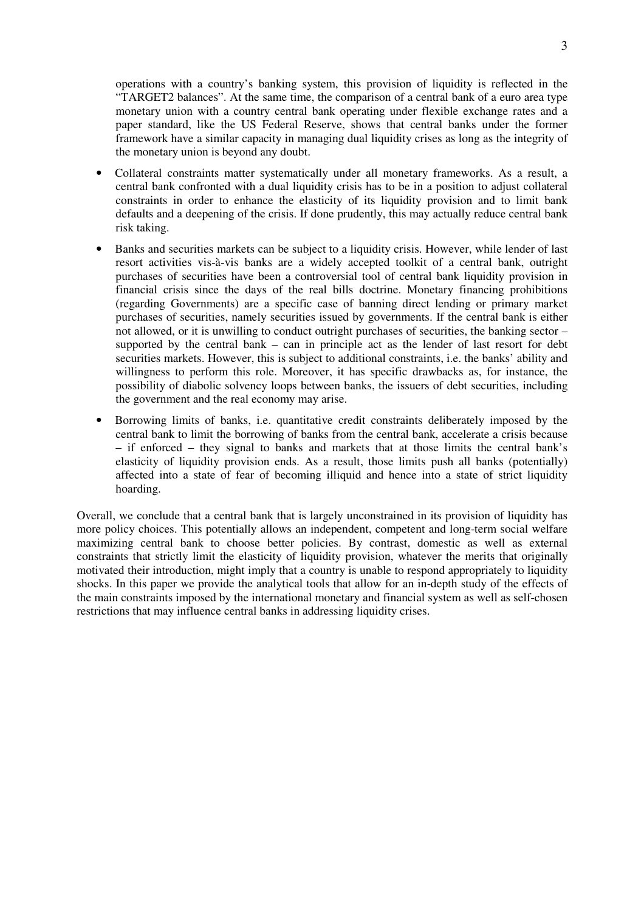operations with a country's banking system, this provision of liquidity is reflected in the "TARGET2 balances". At the same time, the comparison of a central bank of a euro area type monetary union with a country central bank operating under flexible exchange rates and a paper standard, like the US Federal Reserve, shows that central banks under the former framework have a similar capacity in managing dual liquidity crises as long as the integrity of the monetary union is beyond any doubt.

- Collateral constraints matter systematically under all monetary frameworks. As a result, a central bank confronted with a dual liquidity crisis has to be in a position to adjust collateral constraints in order to enhance the elasticity of its liquidity provision and to limit bank defaults and a deepening of the crisis. If done prudently, this may actually reduce central bank risk taking.

- Banks and securities markets can be subject to a liquidity crisis. However, while lender of last resort activities vis-à-vis banks are a widely accepted toolkit of a central bank, outright purchases of securities have been a controversial tool of central bank liquidity provision in financial crisis since the days of the real bills doctrine. Monetary financing prohibitions (regarding Governments) are a specific case of banning direct lending or primary market purchases of securities, namely securities issued by governments. If the central bank is either not allowed, or it is unwilling to conduct outright purchases of securities, the banking sector – supported by the central bank – can in principle act as the lender of last resort for debt securities markets. However, this is subject to additional constraints, i.e. the banks' ability and willingness to perform this role. Moreover, it has specific drawbacks as, for instance, the possibility of diabolic solvency loops between banks, the issuers of debt securities, including the government and the real economy may arise.

- Borrowing limits of banks, i.e. quantitative credit constraints deliberately imposed by the central bank to limit the borrowing of banks from the central bank, accelerate a crisis because – if enforced – they signal to banks and markets that at those limits the central bank's elasticity of liquidity provision ends. As a result, those limits push all banks (potentially) affected into a state of fear of becoming illiquid and hence into a state of strict liquidity hoarding.

Overall, we conclude that a central bank that is largely unconstrained in its provision of liquidity has more policy choices. This potentially allows an independent, competent and long-term social welfare maximizing central bank to choose better policies. By contrast, domestic as well as external constraints that strictly limit the elasticity of liquidity provision, whatever the merits that originally motivated their introduction, might imply that a country is unable to respond appropriately to liquidity shocks. In this paper we provide the analytical tools that allow for an in-depth study of the effects of the main constraints imposed by the international monetary and financial system as well as self-chosen restrictions that may influence central banks in addressing liquidity crises.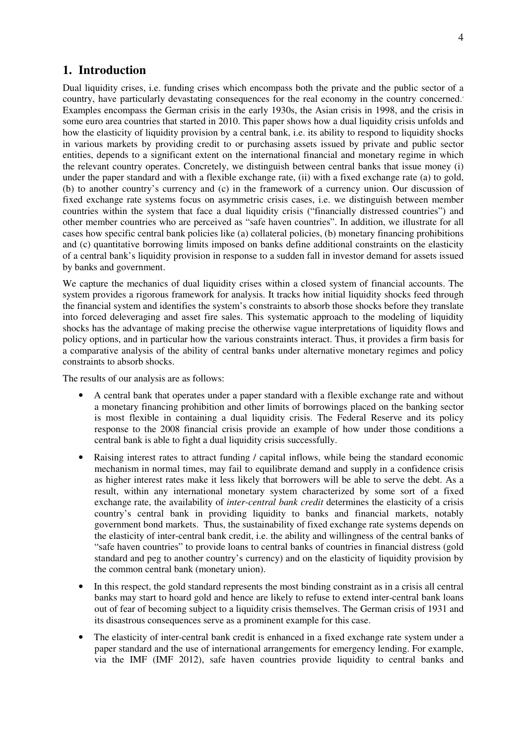# 1. Introduction

Dual liquidity crises, i.e. funding crises which encompass both the private and the public sector of a country, have particularly devastating consequences for the real economy in the country concerned. Examples encompass the German crisis in the early 1930s, the Asian crisis in 1998, and the crisis in some euro area countries that started in 2010. This paper shows how a dual liquidity crisis unfolds and how the elasticity of liquidity provision by a central bank, i.e. its ability to respond to liquidity shocks in various markets by providing credit to or purchasing assets issued by private and public sector entities, depends to a significant extent on the international financial and monetary regime in which the relevant country operates. Concretely, we distinguish between central banks that issue money (i) under the paper standard and with a flexible exchange rate, (ii) with a fixed exchange rate (a) to gold, (b) to another country's currency and (c) in the framework of a currency union. Our discussion of fixed exchange rate systems focus on asymmetric crisis cases, i.e. we distinguish between member countries within the system that face a dual liquidity crisis ("financially distressed countries") and other member countries who are perceived as "safe haven countries". In addition, we illustrate for all cases how specific central bank policies like (a) collateral policies, (b) monetary financing prohibitions and (c) quantitative borrowing limits imposed on banks define additional constraints on the elasticity of a central bank's liquidity provision in response to a sudden fall in investor demand for assets issued by banks and government.

We capture the mechanics of dual liquidity crises within a closed system of financial accounts. The system provides a rigorous framework for analysis. It tracks how initial liquidity shocks feed through the financial system and identifies the system's constraints to absorb those shocks before they translate into forced deleveraging and asset fire sales. This systematic approach to the modeling of liquidity shocks has the advantage of making precise the otherwise vague interpretations of liquidity flows and policy options, and in particular how the various constraints interact. Thus, it provides a firm basis for a comparative analysis of the ability of central banks under alternative monetary regimes and policy constraints to absorb shocks.

The results of our analysis are as follows:

- A central bank that operates under a paper standard with a flexible exchange rate and without a monetary financing prohibition and other limits of borrowings placed on the banking sector is most flexible in containing a dual liquidity crisis. The Federal Reserve and its policy response to the 2008 financial crisis provide an example of how under those conditions a central bank is able to fight a dual liquidity crisis successfully.
- Raising interest rates to attract funding / capital inflows, while being the standard economic mechanism in normal times, may fail to equilibrate demand and supply in a confidence crisis as higher interest rates make it less likely that borrowers will be able to serve the debt. As a result, within any international monetary system characterized by some sort of a fixed exchange rate, the availability of *inter-central bank credit* determines the elasticity of a crisis country's central bank in providing liquidity to banks and financial markets, notably government bond markets. Thus, the sustainability of fixed exchange rate systems depends on the elasticity of inter-central bank credit, i.e. the ability and willingness of the central banks of "safe haven countries" to provide loans to central banks of countries in financial distress (gold standard and peg to another country's currency) and on the elasticity of liquidity provision by the common central bank (monetary union).
- In this respect, the gold standard represents the most binding constraint as in a crisis all central banks may start to hoard gold and hence are likely to refuse to extend inter-central bank loans out of fear of becoming subject to a liquidity crisis themselves. The German crisis of 1931 and its disastrous consequences serve as a prominent example for this case.
- The elasticity of inter-central bank credit is enhanced in a fixed exchange rate system under a paper standard and the use of international arrangements for emergency lending. For example, via the IMF (IMF 2012), safe haven countries provide liquidity to central banks and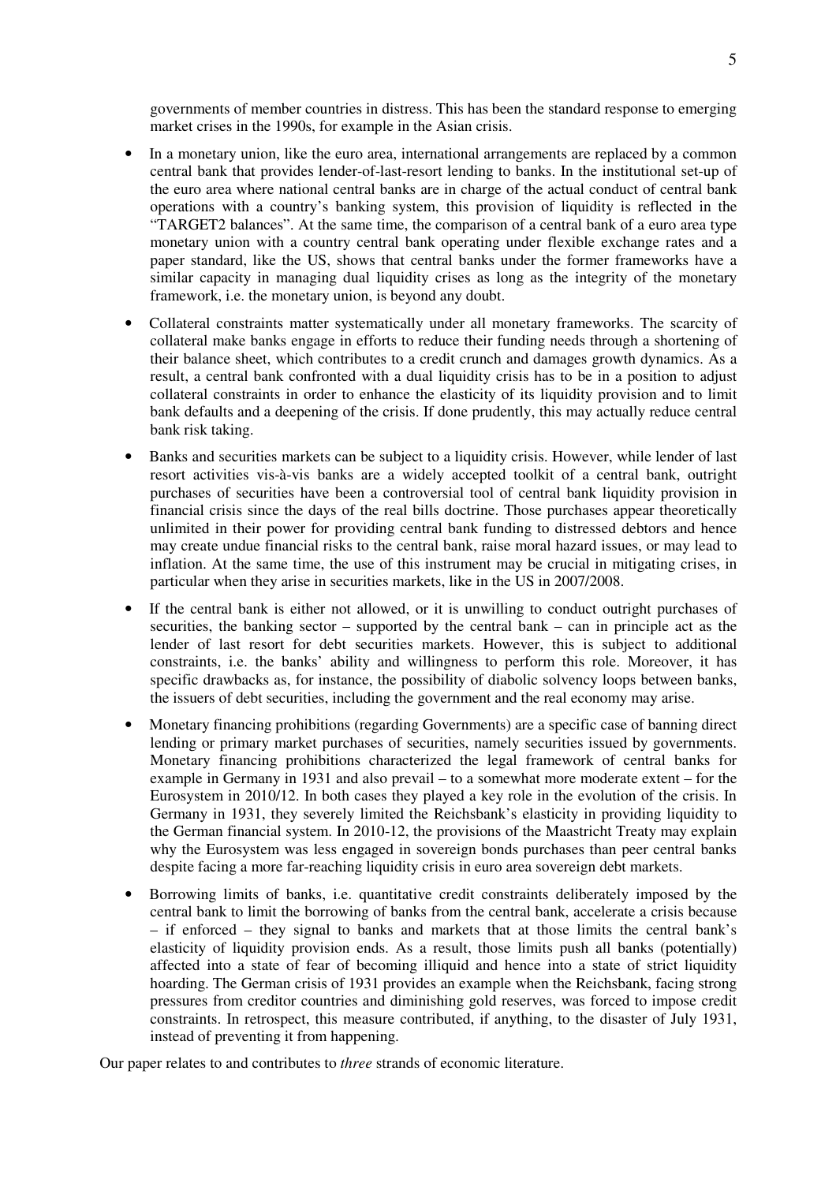governments of member countries in distress. This has been the standard response to emerging market crises in the 1990s, for example in the Asian crisis.

- In a monetary union, like the euro area, international arrangements are replaced by a common central bank that provides lender-of-last-resort lending to banks. In the institutional set-up of the euro area where national central banks are in charge of the actual conduct of central bank operations with a country's banking system, this provision of liquidity is reflected in the "TARGET2 balances". At the same time, the comparison of a central bank of a euro area type monetary union with a country central bank operating under flexible exchange rates and a paper standard, like the US, shows that central banks under the former frameworks have a similar capacity in managing dual liquidity crises as long as the integrity of the monetary framework, i.e. the monetary union, is beyond any doubt.

- Collateral constraints matter systematically under all monetary frameworks. The scarcity of collateral make banks engage in efforts to reduce their funding needs through a shortening of their balance sheet, which contributes to a credit crunch and damages growth dynamics. As a result, a central bank confronted with a dual liquidity crisis has to be in a position to adjust collateral constraints in order to enhance the elasticity of its liquidity provision and to limit bank defaults and a deepening of the crisis. If done prudently, this may actually reduce central bank risk taking.

- Banks and securities markets can be subject to a liquidity crisis. However, while lender of last resort activities vis-à-vis banks are a widely accepted toolkit of a central bank, outright purchases of securities have been a controversial tool of central bank liquidity provision in financial crisis since the days of the real bills doctrine. Those purchases appear theoretically unlimited in their power for providing central bank funding to distressed debtors and hence may create undue financial risks to the central bank, raise moral hazard issues, or may lead to inflation. At the same time, the use of this instrument may be crucial in mitigating crises, in particular when they arise in securities markets, like in the US in 2007/2008.

- If the central bank is either not allowed, or it is unwilling to conduct outright purchases of securities, the banking sector – supported by the central bank – can in principle act as the lender of last resort for debt securities markets. However, this is subject to additional constraints, i.e. the banks' ability and willingness to perform this role. Moreover, it has specific drawbacks as, for instance, the possibility of diabolic solvency loops between banks, the issuers of debt securities, including the government and the real economy may arise.

- Monetary financing prohibitions (regarding Governments) are a specific case of banning direct lending or primary market purchases of securities, namely securities issued by governments. Monetary financing prohibitions characterized the legal framework of central banks for example in Germany in 1931 and also prevail – to a somewhat more moderate extent – for the Eurosystem in 2010/12. In both cases they played a key role in the evolution of the crisis. In Germany in 1931, they severely limited the Reichsbank's elasticity in providing liquidity to the German financial system. In 2010-12, the provisions of the Maastricht Treaty may explain why the Eurosystem was less engaged in sovereign bonds purchases than peer central banks despite facing a more far-reaching liquidity crisis in euro area sovereign debt markets.

- Borrowing limits of banks, i.e. quantitative credit constraints deliberately imposed by the central bank to limit the borrowing of banks from the central bank, accelerate a crisis because – if enforced – they signal to banks and markets that at those limits the central bank's elasticity of liquidity provision ends. As a result, those limits push all banks (potentially) affected into a state of fear of becoming illiquid and hence into a state of strict liquidity hoarding. The German crisis of 1931 provides an example when the Reichsbank, facing strong pressures from creditor countries and diminishing gold reserves, was forced to impose credit constraints. In retrospect, this measure contributed, if anything, to the disaster of July 1931, instead of preventing it from happening.

Our paper relates to and contributes to *three* strands of economic literature.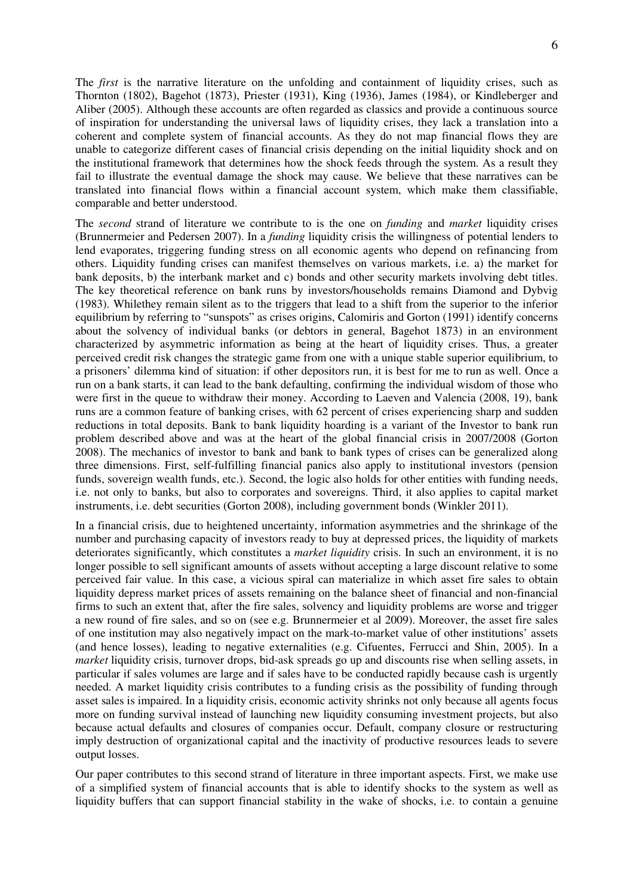The *first* is the narrative literature on the unfolding and containment of liquidity crises, such as Thornton (1802), Bagehot (1873), Priester (1931), King (1936), James (1984), or Kindleberger and Aliber (2005). Although these accounts are often regarded as classics and provide a continuous source of inspiration for understanding the universal laws of liquidity crises, they lack a translation into a coherent and complete system of financial accounts. As they do not map financial flows they are unable to categorize different cases of financial crisis depending on the initial liquidity shock and on the institutional framework that determines how the shock feeds through the system. As a result they fail to illustrate the eventual damage the shock may cause. We believe that these narratives can be translated into financial flows within a financial account system, which make them classifiable, comparable and better understood.

The *second* strand of literature we contribute to is the one on *funding* and *market* liquidity crises (Brunnermeier and Pedersen 2007). In a *funding* liquidity crisis the willingness of potential lenders to lend evaporates, triggering funding stress on all economic agents who depend on refinancing from others. Liquidity funding crises can manifest themselves on various markets, i.e. a) the market for bank deposits, b) the interbank market and c) bonds and other security markets involving debt titles. The key theoretical reference on bank runs by investors/households remains Diamond and Dybvig (1983). Whilethey remain silent as to the triggers that lead to a shift from the superior to the inferior equilibrium by referring to "sunspots" as crises origins, Calomiris and Gorton (1991) identify concerns about the solvency of individual banks (or debtors in general, Bagehot 1873) in an environment characterized by asymmetric information as being at the heart of liquidity crises. Thus, a greater perceived credit risk changes the strategic game from one with a unique stable superior equilibrium, to a prisoners' dilemma kind of situation: if other depositors run, it is best for me to run as well. Once a run on a bank starts, it can lead to the bank defaulting, confirming the individual wisdom of those who were first in the queue to withdraw their money. According to Laeven and Valencia (2008, 19), bank runs are a common feature of banking crises, with 62 percent of crises experiencing sharp and sudden reductions in total deposits. Bank to bank liquidity hoarding is a variant of the Investor to bank run problem described above and was at the heart of the global financial crisis in 2007/2008 (Gorton 2008). The mechanics of investor to bank and bank to bank types of crises can be generalized along three dimensions. First, self-fulfilling financial panics also apply to institutional investors (pension funds, sovereign wealth funds, etc.). Second, the logic also holds for other entities with funding needs, i.e. not only to banks, but also to corporates and sovereigns. Third, it also applies to capital market instruments, i.e. debt securities (Gorton 2008), including government bonds (Winkler 2011).

In a financial crisis, due to heightened uncertainty, information asymmetries and the shrinkage of the number and purchasing capacity of investors ready to buy at depressed prices, the liquidity of markets deteriorates significantly, which constitutes a *market liquidity* crisis. In such an environment, it is no longer possible to sell significant amounts of assets without accepting a large discount relative to some perceived fair value. In this case, a vicious spiral can materialize in which asset fire sales to obtain liquidity depress market prices of assets remaining on the balance sheet of financial and non-financial firms to such an extent that, after the fire sales, solvency and liquidity problems are worse and trigger a new round of fire sales, and so on (see e.g. Brunnermeier et al 2009). Moreover, the asset fire sales of one institution may also negatively impact on the mark-to-market value of other institutions' assets (and hence losses), leading to negative externalities (e.g. Cifuentes, Ferrucci and Shin, 2005). In a *market* liquidity crisis, turnover drops, bid-ask spreads go up and discounts rise when selling assets, in particular if sales volumes are large and if sales have to be conducted rapidly because cash is urgently needed. A market liquidity crisis contributes to a funding crisis as the possibility of funding through asset sales is impaired. In a liquidity crisis, economic activity shrinks not only because all agents focus more on funding survival instead of launching new liquidity consuming investment projects, but also because actual defaults and closures of companies occur. Default, company closure or restructuring imply destruction of organizational capital and the inactivity of productive resources leads to severe output losses.

Our paper contributes to this second strand of literature in three important aspects. First, we make use of a simplified system of financial accounts that is able to identify shocks to the system as well as liquidity buffers that can support financial stability in the wake of shocks, i.e. to contain a genuine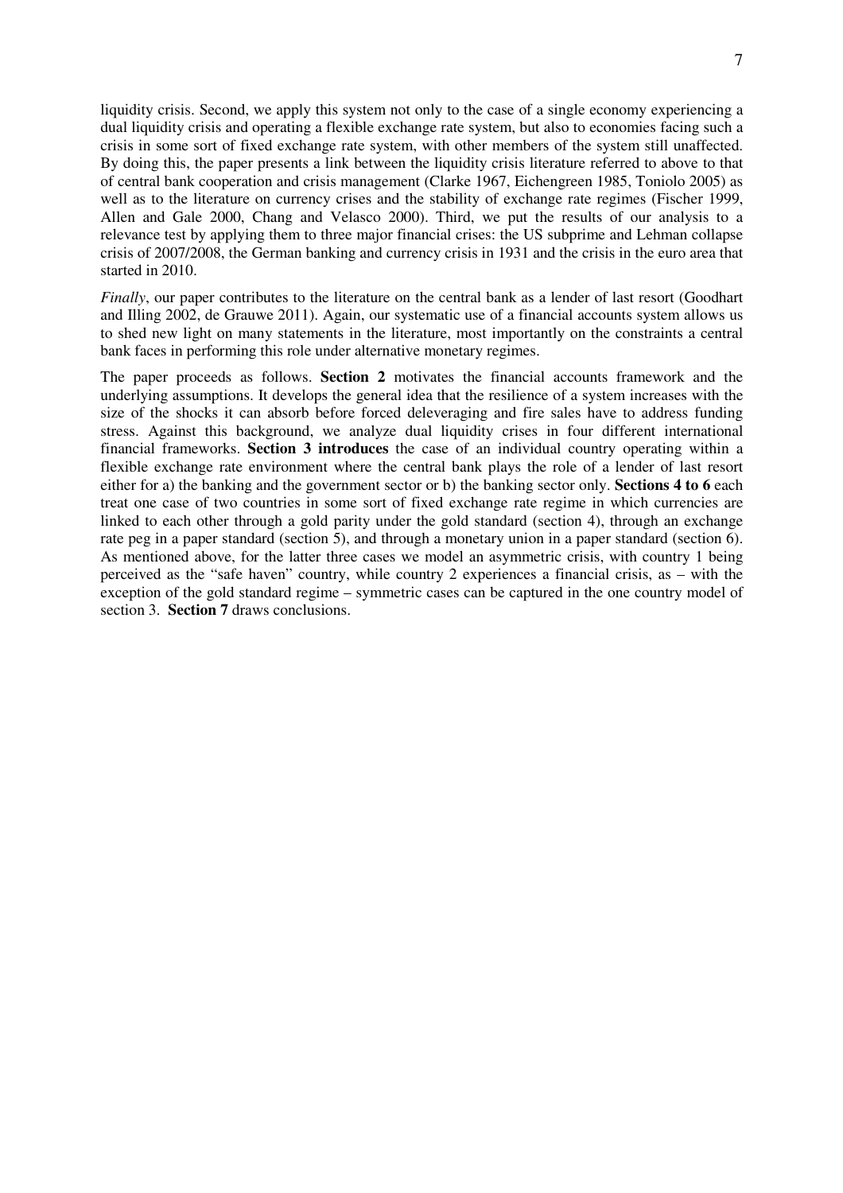liquidity crisis. Second, we apply this system not only to the case of a single economy experiencing a dual liquidity crisis and operating a flexible exchange rate system, but also to economies facing such a crisis in some sort of fixed exchange rate system, with other members of the system still unaffected. By doing this, the paper presents a link between the liquidity crisis literature referred to above to that of central bank cooperation and crisis management (Clarke 1967, Eichengreen 1985, Toniolo 2005) as well as to the literature on currency crises and the stability of exchange rate regimes (Fischer 1999, Allen and Gale 2000, Chang and Velasco 2000). Third, we put the results of our analysis to a relevance test by applying them to three major financial crises: the US subprime and Lehman collapse crisis of 2007/2008, the German banking and currency crisis in 1931 and the crisis in the euro area that started in 2010.

*Finally*, our paper contributes to the literature on the central bank as a lender of last resort (Goodhart and Illing 2002, de Grauwe 2011). Again, our systematic use of a financial accounts system allows us to shed new light on many statements in the literature, most importantly on the constraints a central bank faces in performing this role under alternative monetary regimes.

The paper proceeds as follows. **Section 2** motivates the financial accounts framework and the underlying assumptions. It develops the general idea that the resilience of a system increases with the size of the shocks it can absorb before forced deleveraging and fire sales have to address funding stress. Against this background, we analyze dual liquidity crises in four different international financial frameworks. **Section 3 introduces** the case of an individual country operating within a flexible exchange rate environment where the central bank plays the role of a lender of last resort either for a) the banking and the government sector or b) the banking sector only. **Sections 4 to 6** each treat one case of two countries in some sort of fixed exchange rate regime in which currencies are linked to each other through a gold parity under the gold standard (section 4), through an exchange rate peg in a paper standard (section 5), and through a monetary union in a paper standard (section 6). As mentioned above, for the latter three cases we model an asymmetric crisis, with country 1 being perceived as the "safe haven" country, while country 2 experiences a financial crisis, as – with the exception of the gold standard regime – symmetric cases can be captured in the one country model of section 3. **Section 7** draws conclusions.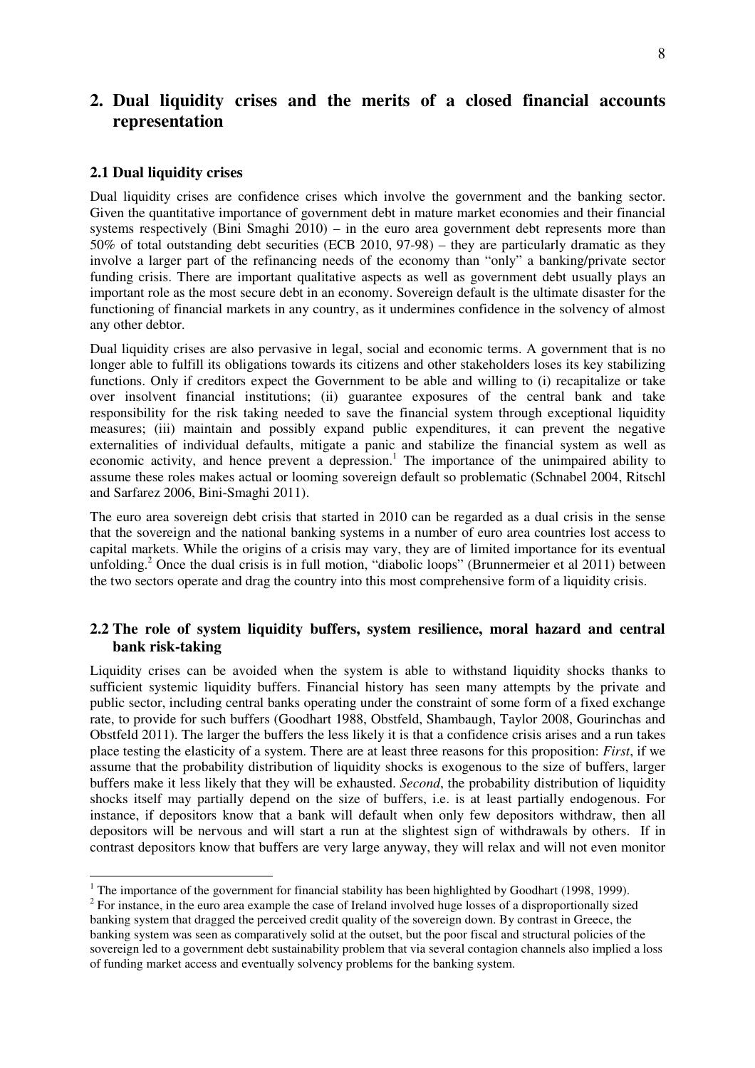## 2. Dual liquidity crises and the merits of a closed financial accounts representation

### 2.1 Dual liquidity crises

Dual liquidity crises are confidence crises which involve the government and the banking sector. Given the quantitative importance of government debt in mature market economies and their financial systems respectively (Bini Smaghi 2010) – in the euro area government debt represents more than 50% of total outstanding debt securities (ECB 2010, 97-98) – they are particularly dramatic as they involve a larger part of the refinancing needs of the economy than "only" a banking/private sector funding crisis. There are important qualitative aspects as well as government debt usually plays an important role as the most secure debt in an economy. Sovereign default is the ultimate disaster for the functioning of financial markets in any country, as it undermines confidence in the solvency of almost any other debtor.

Dual liquidity crises are also pervasive in legal, social and economic terms. A government that is no longer able to fulfill its obligations towards its citizens and other stakeholders loses its key stabilizing functions. Only if creditors expect the Government to be able and willing to (i) recapitalize or take over insolvent financial institutions; (ii) guarantee exposures of the central bank and take responsibility for the risk taking needed to save the financial system through exceptional liquidity measures; (iii) maintain and possibly expand public expenditures, it can prevent the negative externalities of individual defaults, mitigate a panic and stabilize the financial system as well as economic activity, and hence prevent a depression.[1] The importance of the unimpaired ability to assume these roles makes actual or looming sovereign default so problematic (Schnabel 2004, Ritschl and Sarfarez 2006, Bini-Smaghi 2011).

The euro area sovereign debt crisis that started in 2010 can be regarded as a dual crisis in the sense that the sovereign and the national banking systems in a number of euro area countries lost access to capital markets. While the origins of a crisis may vary, they are of limited importance for its eventual unfolding.[2] Once the dual crisis is in full motion, "diabolic loops" (Brunnermeier et al 2011) between the two sectors operate and drag the country into this most comprehensive form of a liquidity crisis.

### 2.2 The role of system liquidity buffers, system resilience, moral hazard and central bank risk-taking

Liquidity crises can be avoided when the system is able to withstand liquidity shocks thanks to sufficient systemic liquidity buffers. Financial history has seen many attempts by the private and public sector, including central banks operating under the constraint of some form of a fixed exchange rate, to provide for such buffers (Goodhart 1988, Obstfeld, Shambaugh, Taylor 2008, Gourinchas and Obstfeld 2011). The larger the buffers the less likely it is that a confidence crisis arises and a run takes place testing the elasticity of a system. There are at least three reasons for this proposition: *First*, if we assume that the probability distribution of liquidity shocks is exogenous to the size of buffers, larger buffers make it less likely that they will be exhausted. *Second*, the probability distribution of liquidity shocks itself may partially depend on the size of buffers, i.e. is at least partially endogenous. For instance, if depositors know that a bank will default when only few depositors withdraw, then all depositors will be nervous and will start a run at the slightest sign of withdrawals by others. If in contrast depositors know that buffers are very large anyway, they will relax and will not even monitor

[1] The importance of the government for financial stability has been highlighted by Goodhart (1998, 1999).

[2] For instance, in the euro area example the case of Ireland involved huge losses of a disproportionally sized banking system that dragged the perceived credit quality of the sovereign down. By contrast in Greece, the banking system was seen as comparatively solid at the outset, but the poor fiscal and structural policies of the sovereign led to a government debt sustainability problem that via several contagion channels also implied a loss of funding market access and eventually solvency problems for the banking system.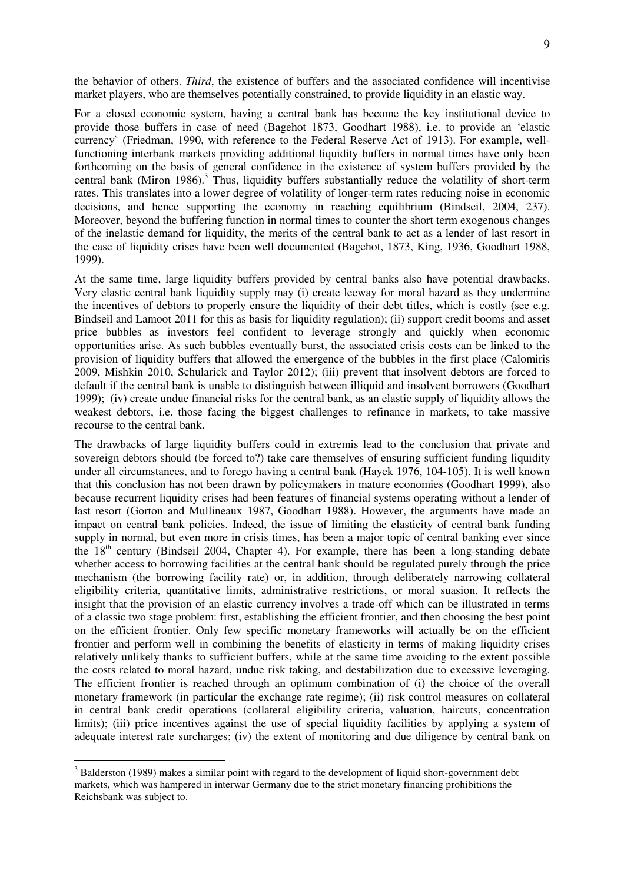the behavior of others. *Third*, the existence of buffers and the associated confidence will incentivise market players, who are themselves potentially constrained, to provide liquidity in an elastic way.

For a closed economic system, having a central bank has become the key institutional device to provide those buffers in case of need (Bagehot 1873, Goodhart 1988), i.e. to provide an 'elastic currency` (Friedman, 1990, with reference to the Federal Reserve Act of 1913). For example, well-functioning interbank markets providing additional liquidity buffers in normal times have only been forthcoming on the basis of general confidence in the existence of system buffers provided by the central bank (Miron 1986).[3] Thus, liquidity buffers substantially reduce the volatility of short-term rates. This translates into a lower degree of volatility of longer-term rates reducing noise in economic decisions, and hence supporting the economy in reaching equilibrium (Bindseil, 2004, 237). Moreover, beyond the buffering function in normal times to counter the short term exogenous changes of the inelastic demand for liquidity, the merits of the central bank to act as a lender of last resort in the case of liquidity crises have been well documented (Bagehot, 1873, King, 1936, Goodhart 1988, 1999).

At the same time, large liquidity buffers provided by central banks also have potential drawbacks. Very elastic central bank liquidity supply may (i) create leeway for moral hazard as they undermine the incentives of debtors to properly ensure the liquidity of their debt titles, which is costly (see e.g. Bindseil and Lamoot 2011 for this as basis for liquidity regulation); (ii) support credit booms and asset price bubbles as investors feel confident to leverage strongly and quickly when economic opportunities arise. As such bubbles eventually burst, the associated crisis costs can be linked to the provision of liquidity buffers that allowed the emergence of the bubbles in the first place (Calomiris 2009, Mishkin 2010, Schularick and Taylor 2012); (iii) prevent that insolvent debtors are forced to default if the central bank is unable to distinguish between illiquid and insolvent borrowers (Goodhart 1999); (iv) create undue financial risks for the central bank, as an elastic supply of liquidity allows the weakest debtors, i.e. those facing the biggest challenges to refinance in markets, to take massive recourse to the central bank.

The drawbacks of large liquidity buffers could in extremis lead to the conclusion that private and sovereign debtors should (be forced to?) take care themselves of ensuring sufficient funding liquidity under all circumstances, and to forego having a central bank (Hayek 1976, 104-105). It is well known that this conclusion has not been drawn by policymakers in mature economies (Goodhart 1999), also because recurrent liquidity crises had been features of financial systems operating without a lender of last resort (Gorton and Mullineaux 1987, Goodhart 1988). However, the arguments have made an impact on central bank policies. Indeed, the issue of limiting the elasticity of central bank funding supply in normal, but even more in crisis times, has been a major topic of central banking ever since the 18th century (Bindseil 2004, Chapter 4). For example, there has been a long-standing debate whether access to borrowing facilities at the central bank should be regulated purely through the price mechanism (the borrowing facility rate) or, in addition, through deliberately narrowing collateral eligibility criteria, quantitative limits, administrative restrictions, or moral suasion. It reflects the insight that the provision of an elastic currency involves a trade-off which can be illustrated in terms of a classic two stage problem: first, establishing the efficient frontier, and then choosing the best point on the efficient frontier. Only few specific monetary frameworks will actually be on the efficient frontier and perform well in combining the benefits of elasticity in terms of making liquidity crises relatively unlikely thanks to sufficient buffers, while at the same time avoiding to the extent possible the costs related to moral hazard, undue risk taking, and destabilization due to excessive leveraging. The efficient frontier is reached through an optimum combination of (i) the choice of the overall monetary framework (in particular the exchange rate regime); (ii) risk control measures on collateral in central bank credit operations (collateral eligibility criteria, valuation, haircuts, concentration limits); (iii) price incentives against the use of special liquidity facilities by applying a system of adequate interest rate surcharges; (iv) the extent of monitoring and due diligence by central bank on

[3] Balderston (1989) makes a similar point with regard to the development of liquid short-government debt markets, which was hampered in interwar Germany due to the strict monetary financing prohibitions the Reichsbank was subject to.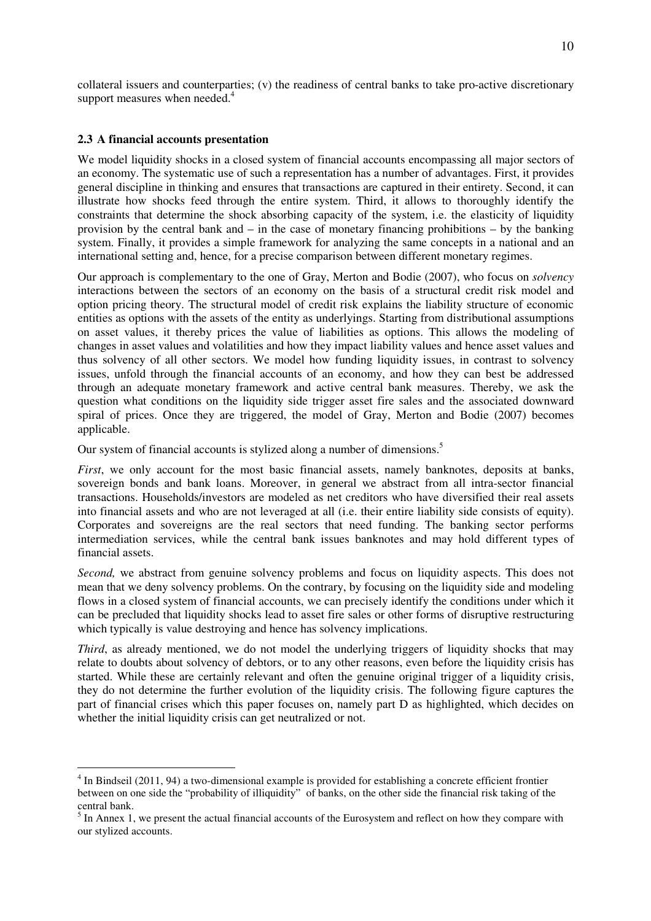collateral issuers and counterparties; (v) the readiness of central banks to take pro-active discretionary support measures when needed.[4]

### 2.3 A financial accounts presentation

We model liquidity shocks in a closed system of financial accounts encompassing all major sectors of an economy. The systematic use of such a representation has a number of advantages. First, it provides general discipline in thinking and ensures that transactions are captured in their entirety. Second, it can illustrate how shocks feed through the entire system. Third, it allows to thoroughly identify the constraints that determine the shock absorbing capacity of the system, i.e. the elasticity of liquidity provision by the central bank and – in the case of monetary financing prohibitions – by the banking system. Finally, it provides a simple framework for analyzing the same concepts in a national and an international setting and, hence, for a precise comparison between different monetary regimes.

Our approach is complementary to the one of Gray, Merton and Bodie (2007), who focus on *solvency* interactions between the sectors of an economy on the basis of a structural credit risk model and option pricing theory. The structural model of credit risk explains the liability structure of economic entities as options with the assets of the entity as underlyings. Starting from distributional assumptions on asset values, it thereby prices the value of liabilities as options. This allows the modeling of changes in asset values and volatilities and how they impact liability values and hence asset values and thus solvency of all other sectors. We model how funding liquidity issues, in contrast to solvency issues, unfold through the financial accounts of an economy, and how they can best be addressed through an adequate monetary framework and active central bank measures. Thereby, we ask the question what conditions on the liquidity side trigger asset fire sales and the associated downward spiral of prices. Once they are triggered, the model of Gray, Merton and Bodie (2007) becomes applicable.

Our system of financial accounts is stylized along a number of dimensions.[5]

*First*, we only account for the most basic financial assets, namely banknotes, deposits at banks, sovereign bonds and bank loans. Moreover, in general we abstract from all intra-sector financial transactions. Households/investors are modeled as net creditors who have diversified their real assets into financial assets and who are not leveraged at all (i.e. their entire liability side consists of equity). Corporates and sovereigns are the real sectors that need funding. The banking sector performs intermediation services, while the central bank issues banknotes and may hold different types of financial assets.

*Second,* we abstract from genuine solvency problems and focus on liquidity aspects. This does not mean that we deny solvency problems. On the contrary, by focusing on the liquidity side and modeling flows in a closed system of financial accounts, we can precisely identify the conditions under which it can be precluded that liquidity shocks lead to asset fire sales or other forms of disruptive restructuring which typically is value destroying and hence has solvency implications.

*Third*, as already mentioned, we do not model the underlying triggers of liquidity shocks that may relate to doubts about solvency of debtors, or to any other reasons, even before the liquidity crisis has started. While these are certainly relevant and often the genuine original trigger of a liquidity crisis, they do not determine the further evolution of the liquidity crisis. The following figure captures the part of financial crises which this paper focuses on, namely part D as highlighted, which decides on whether the initial liquidity crisis can get neutralized or not.

---

[4] In Bindseil (2011, 94) a two-dimensional example is provided for establishing a concrete efficient frontier between on one side the "probability of illiquidity" of banks, on the other side the financial risk taking of the central bank.

[5] In Annex 1, we present the actual financial accounts of the Eurosystem and reflect on how they compare with our stylized accounts.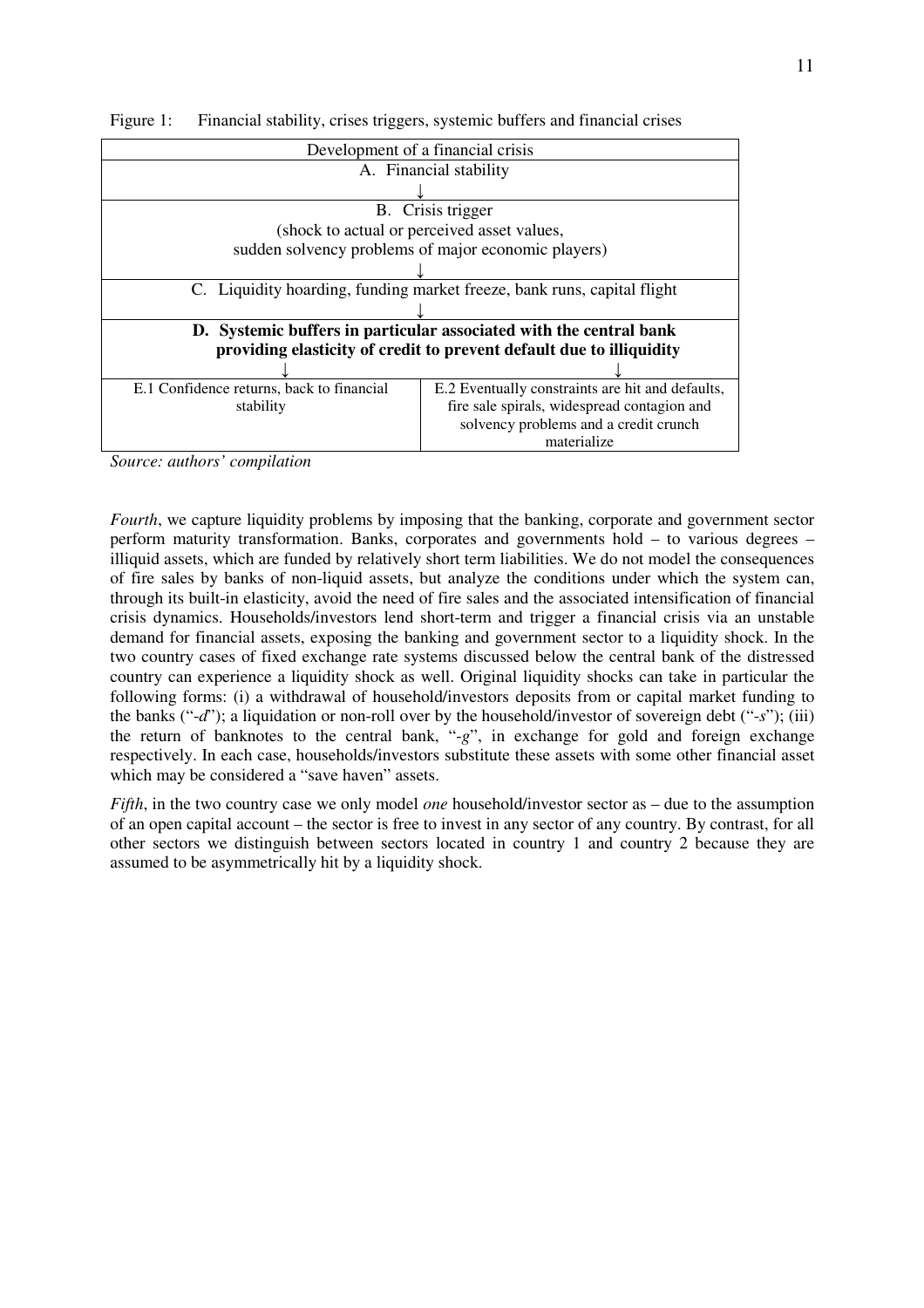Figure 1: Financial stability, crises triggers, systemic buffers and financial crises

| Development of a financial crisis | |
|---|---|
| A. Financial stability<br>↓ | |
| B. Crisis trigger<br>(shock to actual or perceived asset values,<br>sudden solvency problems of major economic players)<br>↓ | |
| C. Liquidity hoarding, funding market freeze, bank runs, capital flight<br>↓ | |
| **D. Systemic buffers in particular associated with the central bank providing elasticity of credit to prevent default due to illiquidity** | |
| ↓ | ↓ |
| E.1 Confidence returns, back to financial stability | E.2 Eventually constraints are hit and defaults, fire sale spirals, widespread contagion and solvency problems and a credit crunch materialize |

*Source: authors' compilation*

*Fourth*, we capture liquidity problems by imposing that the banking, corporate and government sector perform maturity transformation. Banks, corporates and governments hold – to various degrees – illiquid assets, which are funded by relatively short term liabilities. We do not model the consequences of fire sales by banks of non-liquid assets, but analyze the conditions under which the system can, through its built-in elasticity, avoid the need of fire sales and the associated intensification of financial crisis dynamics. Households/investors lend short-term and trigger a financial crisis via an unstable demand for financial assets, exposing the banking and government sector to a liquidity shock. In the two country cases of fixed exchange rate systems discussed below the central bank of the distressed country can experience a liquidity shock as well. Original liquidity shocks can take in particular the following forms: (i) a withdrawal of household/investors deposits from or capital market funding to the banks ("-*d*"); a liquidation or non-roll over by the household/investor of sovereign debt ("-*s*"); (iii) the return of banknotes to the central bank, "-*g*", in exchange for gold and foreign exchange respectively. In each case, households/investors substitute these assets with some other financial asset which may be considered a "save haven" assets.

*Fifth*, in the two country case we only model *one* household/investor sector as – due to the assumption of an open capital account – the sector is free to invest in any sector of any country. By contrast, for all other sectors we distinguish between sectors located in country 1 and country 2 because they are assumed to be asymmetrically hit by a liquidity shock.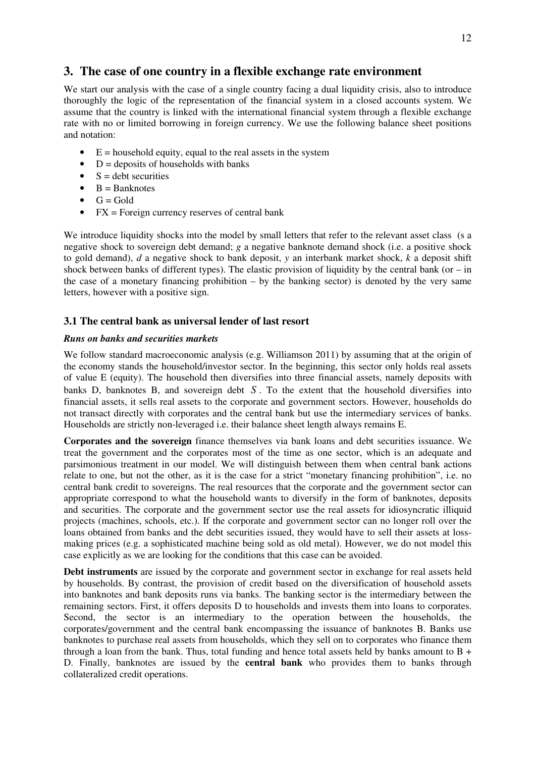# 3. The case of one country in a flexible exchange rate environment

We start our analysis with the case of a single country facing a dual liquidity crisis, also to introduce thoroughly the logic of the representation of the financial system in a closed accounts system. We assume that the country is linked with the international financial system through a flexible exchange rate with no or limited borrowing in foreign currency. We use the following balance sheet positions and notation:

- E = household equity, equal to the real assets in the system
- D = deposits of households with banks
- S = debt securities
- B = Banknotes
- G = Gold
- FX = Foreign currency reserves of central bank

We introduce liquidity shocks into the model by small letters that refer to the relevant asset class (s a negative shock to sovereign debt demand; *g* a negative banknote demand shock (i.e. a positive shock to gold demand), *d* a negative shock to bank deposit, *y* an interbank market shock, *k* a deposit shift shock between banks of different types). The elastic provision of liquidity by the central bank (or – in the case of a monetary financing prohibition – by the banking sector) is denoted by the very same letters, however with a positive sign.

## 3.1 The central bank as universal lender of last resort

### *Runs on banks and securities markets*

We follow standard macroeconomic analysis (e.g. Williamson 2011) by assuming that at the origin of the economy stands the household/investor sector. In the beginning, this sector only holds real assets of value E (equity). The household then diversifies into three financial assets, namely deposits with banks D, banknotes B, and sovereign debt $S$. To the extent that the household diversifies into financial assets, it sells real assets to the corporate and government sectors. However, households do not transact directly with corporates and the central bank but use the intermediary services of banks. Households are strictly non-leveraged i.e. their balance sheet length always remains E.

**Corporates and the sovereign** finance themselves via bank loans and debt securities issuance. We treat the government and the corporates most of the time as one sector, which is an adequate and parsimonious treatment in our model. We will distinguish between them when central bank actions relate to one, but not the other, as it is the case for a strict "monetary financing prohibition", i.e. no central bank credit to sovereigns. The real resources that the corporate and the government sector can appropriate correspond to what the household wants to diversify in the form of banknotes, deposits and securities. The corporate and the government sector use the real assets for idiosyncratic illiquid projects (machines, schools, etc.). If the corporate and government sector can no longer roll over the loans obtained from banks and the debt securities issued, they would have to sell their assets at loss-making prices (e.g. a sophisticated machine being sold as old metal). However, we do not model this case explicitly as we are looking for the conditions that this case can be avoided.

**Debt instruments** are issued by the corporate and government sector in exchange for real assets held by households. By contrast, the provision of credit based on the diversification of household assets into banknotes and bank deposits runs via banks. The banking sector is the intermediary between the remaining sectors. First, it offers deposits D to households and invests them into loans to corporates. Second, the sector is an intermediary to the operation between the households, the corporates/government and the central bank encompassing the issuance of banknotes B. Banks use banknotes to purchase real assets from households, which they sell on to corporates who finance them through a loan from the bank. Thus, total funding and hence total assets held by banks amount to B + D. Finally, banknotes are issued by the **central bank** who provides them to banks through collateralized credit operations.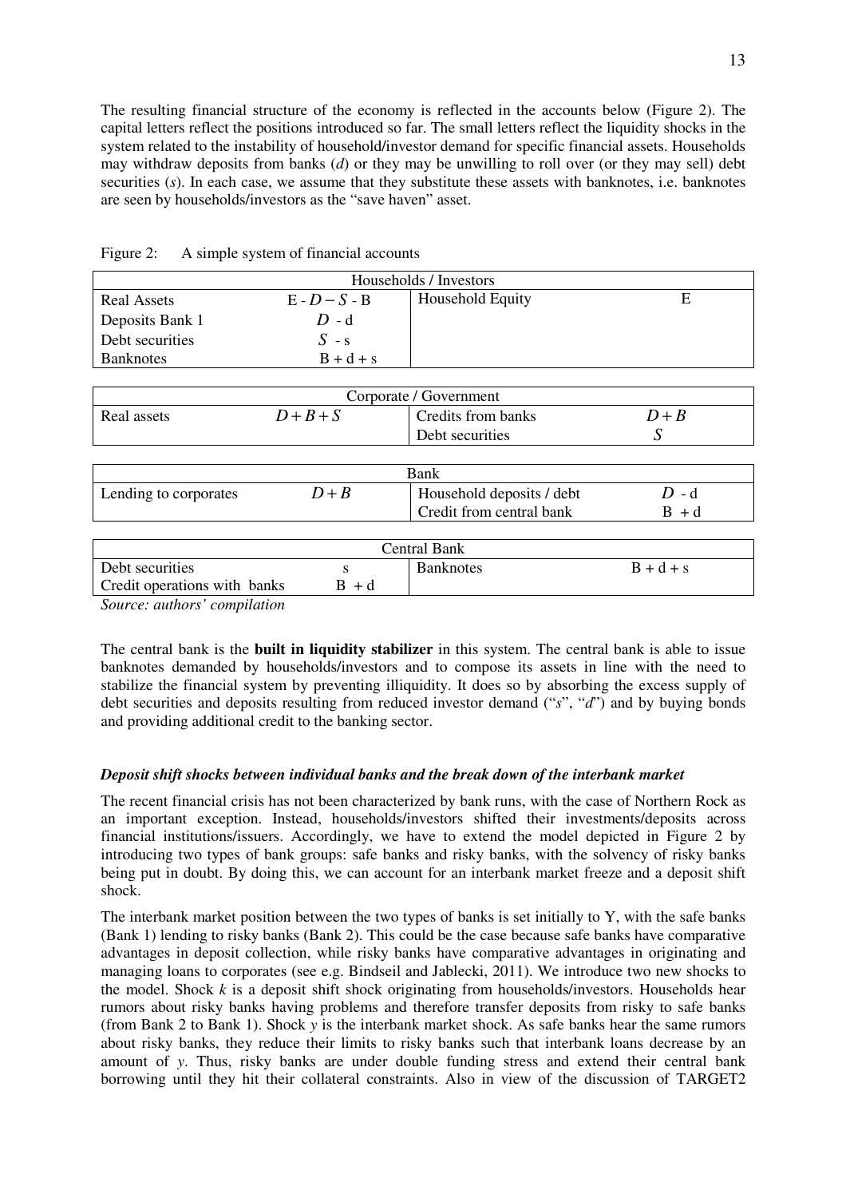The resulting financial structure of the economy is reflected in the accounts below (Figure 2). The capital letters reflect the positions introduced so far. The small letters reflect the liquidity shocks in the system related to the instability of household/investor demand for specific financial assets. Households may withdraw deposits from banks (*d*) or they may be unwilling to roll over (or they may sell) debt securities (*s*). In each case, we assume that they substitute these assets with banknotes, i.e. banknotes are seen by households/investors as the "save haven" asset.

Figure 2: A simple system of financial accounts

| Households / Investors | | | |
|---|---|---|---|
| Real Assets | $E - D - S - B$ | Household Equity | $E$ |
| Deposits Bank 1 | $D - d$ | | |
| Debt securities | $S - s$ | | |
| Banknotes | $B + d + s$ | | |

| Corporate / Government | | | |
|---|---|---|---|
| Real assets | $D + B + S$ | Credits from banks | $D + B$ |
| | | Debt securities | $S$ |

| Bank | | | |
|---|---|---|---|
| Lending to corporates | $D + B$ | Household deposits / debt | $D - d$ |
| | | Credit from central bank | $B + d$ |

| Central Bank | | | |
|---|---|---|---|
| Debt securities | $s$ | Banknotes | $B + d + s$ |
| Credit operations with banks | $B + d$ | | |

*Source: authors' compilation*

The central bank is the **built in liquidity stabilizer** in this system. The central bank is able to issue banknotes demanded by households/investors and to compose its assets in line with the need to stabilize the financial system by preventing illiquidity. It does so by absorbing the excess supply of debt securities and deposits resulting from reduced investor demand ("*s*", "*d*") and by buying bonds and providing additional credit to the banking sector.

### *Deposit shift shocks between individual banks and the break down of the interbank market*

The recent financial crisis has not been characterized by bank runs, with the case of Northern Rock as an important exception. Instead, households/investors shifted their investments/deposits across financial institutions/issuers. Accordingly, we have to extend the model depicted in Figure 2 by introducing two types of bank groups: safe banks and risky banks, with the solvency of risky banks being put in doubt. By doing this, we can account for an interbank market freeze and a deposit shift shock.

The interbank market position between the two types of banks is set initially to Y, with the safe banks (Bank 1) lending to risky banks (Bank 2). This could be the case because safe banks have comparative advantages in deposit collection, while risky banks have comparative advantages in originating and managing loans to corporates (see e.g. Bindseil and Jablecki, 2011). We introduce two new shocks to the model. Shock *k* is a deposit shift shock originating from households/investors. Households hear rumors about risky banks having problems and therefore transfer deposits from risky to safe banks (from Bank 2 to Bank 1). Shock *y* is the interbank market shock. As safe banks hear the same rumors about risky banks, they reduce their limits to risky banks such that interbank loans decrease by an amount of *y*. Thus, risky banks are under double funding stress and extend their central bank borrowing until they hit their collateral constraints. Also in view of the discussion of TARGET2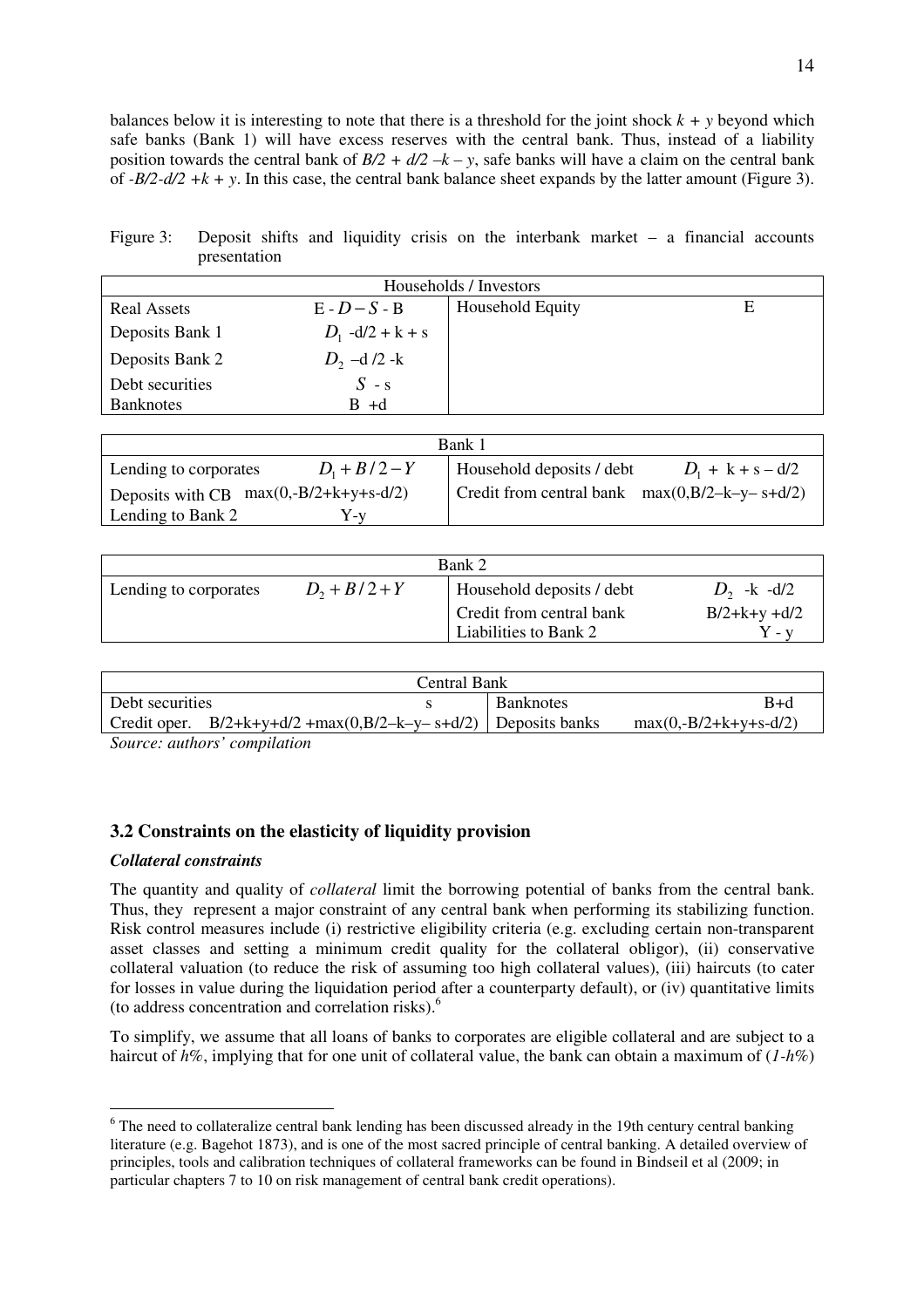balances below it is interesting to note that there is a threshold for the joint shock $k + y$ beyond which safe banks (Bank 1) will have excess reserves with the central bank. Thus, instead of a liability position towards the central bank of $B/2 + d/2 - k - y$, safe banks will have a claim on the central bank of $-B/2-d/2 + k + y$. In this case, the central bank balance sheet expands by the latter amount (Figure 3).

Figure 3: Deposit shifts and liquidity crisis on the interbank market – a financial accounts presentation

| Households / Investors | | | |
|---|---|---|---|
| Real Assets | $E - D - S - B$ | Household Equity | E |
| Deposits Bank 1 | $D_1$ -d/2 + k + s | | |
| Deposits Bank 2 | $D_2$ –d /2 -k | | |
| Debt securities | $S$ - s | | |
| Banknotes | B +d | | |

| Bank 1 | | | |
|---|---|---|---|
| Lending to corporates | $D_1 + B/2 - Y$ | Household deposits / debt | $D_1$ + k + s – d/2 |
| Deposits with CB | max(0,-B/2+k+y+s-d/2) | Credit from central bank | max(0,B/2–k–y– s+d/2) |
| Lending to Bank 2 | Y-y | | |

| Bank 2 | | | |
|---|---|---|---|
| Lending to corporates | $D_2 + B/2 + Y$ | Household deposits / debt | $D_2$ -k -d/2 |
| | | Credit from central bank | B/2+k+y +d/2 |
| | | Liabilities to Bank 2 | Y - y |

| Central Bank | | | |
|---|---|---|---|
| Debt securities | s | Banknotes | B+d |
| Credit oper. | B/2+k+y+d/2 +max(0,B/2–k–y– s+d/2) | Deposits banks | max(0,-B/2+k+y+s-d/2) |

*Source: authors' compilation*

### 3.2 Constraints on the elasticity of liquidity provision

***Collateral constraints***

The quantity and quality of *collateral* limit the borrowing potential of banks from the central bank. Thus, they represent a major constraint of any central bank when performing its stabilizing function. Risk control measures include (i) restrictive eligibility criteria (e.g. excluding certain non-transparent asset classes and setting a minimum credit quality for the collateral obligor), (ii) conservative collateral valuation (to reduce the risk of assuming too high collateral values), (iii) haircuts (to cater for losses in value during the liquidation period after a counterparty default), or (iv) quantitative limits (to address concentration and correlation risks).[6]

To simplify, we assume that all loans of banks to corporates are eligible collateral and are subject to a haircut of *h%*, implying that for one unit of collateral value, the bank can obtain a maximum of (*1-h%*)

[6] The need to collateralize central bank lending has been discussed already in the 19th century central banking literature (e.g. Bagehot 1873), and is one of the most sacred principle of central banking. A detailed overview of principles, tools and calibration techniques of collateral frameworks can be found in Bindseil et al (2009; in particular chapters 7 to 10 on risk management of central bank credit operations).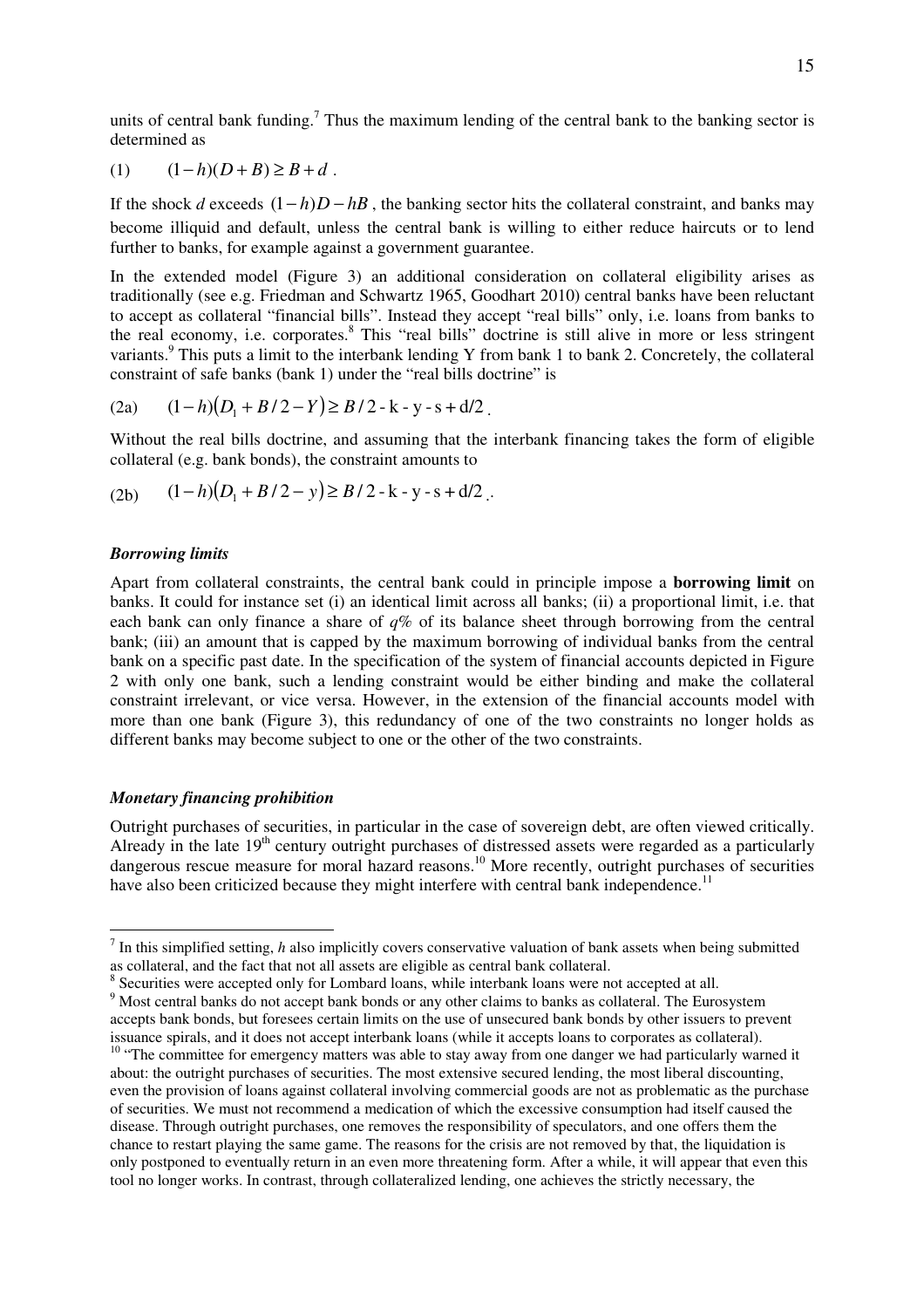units of central bank funding.[7] Thus the maximum lending of the central bank to the banking sector is determined as

$$(1) \qquad (1-h)(D+B) \geq B + d \ .$$

If the shock $d$ exceeds $(1-h)D - hB$, the banking sector hits the collateral constraint, and banks may become illiquid and default, unless the central bank is willing to either reduce haircuts or to lend further to banks, for example against a government guarantee.

In the extended model (Figure 3) an additional consideration on collateral eligibility arises as traditionally (see e.g. Friedman and Schwartz 1965, Goodhart 2010) central banks have been reluctant to accept as collateral "financial bills". Instead they accept "real bills" only, i.e. loans from banks to the real economy, i.e. corporates.[8] This "real bills" doctrine is still alive in more or less stringent variants.[9] This puts a limit to the interbank lending Y from bank 1 to bank 2. Concretely, the collateral constraint of safe banks (bank 1) under the "real bills doctrine" is

$$(2a) \qquad (1-h)\left(D_1 + B/2 - Y\right) \geq B/2 - \mathrm{k} - \mathrm{y} - \mathrm{s} + \mathrm{d}/2 \ .$$

Without the real bills doctrine, and assuming that the interbank financing takes the form of eligible collateral (e.g. bank bonds), the constraint amounts to

$$(2b) \qquad (1-h)\left(D_1 + B/2 - y\right) \geq B/2 - \mathrm{k} - \mathrm{y} - \mathrm{s} + \mathrm{d}/2 \ ..$$

***Borrowing limits***

Apart from collateral constraints, the central bank could in principle impose a **borrowing limit** on banks. It could for instance set (i) an identical limit across all banks; (ii) a proportional limit, i.e. that each bank can only finance a share of $q$% of its balance sheet through borrowing from the central bank; (iii) an amount that is capped by the maximum borrowing of individual banks from the central bank on a specific past date. In the specification of the system of financial accounts depicted in Figure 2 with only one bank, such a lending constraint would be either binding and make the collateral constraint irrelevant, or vice versa. However, in the extension of the financial accounts model with more than one bank (Figure 3), this redundancy of one of the two constraints no longer holds as different banks may become subject to one or the other of the two constraints.

***Monetary financing prohibition***

Outright purchases of securities, in particular in the case of sovereign debt, are often viewed critically. Already in the late 19th century outright purchases of distressed assets were regarded as a particularly dangerous rescue measure for moral hazard reasons.[10] More recently, outright purchases of securities have also been criticized because they might interfere with central bank independence.[11]

---

[7] In this simplified setting, $h$ also implicitly covers conservative valuation of bank assets when being submitted as collateral, and the fact that not all assets are eligible as central bank collateral.

[8] Securities were accepted only for Lombard loans, while interbank loans were not accepted at all.

[9] Most central banks do not accept bank bonds or any other claims to banks as collateral. The Eurosystem accepts bank bonds, but foresees certain limits on the use of unsecured bank bonds by other issuers to prevent issuance spirals, and it does not accept interbank loans (while it accepts loans to corporates as collateral).

[10] "The committee for emergency matters was able to stay away from one danger we had particularly warned it about: the outright purchases of securities. The most extensive secured lending, the most liberal discounting, even the provision of loans against collateral involving commercial goods are not as problematic as the purchase of securities. We must not recommend a medication of which the excessive consumption had itself caused the disease. Through outright purchases, one removes the responsibility of speculators, and one offers them the chance to restart playing the same game. The reasons for the crisis are not removed by that, the liquidation is only postponed to eventually return in an even more threatening form. After a while, it will appear that even this tool no longer works. In contrast, through collateralized lending, one achieves the strictly necessary, the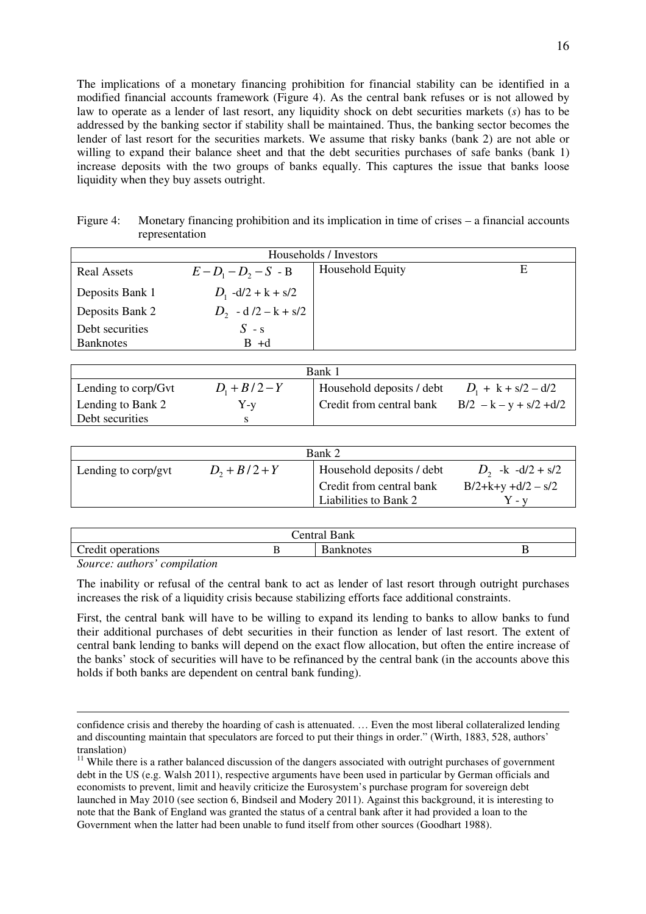The implications of a monetary financing prohibition for financial stability can be identified in a modified financial accounts framework (Figure 4). As the central bank refuses or is not allowed by law to operate as a lender of last resort, any liquidity shock on debt securities markets ($s$) has to be addressed by the banking sector if stability shall be maintained. Thus, the banking sector becomes the lender of last resort for the securities markets. We assume that risky banks (bank 2) are not able or willing to expand their balance sheet and that the debt securities purchases of safe banks (bank 1) increase deposits with the two groups of banks equally. This captures the issue that banks loose liquidity when they buy assets outright.

Figure 4: Monetary financing prohibition and its implication in time of crises – a financial accounts representation

| Households / Investors | | | |
|---|---|---|---|
| Real Assets | $E - D_1 - D_2 - S - B$ | Household Equity | E |
| Deposits Bank 1 | $D_1 - d/2 + k + s/2$ | | |
| Deposits Bank 2 | $D_2 - d/2 - k + s/2$ | | |
| Debt securities | $S - s$ | | |
| Banknotes | $B + d$ | | |

| Bank 1 | | | |
|---|---|---|---|
| Lending to corp/Gvt | $D_1 + B/2 - Y$ | Household deposits / debt | $D_1 + k + s/2 - d/2$ |
| Lending to Bank 2 | $Y - y$ | Credit from central bank | $B/2 - k - y + s/2 + d/2$ |
| Debt securities | $s$ | | |

| Bank 2 | | | |
|---|---|---|---|
| Lending to corp/gvt | $D_2 + B/2 + Y$ | Household deposits / debt | $D_2 - k - d/2 + s/2$ |
| | | Credit from central bank | $B/2 + k + y + d/2 - s/2$ |
| | | Liabilities to Bank 2 | $Y - y$ |

| Central Bank | | | |
|---|---|---|---|
| Credit operations | B | Banknotes | B |

*Source: authors' compilation*

The inability or refusal of the central bank to act as lender of last resort through outright purchases increases the risk of a liquidity crisis because stabilizing efforts face additional constraints.

First, the central bank will have to be willing to expand its lending to banks to allow banks to fund their additional purchases of debt securities in their function as lender of last resort. The extent of central bank lending to banks will depend on the exact flow allocation, but often the entire increase of the banks' stock of securities will have to be refinanced by the central bank (in the accounts above this holds if both banks are dependent on central bank funding).

---

confidence crisis and thereby the hoarding of cash is attenuated. … Even the most liberal collateralized lending and discounting maintain that speculators are forced to put their things in order." (Wirth, 1883, 528, authors' translation)

[11] While there is a rather balanced discussion of the dangers associated with outright purchases of government debt in the US (e.g. Walsh 2011), respective arguments have been used in particular by German officials and economists to prevent, limit and heavily criticize the Eurosystem's purchase program for sovereign debt launched in May 2010 (see section 6, Bindseil and Modery 2011). Against this background, it is interesting to note that the Bank of England was granted the status of a central bank after it had provided a loan to the Government when the latter had been unable to fund itself from other sources (Goodhart 1988).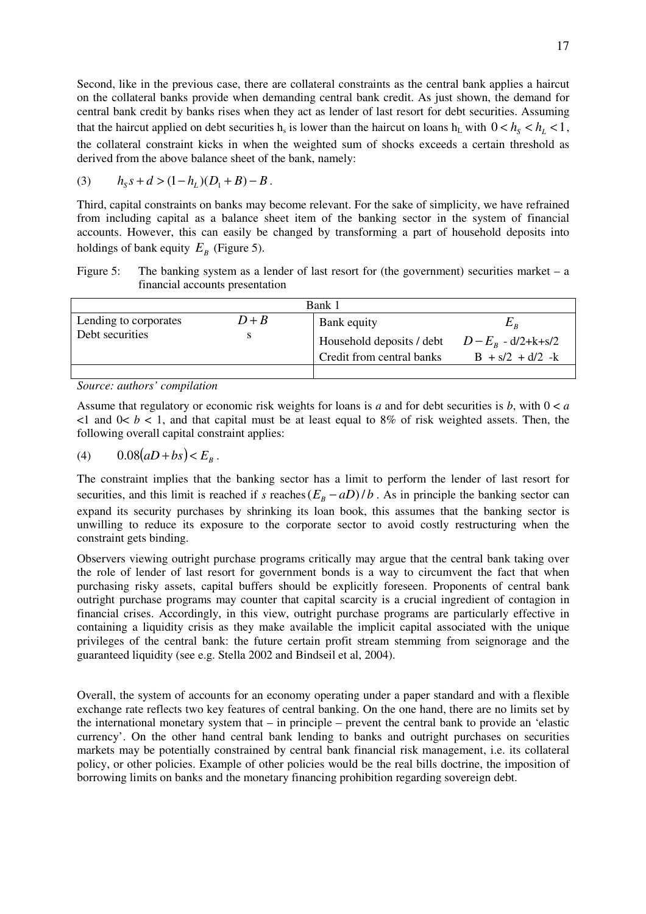Second, like in the previous case, there are collateral constraints as the central bank applies a haircut on the collateral banks provide when demanding central bank credit. As just shown, the demand for central bank credit by banks rises when they act as lender of last resort for debt securities. Assuming that the haircut applied on debt securities $h_s$ is lower than the haircut on loans $h_L$ with $0 < h_S < h_L < 1$, the collateral constraint kicks in when the weighted sum of shocks exceeds a certain threshold as derived from the above balance sheet of the bank, namely:

$$h_S s + d > (1 - h_L)(D_1 + B) - B \,. \tag{3}$$

Third, capital constraints on banks may become relevant. For the sake of simplicity, we have refrained from including capital as a balance sheet item of the banking sector in the system of financial accounts. However, this can easily be changed by transforming a part of household deposits into holdings of bank equity $E_B$ (Figure 5).

Figure 5: The banking system as a lender of last resort for (the government) securities market – a financial accounts presentation

| Bank 1 | | | |
|---|---|---|---|
| Lending to corporates | $D+B$ | Bank equity | $E_B$ |
| Debt securities | s | Household deposits / debt | $D - E_B$ - d/2+k+s/2 |
| | | Credit from central banks | B + s/2 + d/2 -k |

*Source: authors' compilation*

Assume that regulatory or economic risk weights for loans is *a* and for debt securities is *b*, with $0 < a < 1$ and $0 < b < 1$, and that capital must be at least equal to 8% of risk weighted assets. Then, the following overall capital constraint applies:

$$0.08(aD + bs) < E_B \,. \tag{4}$$

The constraint implies that the banking sector has a limit to perform the lender of last resort for securities, and this limit is reached if *s* reaches $(E_B - aD)/b$. As in principle the banking sector can expand its security purchases by shrinking its loan book, this assumes that the banking sector is unwilling to reduce its exposure to the corporate sector to avoid costly restructuring when the constraint gets binding.

Observers viewing outright purchase programs critically may argue that the central bank taking over the role of lender of last resort for government bonds is a way to circumvent the fact that when purchasing risky assets, capital buffers should be explicitly foreseen. Proponents of central bank outright purchase programs may counter that capital scarcity is a crucial ingredient of contagion in financial crises. Accordingly, in this view, outright purchase programs are particularly effective in containing a liquidity crisis as they make available the implicit capital associated with the unique privileges of the central bank: the future certain profit stream stemming from seignorage and the guaranteed liquidity (see e.g. Stella 2002 and Bindseil et al, 2004).

Overall, the system of accounts for an economy operating under a paper standard and with a flexible exchange rate reflects two key features of central banking. On the one hand, there are no limits set by the international monetary system that – in principle – prevent the central bank to provide an 'elastic currency'. On the other hand central bank lending to banks and outright purchases on securities markets may be potentially constrained by central bank financial risk management, i.e. its collateral policy, or other policies. Example of other policies would be the real bills doctrine, the imposition of borrowing limits on banks and the monetary financing prohibition regarding sovereign debt.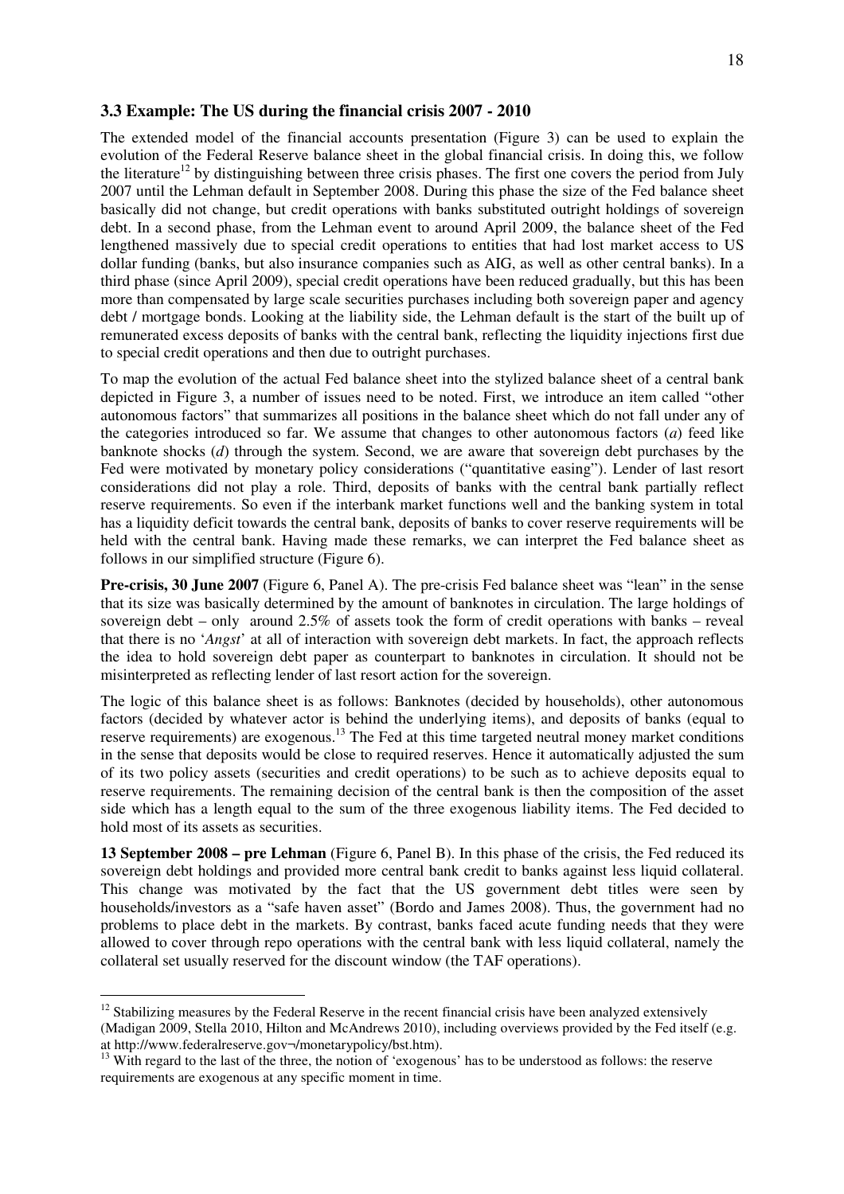### 3.3 Example: The US during the financial crisis 2007 - 2010

The extended model of the financial accounts presentation (Figure 3) can be used to explain the evolution of the Federal Reserve balance sheet in the global financial crisis. In doing this, we follow the literature[12] by distinguishing between three crisis phases. The first one covers the period from July 2007 until the Lehman default in September 2008. During this phase the size of the Fed balance sheet basically did not change, but credit operations with banks substituted outright holdings of sovereign debt. In a second phase, from the Lehman event to around April 2009, the balance sheet of the Fed lengthened massively due to special credit operations to entities that had lost market access to US dollar funding (banks, but also insurance companies such as AIG, as well as other central banks). In a third phase (since April 2009), special credit operations have been reduced gradually, but this has been more than compensated by large scale securities purchases including both sovereign paper and agency debt / mortgage bonds. Looking at the liability side, the Lehman default is the start of the built up of remunerated excess deposits of banks with the central bank, reflecting the liquidity injections first due to special credit operations and then due to outright purchases.

To map the evolution of the actual Fed balance sheet into the stylized balance sheet of a central bank depicted in Figure 3, a number of issues need to be noted. First, we introduce an item called "other autonomous factors" that summarizes all positions in the balance sheet which do not fall under any of the categories introduced so far. We assume that changes to other autonomous factors (*a*) feed like banknote shocks (*d*) through the system. Second, we are aware that sovereign debt purchases by the Fed were motivated by monetary policy considerations ("quantitative easing"). Lender of last resort considerations did not play a role. Third, deposits of banks with the central bank partially reflect reserve requirements. So even if the interbank market functions well and the banking system in total has a liquidity deficit towards the central bank, deposits of banks to cover reserve requirements will be held with the central bank. Having made these remarks, we can interpret the Fed balance sheet as follows in our simplified structure (Figure 6).

**Pre-crisis, 30 June 2007** (Figure 6, Panel A). The pre-crisis Fed balance sheet was "lean" in the sense that its size was basically determined by the amount of banknotes in circulation. The large holdings of sovereign debt – only around 2.5% of assets took the form of credit operations with banks – reveal that there is no '*Angst*' at all of interaction with sovereign debt markets. In fact, the approach reflects the idea to hold sovereign debt paper as counterpart to banknotes in circulation. It should not be misinterpreted as reflecting lender of last resort action for the sovereign.

The logic of this balance sheet is as follows: Banknotes (decided by households), other autonomous factors (decided by whatever actor is behind the underlying items), and deposits of banks (equal to reserve requirements) are exogenous.[13] The Fed at this time targeted neutral money market conditions in the sense that deposits would be close to required reserves. Hence it automatically adjusted the sum of its two policy assets (securities and credit operations) to be such as to achieve deposits equal to reserve requirements. The remaining decision of the central bank is then the composition of the asset side which has a length equal to the sum of the three exogenous liability items. The Fed decided to hold most of its assets as securities.

**13 September 2008 – pre Lehman** (Figure 6, Panel B). In this phase of the crisis, the Fed reduced its sovereign debt holdings and provided more central bank credit to banks against less liquid collateral. This change was motivated by the fact that the US government debt titles were seen by households/investors as a "safe haven asset" (Bordo and James 2008). Thus, the government had no problems to place debt in the markets. By contrast, banks faced acute funding needs that they were allowed to cover through repo operations with the central bank with less liquid collateral, namely the collateral set usually reserved for the discount window (the TAF operations).

---

[12] Stabilizing measures by the Federal Reserve in the recent financial crisis have been analyzed extensively (Madigan 2009, Stella 2010, Hilton and McAndrews 2010), including overviews provided by the Fed itself (e.g. at http://www.federalreserve.gov¬/monetarypolicy/bst.htm).

[13] With regard to the last of the three, the notion of 'exogenous' has to be understood as follows: the reserve requirements are exogenous at any specific moment in time.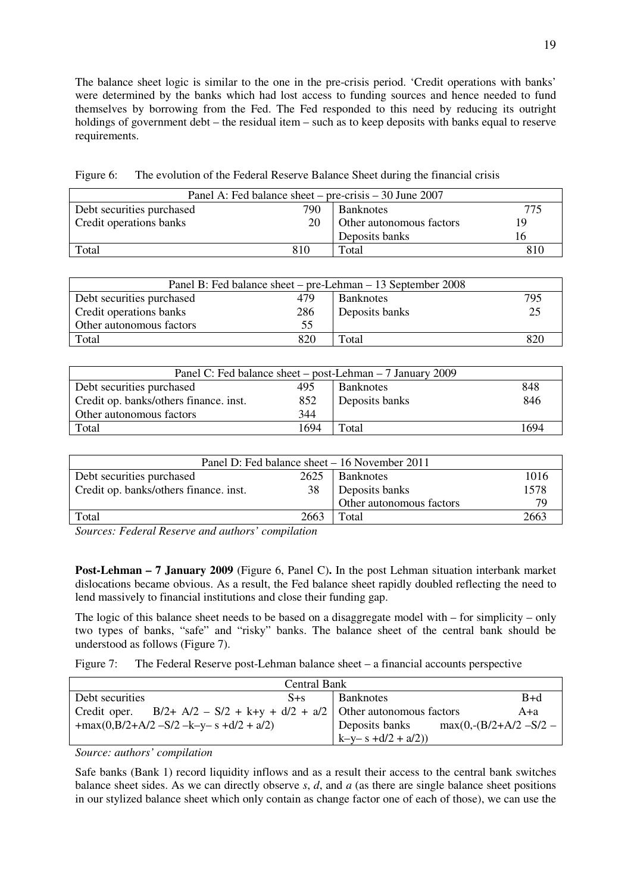The balance sheet logic is similar to the one in the pre-crisis period. 'Credit operations with banks' were determined by the banks which had lost access to funding sources and hence needed to fund themselves by borrowing from the Fed. The Fed responded to this need by reducing its outright holdings of government debt – the residual item – such as to keep deposits with banks equal to reserve requirements.

Figure 6: The evolution of the Federal Reserve Balance Sheet during the financial crisis

| Panel A: Fed balance sheet – pre-crisis – 30 June 2007 | | | |
|---|---|---|---|
| Debt securities purchased | 790 | Banknotes | 775 |
| Credit operations banks | 20 | Other autonomous factors | 19 |
| | | Deposits banks | 16 |
| Total | 810 | Total | 810 |

| Panel B: Fed balance sheet – pre-Lehman – 13 September 2008 | | | |
|---|---|---|---|
| Debt securities purchased | 479 | Banknotes | 795 |
| Credit operations banks | 286 | Deposits banks | 25 |
| Other autonomous factors | 55 | | |
| Total | 820 | Total | 820 |

| Panel C: Fed balance sheet – post-Lehman – 7 January 2009 | | | |
|---|---|---|---|
| Debt securities purchased | 495 | Banknotes | 848 |
| Credit op. banks/others finance. inst. | 852 | Deposits banks | 846 |
| Other autonomous factors | 344 | | |
| Total | 1694 | Total | 1694 |

| Panel D: Fed balance sheet – 16 November 2011 | | | |
|---|---|---|---|
| Debt securities purchased | 2625 | Banknotes | 1016 |
| Credit op. banks/others finance. inst. | 38 | Deposits banks | 1578 |
| | | Other autonomous factors | 79 |
| Total | 2663 | Total | 2663 |

*Sources: Federal Reserve and authors' compilation*

**Post-Lehman – 7 January 2009** (Figure 6, Panel C)**.** In the post Lehman situation interbank market dislocations became obvious. As a result, the Fed balance sheet rapidly doubled reflecting the need to lend massively to financial institutions and close their funding gap.

The logic of this balance sheet needs to be based on a disaggregate model with – for simplicity – only two types of banks, "safe" and "risky" banks. The balance sheet of the central bank should be understood as follows (Figure 7).

Figure 7: The Federal Reserve post-Lehman balance sheet – a financial accounts perspective

| Central Bank | | | |
|---|---|---|---|
| Debt securities | $S+s$ | Banknotes | $B+d$ |
| Credit oper. $B/2+A/2-S/2+k+y+d/2+a/2$ $+\max(0, B/2+A/2-S/2-k-y-s+d/2+a/2)$ | | Other autonomous factors | $A+a$ |
| | | Deposits banks | $\max(0,-(B/2+A/2-S/2-k-y-s+d/2+a/2))$ |

*Source: authors' compilation*

Safe banks (Bank 1) record liquidity inflows and as a result their access to the central bank switches balance sheet sides. As we can directly observe $s$, $d$, and $a$ (as there are single balance sheet positions in our stylized balance sheet which only contain as change factor one of each of those), we can use the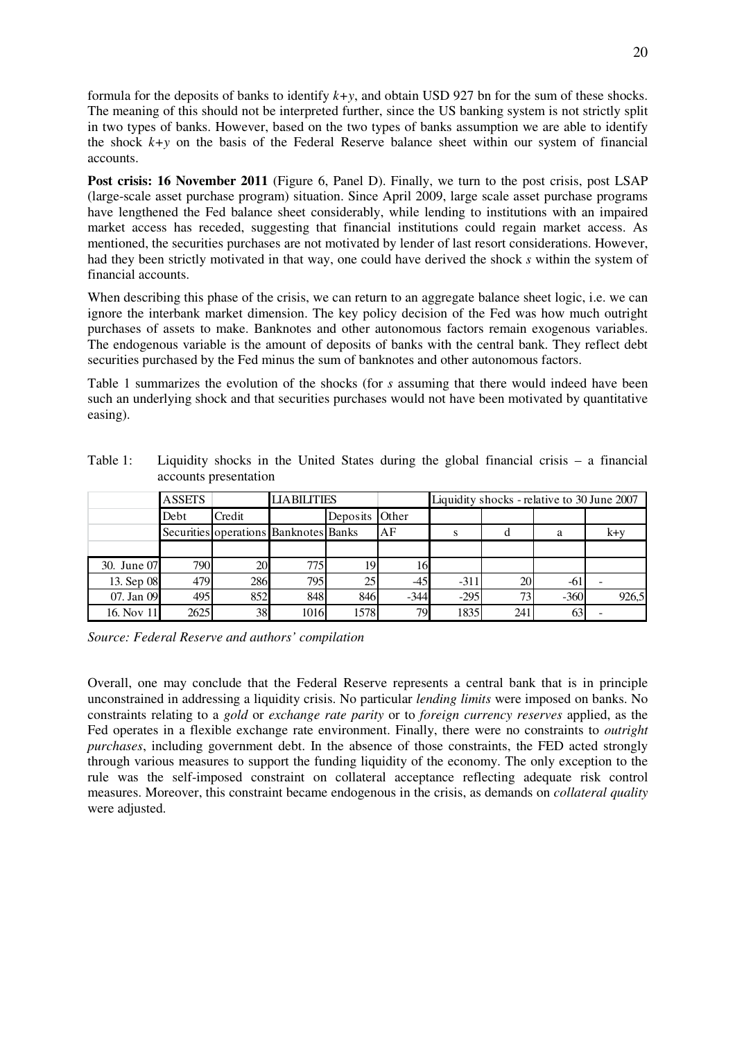formula for the deposits of banks to identify $k+y$, and obtain USD 927 bn for the sum of these shocks. The meaning of this should not be interpreted further, since the US banking system is not strictly split in two types of banks. However, based on the two types of banks assumption we are able to identify the shock $k+y$ on the basis of the Federal Reserve balance sheet within our system of financial accounts.

**Post crisis: 16 November 2011** (Figure 6, Panel D). Finally, we turn to the post crisis, post LSAP (large-scale asset purchase program) situation. Since April 2009, large scale asset purchase programs have lengthened the Fed balance sheet considerably, while lending to institutions with an impaired market access has receded, suggesting that financial institutions could regain market access. As mentioned, the securities purchases are not motivated by lender of last resort considerations. However, had they been strictly motivated in that way, one could have derived the shock $s$ within the system of financial accounts.

When describing this phase of the crisis, we can return to an aggregate balance sheet logic, i.e. we can ignore the interbank market dimension. The key policy decision of the Fed was how much outright purchases of assets to make. Banknotes and other autonomous factors remain exogenous variables. The endogenous variable is the amount of deposits of banks with the central bank. They reflect debt securities purchased by the Fed minus the sum of banknotes and other autonomous factors.

Table 1 summarizes the evolution of the shocks (for $s$ assuming that there would indeed have been such an underlying shock and that securities purchases would not have been motivated by quantitative easing).

Table 1: Liquidity shocks in the United States during the global financial crisis – a financial accounts presentation

| | ASSETS | | LIABILITIES | | | Liquidity shocks - relative to 30 June 2007 | | | |
|---|---|---|---|---|---|---|---|---|---|
| | Debt Securities | Credit operations | Banknotes | Deposits Banks | Other AF | s | d | a | k+y |
| 30. June 07 | 790 | 20 | 775 | 19 | 16 | | | | |
| 13. Sep 08 | 479 | 286 | 795 | 25 | -45 | -311 | 20 | -61 | - |
| 07. Jan 09 | 495 | 852 | 848 | 846 | -344 | -295 | 73 | -360 | 926,5 |
| 16. Nov 11 | 2625 | 38 | 1016 | 1578 | 79 | 1835 | 241 | 63 | - |

*Source: Federal Reserve and authors' compilation*

Overall, one may conclude that the Federal Reserve represents a central bank that is in principle unconstrained in addressing a liquidity crisis. No particular *lending limits* were imposed on banks. No constraints relating to a *gold* or *exchange rate parity* or to *foreign currency reserves* applied, as the Fed operates in a flexible exchange rate environment. Finally, there were no constraints to *outright purchases*, including government debt. In the absence of those constraints, the FED acted strongly through various measures to support the funding liquidity of the economy. The only exception to the rule was the self-imposed constraint on collateral acceptance reflecting adequate risk control measures. Moreover, this constraint became endogenous in the crisis, as demands on *collateral quality* were adjusted.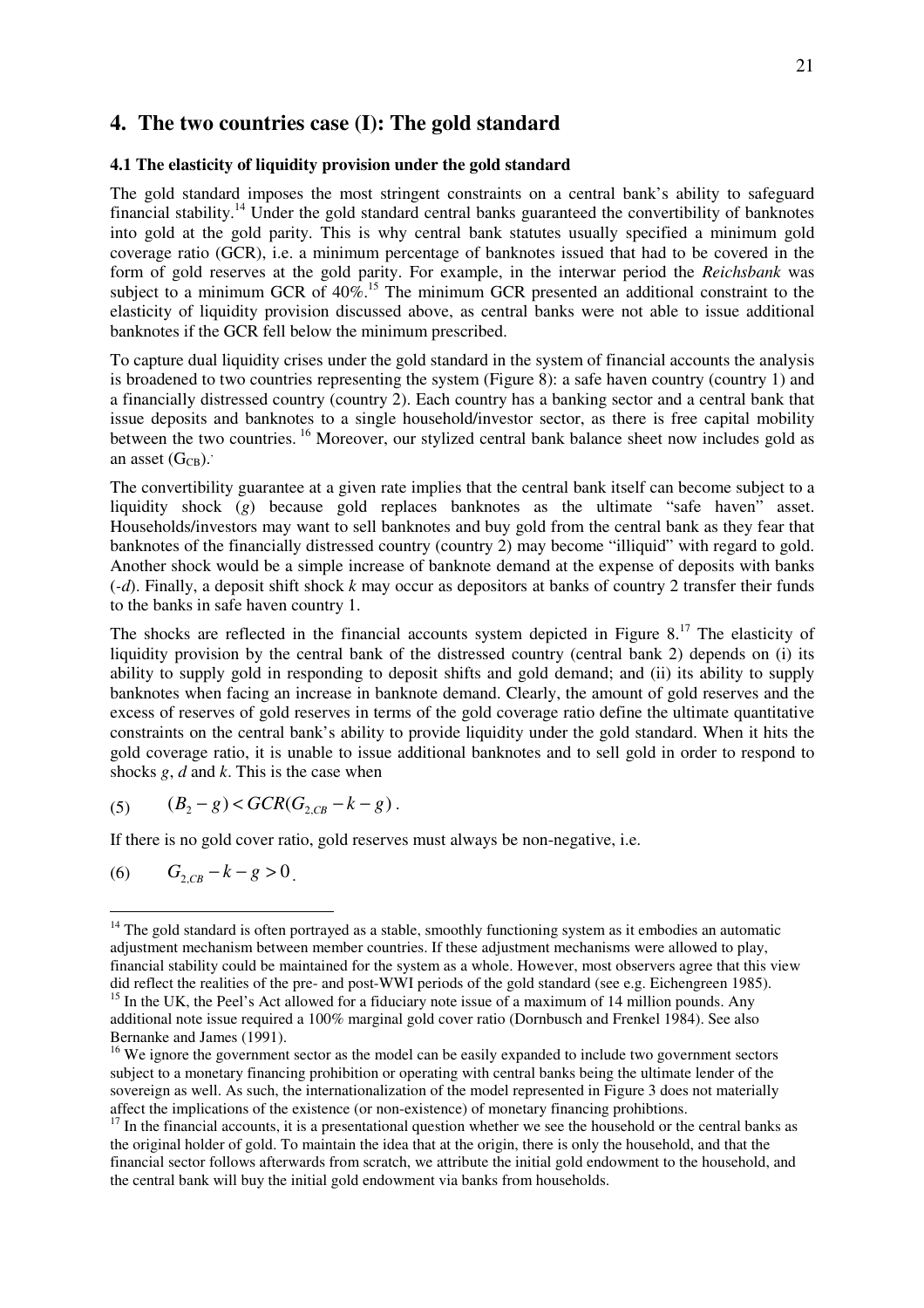## 4. The two countries case (I): The gold standard

### 4.1 The elasticity of liquidity provision under the gold standard

The gold standard imposes the most stringent constraints on a central bank's ability to safeguard financial stability.[14] Under the gold standard central banks guaranteed the convertibility of banknotes into gold at the gold parity. This is why central bank statutes usually specified a minimum gold coverage ratio (GCR), i.e. a minimum percentage of banknotes issued that had to be covered in the form of gold reserves at the gold parity. For example, in the interwar period the *Reichsbank* was subject to a minimum GCR of 40%.[15] The minimum GCR presented an additional constraint to the elasticity of liquidity provision discussed above, as central banks were not able to issue additional banknotes if the GCR fell below the minimum prescribed.

To capture dual liquidity crises under the gold standard in the system of financial accounts the analysis is broadened to two countries representing the system (Figure 8): a safe haven country (country 1) and a financially distressed country (country 2). Each country has a banking sector and a central bank that issue deposits and banknotes to a single household/investor sector, as there is free capital mobility between the two countries. [16] Moreover, our stylized central bank balance sheet now includes gold as an asset ($G_{CB}$).

The convertibility guarantee at a given rate implies that the central bank itself can become subject to a liquidity shock ($g$) because gold replaces banknotes as the ultimate "safe haven" asset. Households/investors may want to sell banknotes and buy gold from the central bank as they fear that banknotes of the financially distressed country (country 2) may become "illiquid" with regard to gold. Another shock would be a simple increase of banknote demand at the expense of deposits with banks ($-d$). Finally, a deposit shift shock $k$ may occur as depositors at banks of country 2 transfer their funds to the banks in safe haven country 1.

The shocks are reflected in the financial accounts system depicted in Figure 8.[17] The elasticity of liquidity provision by the central bank of the distressed country (central bank 2) depends on (i) its ability to supply gold in responding to deposit shifts and gold demand; and (ii) its ability to supply banknotes when facing an increase in banknote demand. Clearly, the amount of gold reserves and the excess of reserves of gold reserves in terms of the gold coverage ratio define the ultimate quantitative constraints on the central bank's ability to provide liquidity under the gold standard. When it hits the gold coverage ratio, it is unable to issue additional banknotes and to sell gold in order to respond to shocks $g$, $d$ and $k$. This is the case when

$$(5) \qquad (B_2 - g) < GCR(G_{2,CB} - k - g)\,.$$

If there is no gold cover ratio, gold reserves must always be non-negative, i.e.

$$(6) \qquad G_{2,CB} - k - g > 0\,.$$

---

[14] The gold standard is often portrayed as a stable, smoothly functioning system as it embodies an automatic adjustment mechanism between member countries. If these adjustment mechanisms were allowed to play, financial stability could be maintained for the system as a whole. However, most observers agree that this view did reflect the realities of the pre- and post-WWI periods of the gold standard (see e.g. Eichengreen 1985).

[15] In the UK, the Peel's Act allowed for a fiduciary note issue of a maximum of 14 million pounds. Any additional note issue required a 100% marginal gold cover ratio (Dornbusch and Frenkel 1984). See also Bernanke and James (1991).

[16] We ignore the government sector as the model can be easily expanded to include two government sectors subject to a monetary financing prohibition or operating with central banks being the ultimate lender of the sovereign as well. As such, the internationalization of the model represented in Figure 3 does not materially affect the implications of the existence (or non-existence) of monetary financing prohibtions.

[17] In the financial accounts, it is a presentational question whether we see the household or the central banks as the original holder of gold. To maintain the idea that at the origin, there is only the household, and that the financial sector follows afterwards from scratch, we attribute the initial gold endowment to the household, and the central bank will buy the initial gold endowment via banks from households.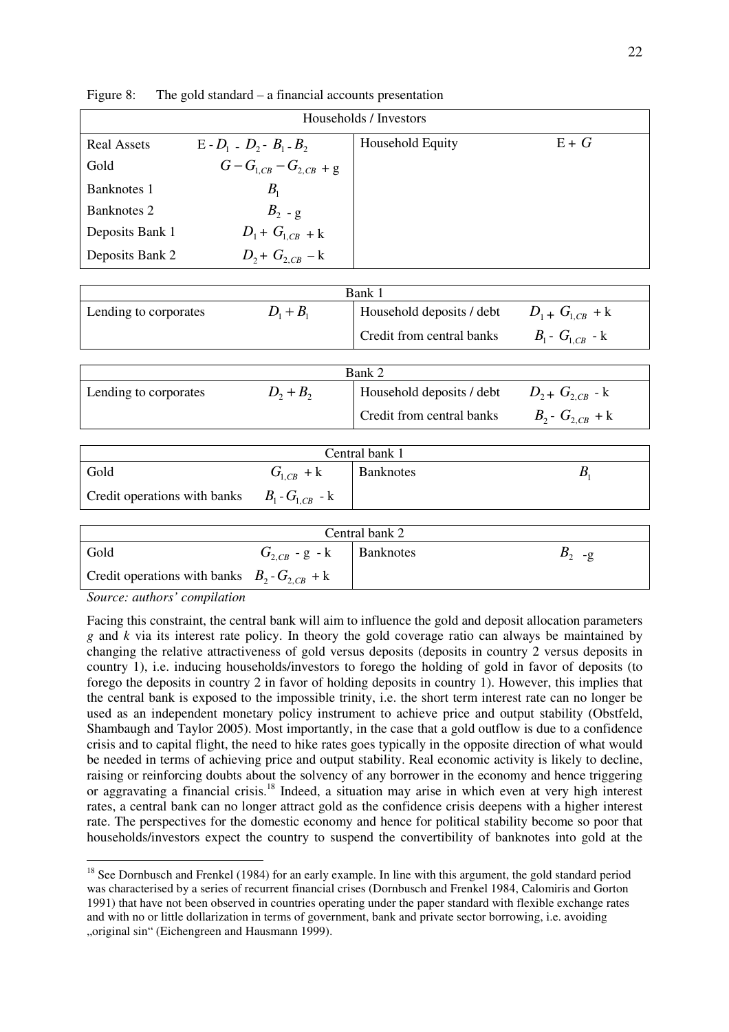Figure 8: The gold standard – a financial accounts presentation

| Households / Investors | | | |
|---|---|---|---|
| Real Assets | $E - D_1 - D_2 - B_1 - B_2$ | Household Equity | $E + G$ |
| Gold | $G - G_{1,CB} - G_{2,CB} + g$ | | |
| Banknotes 1 | $B_1$ | | |
| Banknotes 2 | $B_2 - g$ | | |
| Deposits Bank 1 | $D_1 + G_{1,CB} + k$ | | |
| Deposits Bank 2 | $D_2 + G_{2,CB} - k$ | | |

| Bank 1 | | | |
|---|---|---|---|
| Lending to corporates | $D_1 + B_1$ | Household deposits / debt | $D_1 + G_{1,CB} + k$ |
| | | Credit from central banks | $B_1 - G_{1,CB} - k$ |

| Bank 2 | | | |
|---|---|---|---|
| Lending to corporates | $D_2 + B_2$ | Household deposits / debt | $D_2 + G_{2,CB} - k$ |
| | | Credit from central banks | $B_2 - G_{2,CB} + k$ |

| Central bank 1 | | | |
|---|---|---|---|
| Gold | $G_{1,CB} + k$ | Banknotes | $B_1$ |
| Credit operations with banks | $B_1 - G_{1,CB} - k$ | | |

| Central bank 2 | | | |
|---|---|---|---|
| Gold | $G_{2,CB} - g - k$ | Banknotes | $B_2 - g$ |
| Credit operations with banks | $B_2 - G_{2,CB} + k$ | | |

*Source: authors' compilation*

Facing this constraint, the central bank will aim to influence the gold and deposit allocation parameters $g$ and $k$ via its interest rate policy. In theory the gold coverage ratio can always be maintained by changing the relative attractiveness of gold versus deposits (deposits in country 2 versus deposits in country 1), i.e. inducing households/investors to forego the holding of gold in favor of deposits (to forego the deposits in country 2 in favor of holding deposits in country 1). However, this implies that the central bank is exposed to the impossible trinity, i.e. the short term interest rate can no longer be used as an independent monetary policy instrument to achieve price and output stability (Obstfeld, Shambaugh and Taylor 2005). Most importantly, in the case that a gold outflow is due to a confidence crisis and to capital flight, the need to hike rates goes typically in the opposite direction of what would be needed in terms of achieving price and output stability. Real economic activity is likely to decline, raising or reinforcing doubts about the solvency of any borrower in the economy and hence triggering or aggravating a financial crisis.[18] Indeed, a situation may arise in which even at very high interest rates, a central bank can no longer attract gold as the confidence crisis deepens with a higher interest rate. The perspectives for the domestic economy and hence for political stability become so poor that households/investors expect the country to suspend the convertibility of banknotes into gold at the

[18] See Dornbusch and Frenkel (1984) for an early example. In line with this argument, the gold standard period was characterised by a series of recurrent financial crises (Dornbusch and Frenkel 1984, Calomiris and Gorton 1991) that have not been observed in countries operating under the paper standard with flexible exchange rates and with no or little dollarization in terms of government, bank and private sector borrowing, i.e. avoiding „original sin" (Eichengreen and Hausmann 1999).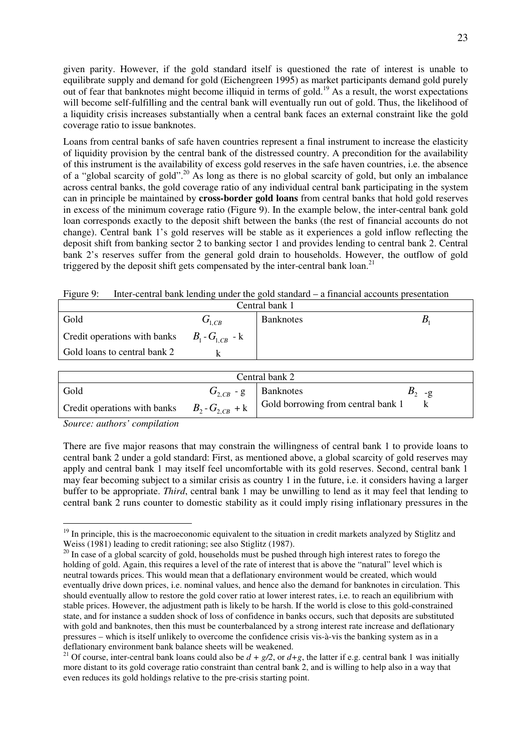given parity. However, if the gold standard itself is questioned the rate of interest is unable to equilibrate supply and demand for gold (Eichengreen 1995) as market participants demand gold purely out of fear that banknotes might become illiquid in terms of gold.[19] As a result, the worst expectations will become self-fulfilling and the central bank will eventually run out of gold. Thus, the likelihood of a liquidity crisis increases substantially when a central bank faces an external constraint like the gold coverage ratio to issue banknotes.

Loans from central banks of safe haven countries represent a final instrument to increase the elasticity of liquidity provision by the central bank of the distressed country. A precondition for the availability of this instrument is the availability of excess gold reserves in the safe haven countries, i.e. the absence of a "global scarcity of gold".[20] As long as there is no global scarcity of gold, but only an imbalance across central banks, the gold coverage ratio of any individual central bank participating in the system can in principle be maintained by **cross-border gold loans** from central banks that hold gold reserves in excess of the minimum coverage ratio (Figure 9). In the example below, the inter-central bank gold loan corresponds exactly to the deposit shift between the banks (the rest of financial accounts do not change). Central bank 1's gold reserves will be stable as it experiences a gold inflow reflecting the deposit shift from banking sector 2 to banking sector 1 and provides lending to central bank 2. Central bank 2's reserves suffer from the general gold drain to households. However, the outflow of gold triggered by the deposit shift gets compensated by the inter-central bank loan.[21]

Figure 9: Inter-central bank lending under the gold standard – a financial accounts presentation

| Central bank 1 | | | |
|---|---|---|---|
| Gold | $G_{1,CB}$ | Banknotes | $B_1$ |
| Credit operations with banks | $B_1 - G_{1,CB}$ - k | | |
| Gold loans to central bank 2 | k | | |

| Central bank 2 | | | |
|---|---|---|---|
| Gold | $G_{2,CB}$ - g | Banknotes | $B_2$ -g |
| Credit operations with banks | $B_2 - G_{2,CB}$ + k | Gold borrowing from central bank 1 | k |

*Source: authors' compilation*

There are five major reasons that may constrain the willingness of central bank 1 to provide loans to central bank 2 under a gold standard: First, as mentioned above, a global scarcity of gold reserves may apply and central bank 1 may itself feel uncomfortable with its gold reserves. Second, central bank 1 may fear becoming subject to a similar crisis as country 1 in the future, i.e. it considers having a larger buffer to be appropriate. *Third*, central bank 1 may be unwilling to lend as it may feel that lending to central bank 2 runs counter to domestic stability as it could imply rising inflationary pressures in the

[19] In principle, this is the macroeconomic equivalent to the situation in credit markets analyzed by Stiglitz and Weiss (1981) leading to credit rationing; see also Stiglitz (1987).

[20] In case of a global scarcity of gold, households must be pushed through high interest rates to forego the holding of gold. Again, this requires a level of the rate of interest that is above the "natural" level which is neutral towards prices. This would mean that a deflationary environment would be created, which would eventually drive down prices, i.e. nominal values, and hence also the demand for banknotes in circulation. This should eventually allow to restore the gold cover ratio at lower interest rates, i.e. to reach an equilibrium with stable prices. However, the adjustment path is likely to be harsh. If the world is close to this gold-constrained state, and for instance a sudden shock of loss of confidence in banks occurs, such that deposits are substituted with gold and banknotes, then this must be counterbalanced by a strong interest rate increase and deflationary pressures – which is itself unlikely to overcome the confidence crisis vis-à-vis the banking system as in a deflationary environment bank balance sheets will be weakened.

[21] Of course, inter-central bank loans could also be $d + g/2$, or $d+g$, the latter if e.g. central bank 1 was initially more distant to its gold coverage ratio constraint than central bank 2, and is willing to help also in a way that even reduces its gold holdings relative to the pre-crisis starting point.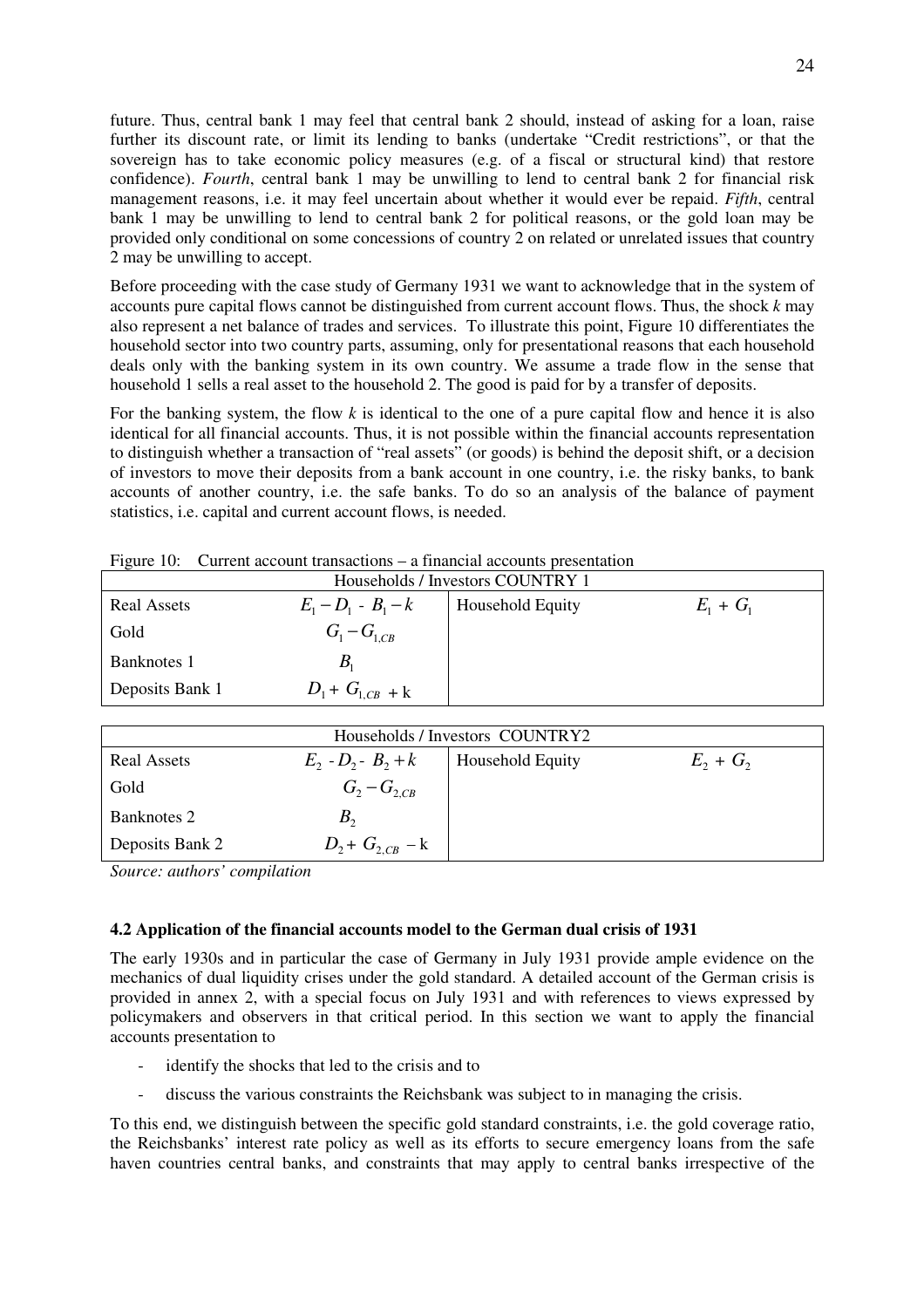future. Thus, central bank 1 may feel that central bank 2 should, instead of asking for a loan, raise further its discount rate, or limit its lending to banks (undertake "Credit restrictions", or that the sovereign has to take economic policy measures (e.g. of a fiscal or structural kind) that restore confidence). *Fourth*, central bank 1 may be unwilling to lend to central bank 2 for financial risk management reasons, i.e. it may feel uncertain about whether it would ever be repaid. *Fifth*, central bank 1 may be unwilling to lend to central bank 2 for political reasons, or the gold loan may be provided only conditional on some concessions of country 2 on related or unrelated issues that country 2 may be unwilling to accept.

Before proceeding with the case study of Germany 1931 we want to acknowledge that in the system of accounts pure capital flows cannot be distinguished from current account flows. Thus, the shock $k$ may also represent a net balance of trades and services. To illustrate this point, Figure 10 differentiates the household sector into two country parts, assuming, only for presentational reasons that each household deals only with the banking system in its own country. We assume a trade flow in the sense that household 1 sells a real asset to the household 2. The good is paid for by a transfer of deposits.

For the banking system, the flow $k$ is identical to the one of a pure capital flow and hence it is also identical for all financial accounts. Thus, it is not possible within the financial accounts representation to distinguish whether a transaction of "real assets" (or goods) is behind the deposit shift, or a decision of investors to move their deposits from a bank account in one country, i.e. the risky banks, to bank accounts of another country, i.e. the safe banks. To do so an analysis of the balance of payment statistics, i.e. capital and current account flows, is needed.

Figure 10: Current account transactions – a financial accounts presentation

| Households / Investors COUNTRY 1 | | | |
|---|---|---|---|
| Real Assets | $E_1 - D_1 - B_1 - k$ | Household Equity | $E_1 + G_1$ |
| Gold | $G_1 - G_{1,CB}$ | | |
| Banknotes 1 | $B_1$ | | |
| Deposits Bank 1 | $D_1 + G_{1,CB} + \mathrm{k}$ | | |

| Households / Investors COUNTRY2 | | | |
|---|---|---|---|
| Real Assets | $E_2 - D_2 - B_2 + k$ | Household Equity | $E_2 + G_2$ |
| Gold | $G_2 - G_{2,CB}$ | | |
| Banknotes 2 | $B_2$ | | |
| Deposits Bank 2 | $D_2 + G_{2,CB} - \mathrm{k}$ | | |

*Source: authors' compilation*

### 4.2 Application of the financial accounts model to the German dual crisis of 1931

The early 1930s and in particular the case of Germany in July 1931 provide ample evidence on the mechanics of dual liquidity crises under the gold standard. A detailed account of the German crisis is provided in annex 2, with a special focus on July 1931 and with references to views expressed by policymakers and observers in that critical period. In this section we want to apply the financial accounts presentation to

- identify the shocks that led to the crisis and to
- discuss the various constraints the Reichsbank was subject to in managing the crisis.

To this end, we distinguish between the specific gold standard constraints, i.e. the gold coverage ratio, the Reichsbanks' interest rate policy as well as its efforts to secure emergency loans from the safe haven countries central banks, and constraints that may apply to central banks irrespective of the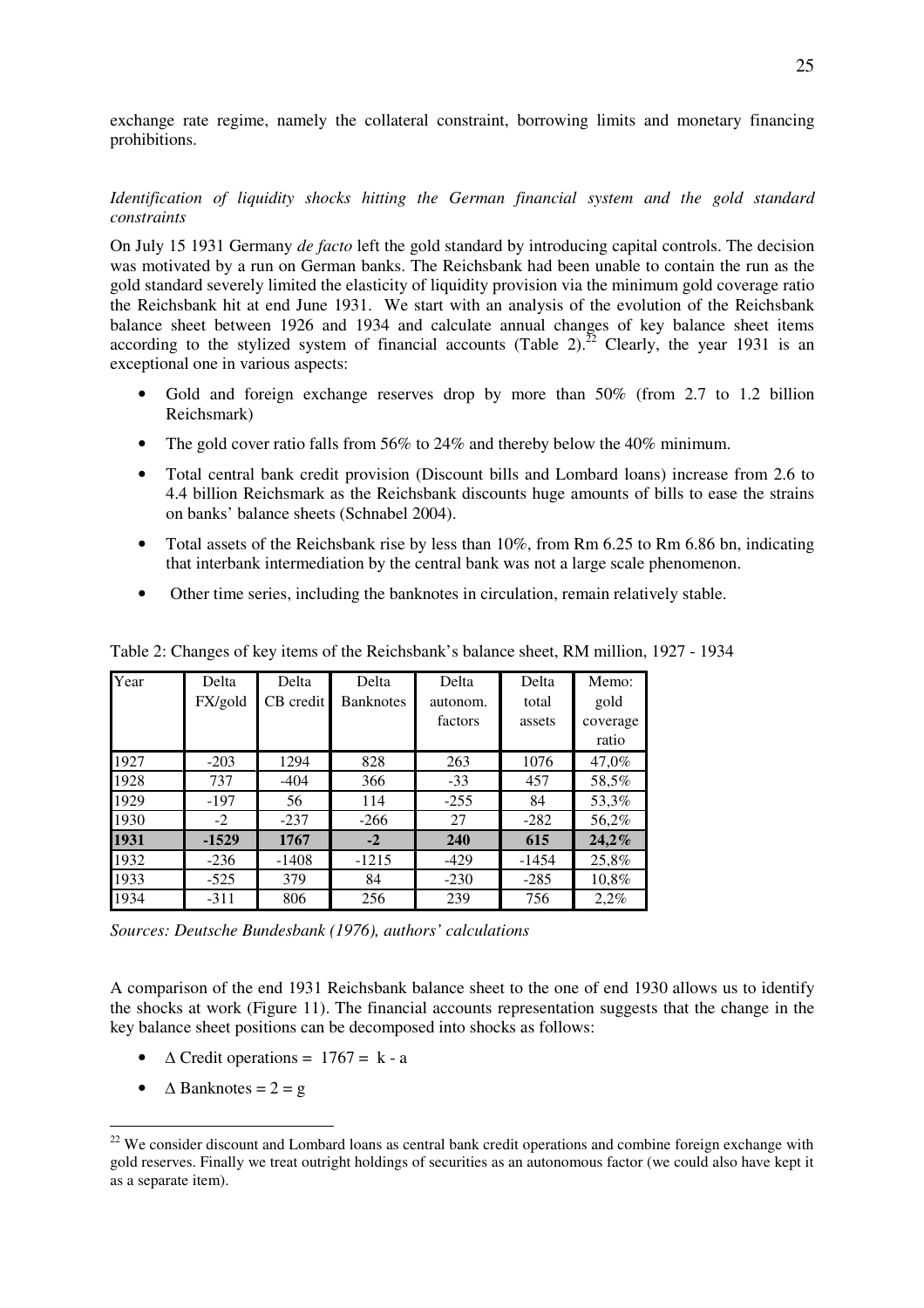exchange rate regime, namely the collateral constraint, borrowing limits and monetary financing prohibitions.

*Identification of liquidity shocks hitting the German financial system and the gold standard constraints*

On July 15 1931 Germany *de facto* left the gold standard by introducing capital controls. The decision was motivated by a run on German banks. The Reichsbank had been unable to contain the run as the gold standard severely limited the elasticity of liquidity provision via the minimum gold coverage ratio the Reichsbank hit at end June 1931. We start with an analysis of the evolution of the Reichsbank balance sheet between 1926 and 1934 and calculate annual changes of key balance sheet items according to the stylized system of financial accounts (Table 2).[22] Clearly, the year 1931 is an exceptional one in various aspects:

- Gold and foreign exchange reserves drop by more than 50% (from 2.7 to 1.2 billion Reichsmark)
- The gold cover ratio falls from 56% to 24% and thereby below the 40% minimum.
- Total central bank credit provision (Discount bills and Lombard loans) increase from 2.6 to 4.4 billion Reichsmark as the Reichsbank discounts huge amounts of bills to ease the strains on banks' balance sheets (Schnabel 2004).
- Total assets of the Reichsbank rise by less than 10%, from Rm 6.25 to Rm 6.86 bn, indicating that interbank intermediation by the central bank was not a large scale phenomenon.
- Other time series, including the banknotes in circulation, remain relatively stable.

Table 2: Changes of key items of the Reichsbank's balance sheet, RM million, 1927 - 1934

| Year | Delta FX/gold | Delta CB credit | Delta Banknotes | Delta autonom. factors | Delta total assets | Memo: gold coverage ratio |
|---|---|---|---|---|---|---|
| 1927 | -203 | 1294 | 828 | 263 | 1076 | 47,0% |
| 1928 | 737 | -404 | 366 | -33 | 457 | 58,5% |
| 1929 | -197 | 56 | 114 | -255 | 84 | 53,3% |
| 1930 | -2 | -237 | -266 | 27 | -282 | 56,2% |
| **1931** | **-1529** | **1767** | **-2** | **240** | **615** | **24,2%** |
| 1932 | -236 | -1408 | -1215 | -429 | -1454 | 25,8% |
| 1933 | -525 | 379 | 84 | -230 | -285 | 10,8% |
| 1934 | -311 | 806 | 256 | 239 | 756 | 2,2% |

*Sources: Deutsche Bundesbank (1976), authors' calculations*

A comparison of the end 1931 Reichsbank balance sheet to the one of end 1930 allows us to identify the shocks at work (Figure 11). The financial accounts representation suggests that the change in the key balance sheet positions can be decomposed into shocks as follows:

- $\Delta$ Credit operations = 1767 = k - a
- $\Delta$ Banknotes = 2 = g

[22] We consider discount and Lombard loans as central bank credit operations and combine foreign exchange with gold reserves. Finally we treat outright holdings of securities as an autonomous factor (we could also have kept it as a separate item).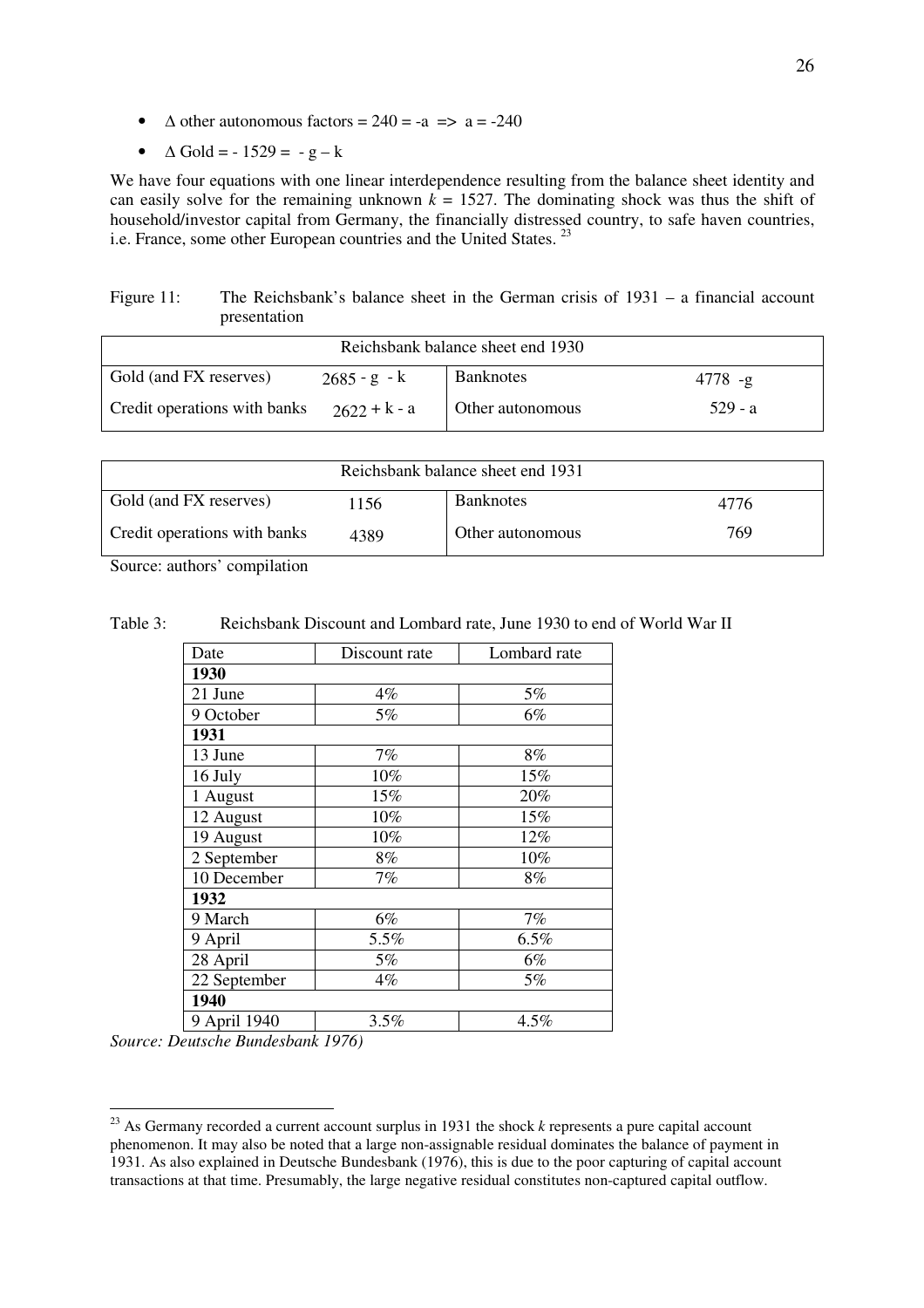- $\Delta$ other autonomous factors = 240 = -a => a = -240
- $\Delta$ Gold = - 1529 = - g – k

We have four equations with one linear interdependence resulting from the balance sheet identity and can easily solve for the remaining unknown $k$ = 1527. The dominating shock was thus the shift of household/investor capital from Germany, the financially distressed country, to safe haven countries, i.e. France, some other European countries and the United States. [23]

Figure 11: The Reichsbank's balance sheet in the German crisis of 1931 – a financial account presentation

| Reichsbank balance sheet end 1930 | | | |
|---|---|---|---|
| Gold (and FX reserves) | 2685 - g - k | Banknotes | 4778 -g |
| Credit operations with banks | 2622 + k - a | Other autonomous | 529 - a |

| Reichsbank balance sheet end 1931 | | | |
|---|---|---|---|
| Gold (and FX reserves) | 1156 | Banknotes | 4776 |
| Credit operations with banks | 4389 | Other autonomous | 769 |

Source: authors' compilation

Table 3: Reichsbank Discount and Lombard rate, June 1930 to end of World War II

| Date | Discount rate | Lombard rate |
|---|---|---|
| **1930** | | |
| 21 June | 4% | 5% |
| 9 October | 5% | 6% |
| **1931** | | |
| 13 June | 7% | 8% |
| 16 July | 10% | 15% |
| 1 August | 15% | 20% |
| 12 August | 10% | 15% |
| 19 August | 10% | 12% |
| 2 September | 8% | 10% |
| 10 December | 7% | 8% |
| **1932** | | |
| 9 March | 6% | 7% |
| 9 April | 5.5% | 6.5% |
| 28 April | 5% | 6% |
| 22 September | 4% | 5% |
| **1940** | | |
| 9 April 1940 | 3.5% | 4.5% |

*Source: Deutsche Bundesbank 1976)*

[23] As Germany recorded a current account surplus in 1931 the shock *k* represents a pure capital account phenomenon. It may also be noted that a large non-assignable residual dominates the balance of payment in 1931. As also explained in Deutsche Bundesbank (1976), this is due to the poor capturing of capital account transactions at that time. Presumably, the large negative residual constitutes non-captured capital outflow.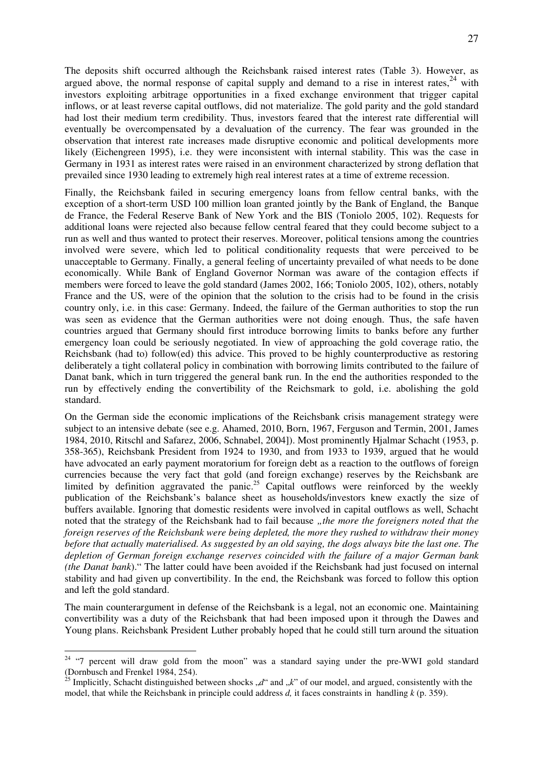The deposits shift occurred although the Reichsbank raised interest rates (Table 3). However, as argued above, the normal response of capital supply and demand to a rise in interest rates,[24] with investors exploiting arbitrage opportunities in a fixed exchange environment that trigger capital inflows, or at least reverse capital outflows, did not materialize. The gold parity and the gold standard had lost their medium term credibility. Thus, investors feared that the interest rate differential will eventually be overcompensated by a devaluation of the currency. The fear was grounded in the observation that interest rate increases made disruptive economic and political developments more likely (Eichengreen 1995), i.e. they were inconsistent with internal stability. This was the case in Germany in 1931 as interest rates were raised in an environment characterized by strong deflation that prevailed since 1930 leading to extremely high real interest rates at a time of extreme recession.

Finally, the Reichsbank failed in securing emergency loans from fellow central banks, with the exception of a short-term USD 100 million loan granted jointly by the Bank of England, the Banque de France, the Federal Reserve Bank of New York and the BIS (Toniolo 2005, 102). Requests for additional loans were rejected also because fellow central feared that they could become subject to a run as well and thus wanted to protect their reserves. Moreover, political tensions among the countries involved were severe, which led to political conditionality requests that were perceived to be unacceptable to Germany. Finally, a general feeling of uncertainty prevailed of what needs to be done economically. While Bank of England Governor Norman was aware of the contagion effects if members were forced to leave the gold standard (James 2002, 166; Toniolo 2005, 102), others, notably France and the US, were of the opinion that the solution to the crisis had to be found in the crisis country only, i.e. in this case: Germany. Indeed, the failure of the German authorities to stop the run was seen as evidence that the German authorities were not doing enough. Thus, the safe haven countries argued that Germany should first introduce borrowing limits to banks before any further emergency loan could be seriously negotiated. In view of approaching the gold coverage ratio, the Reichsbank (had to) follow(ed) this advice. This proved to be highly counterproductive as restoring deliberately a tight collateral policy in combination with borrowing limits contributed to the failure of Danat bank, which in turn triggered the general bank run. In the end the authorities responded to the run by effectively ending the convertibility of the Reichsmark to gold, i.e. abolishing the gold standard.

On the German side the economic implications of the Reichsbank crisis management strategy were subject to an intensive debate (see e.g. Ahamed, 2010, Born, 1967, Ferguson and Termin, 2001, James 1984, 2010, Ritschl and Safarez, 2006, Schnabel, 2004]). Most prominently Hjalmar Schacht (1953, p. 358-365), Reichsbank President from 1924 to 1930, and from 1933 to 1939, argued that he would have advocated an early payment moratorium for foreign debt as a reaction to the outflows of foreign currencies because the very fact that gold (and foreign exchange) reserves by the Reichsbank are limited by definition aggravated the panic.[25] Capital outflows were reinforced by the weekly publication of the Reichsbank's balance sheet as households/investors knew exactly the size of buffers available. Ignoring that domestic residents were involved in capital outflows as well, Schacht noted that the strategy of the Reichsbank had to fail because *„the more the foreigners noted that the foreign reserves of the Reichsbank were being depleted, the more they rushed to withdraw their money before that actually materialised. As suggested by an old saying, the dogs always bite the last one. The depletion of German foreign exchange reserves coincided with the failure of a major German bank (the Danat bank)*." The latter could have been avoided if the Reichsbank had just focused on internal stability and had given up convertibility. In the end, the Reichsbank was forced to follow this option and left the gold standard.

The main counterargument in defense of the Reichsbank is a legal, not an economic one. Maintaining convertibility was a duty of the Reichsbank that had been imposed upon it through the Dawes and Young plans. Reichsbank President Luther probably hoped that he could still turn around the situation

---

[24] "7 percent will draw gold from the moon" was a standard saying under the pre-WWI gold standard (Dornbusch and Frenkel 1984, 254).

[25] Implicitly, Schacht distinguished between shocks „$d$" and „$k$" of our model, and argued, consistently with the model, that while the Reichsbank in principle could address $d$, it faces constraints in handling $k$ (p. 359).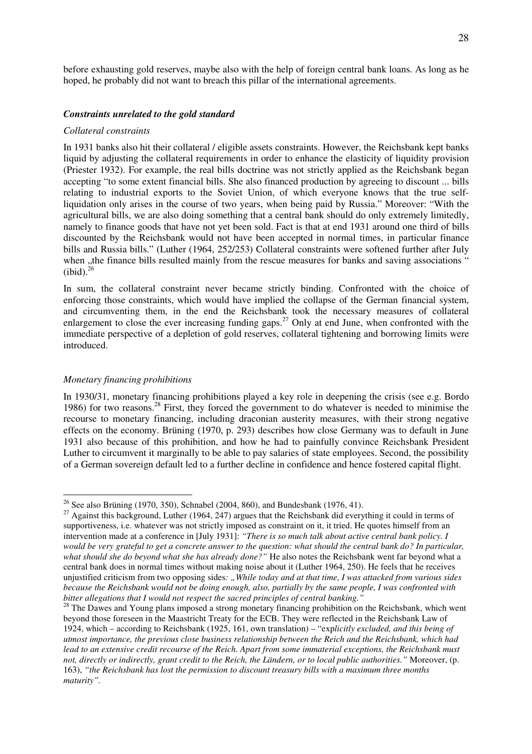before exhausting gold reserves, maybe also with the help of foreign central bank loans. As long as he hoped, he probably did not want to breach this pillar of the international agreements.

### *Constraints unrelated to the gold standard*

*Collateral constraints*

In 1931 banks also hit their collateral / eligible assets constraints. However, the Reichsbank kept banks liquid by adjusting the collateral requirements in order to enhance the elasticity of liquidity provision (Priester 1932). For example, the real bills doctrine was not strictly applied as the Reichsbank began accepting "to some extent financial bills. She also financed production by agreeing to discount ... bills relating to industrial exports to the Soviet Union, of which everyone knows that the true self-liquidation only arises in the course of two years, when being paid by Russia." Moreover: "With the agricultural bills, we are also doing something that a central bank should do only extremely limitedly, namely to finance goods that have not yet been sold. Fact is that at end 1931 around one third of bills discounted by the Reichsbank would not have been accepted in normal times, in particular finance bills and Russia bills." (Luther (1964, 252/253) Collateral constraints were softened further after July when „the finance bills resulted mainly from the rescue measures for banks and saving associations " (ibid).[26]

In sum, the collateral constraint never became strictly binding. Confronted with the choice of enforcing those constraints, which would have implied the collapse of the German financial system, and circumventing them, in the end the Reichsbank took the necessary measures of collateral enlargement to close the ever increasing funding gaps.[27] Only at end June, when confronted with the immediate perspective of a depletion of gold reserves, collateral tightening and borrowing limits were introduced.

*Monetary financing prohibitions*

In 1930/31, monetary financing prohibitions played a key role in deepening the crisis (see e.g. Bordo 1986) for two reasons.[28] First, they forced the government to do whatever is needed to minimise the recourse to monetary financing, including draconian austerity measures, with their strong negative effects on the economy. Brüning (1970, p. 293) describes how close Germany was to default in June 1931 also because of this prohibition, and how he had to painfully convince Reichsbank President Luther to circumvent it marginally to be able to pay salaries of state employees. Second, the possibility of a German sovereign default led to a further decline in confidence and hence fostered capital flight.

---

[26] See also Brüning (1970, 350), Schnabel (2004, 860), and Bundesbank (1976, 41).

[27] Against this background, Luther (1964, 247) argues that the Reichsbank did everything it could in terms of supportiveness, i.e. whatever was not strictly imposed as constraint on it, it tried. He quotes himself from an intervention made at a conference in [July 1931]: *"There is so much talk about active central bank policy. I would be very grateful to get a concrete answer to the question: what should the central bank do? In particular, what should she do beyond what she has already done?"* He also notes the Reichsbank went far beyond what a central bank does in normal times without making noise about it (Luther 1964, 250). He feels that he receives unjustified criticism from two opposing sides*: „While today and at that time, I was attacked from various sides because the Reichsbank would not be doing enough, also, partially by the same people, I was confronted with bitter allegations that I would not respect the sacred principles of central banking."*

[28] The Dawes and Young plans imposed a strong monetary financing prohibition on the Reichsbank, which went beyond those foreseen in the Maastricht Treaty for the ECB. They were reflected in the Reichsbank Law of 1924, which – according to Reichsbank (1925, 161, own translation) – "exp*licitly excluded, and this being of utmost importance, the previous close business relationship between the Reich and the Reichsbank, which had lead to an extensive credit recourse of the Reich. Apart from some immaterial exceptions, the Reichsbank must not, directly or indirectly, grant credit to the Reich, the Ländern, or to local public authorities."* Moreover, (p. 163), *"the Reichsbank has lost the permission to discount treasury bills with a maximum three months maturity".*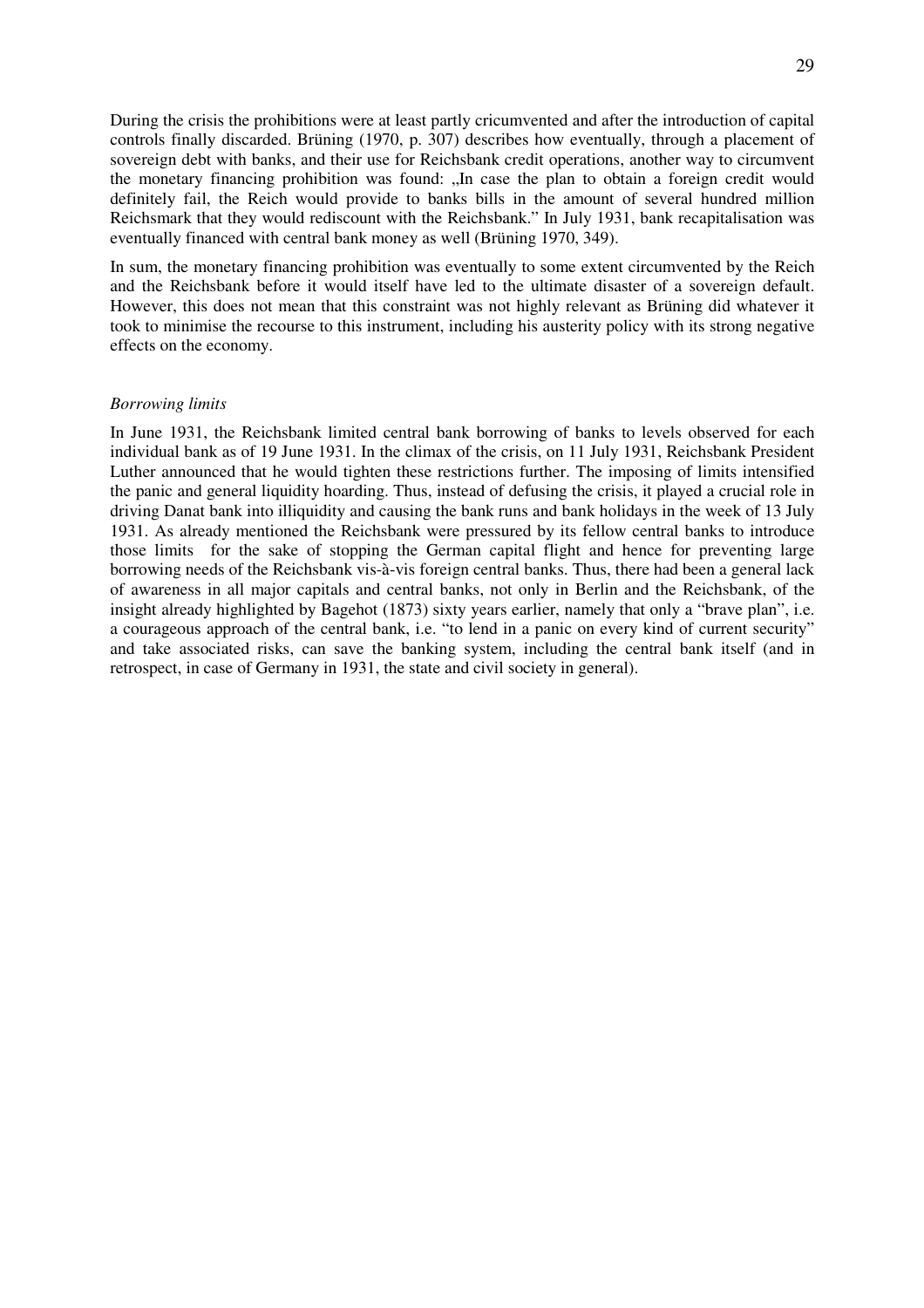During the crisis the prohibitions were at least partly cricumvented and after the introduction of capital controls finally discarded. Brüning (1970, p. 307) describes how eventually, through a placement of sovereign debt with banks, and their use for Reichsbank credit operations, another way to circumvent the monetary financing prohibition was found: „In case the plan to obtain a foreign credit would definitely fail, the Reich would provide to banks bills in the amount of several hundred million Reichsmark that they would rediscount with the Reichsbank." In July 1931, bank recapitalisation was eventually financed with central bank money as well (Brüning 1970, 349).

In sum, the monetary financing prohibition was eventually to some extent circumvented by the Reich and the Reichsbank before it would itself have led to the ultimate disaster of a sovereign default. However, this does not mean that this constraint was not highly relevant as Brüning did whatever it took to minimise the recourse to this instrument, including his austerity policy with its strong negative effects on the economy.

*Borrowing limits*

In June 1931, the Reichsbank limited central bank borrowing of banks to levels observed for each individual bank as of 19 June 1931. In the climax of the crisis, on 11 July 1931, Reichsbank President Luther announced that he would tighten these restrictions further. The imposing of limits intensified the panic and general liquidity hoarding. Thus, instead of defusing the crisis, it played a crucial role in driving Danat bank into illiquidity and causing the bank runs and bank holidays in the week of 13 July 1931. As already mentioned the Reichsbank were pressured by its fellow central banks to introduce those limits for the sake of stopping the German capital flight and hence for preventing large borrowing needs of the Reichsbank vis-à-vis foreign central banks. Thus, there had been a general lack of awareness in all major capitals and central banks, not only in Berlin and the Reichsbank, of the insight already highlighted by Bagehot (1873) sixty years earlier, namely that only a "brave plan", i.e. a courageous approach of the central bank, i.e. "to lend in a panic on every kind of current security" and take associated risks, can save the banking system, including the central bank itself (and in retrospect, in case of Germany in 1931, the state and civil society in general).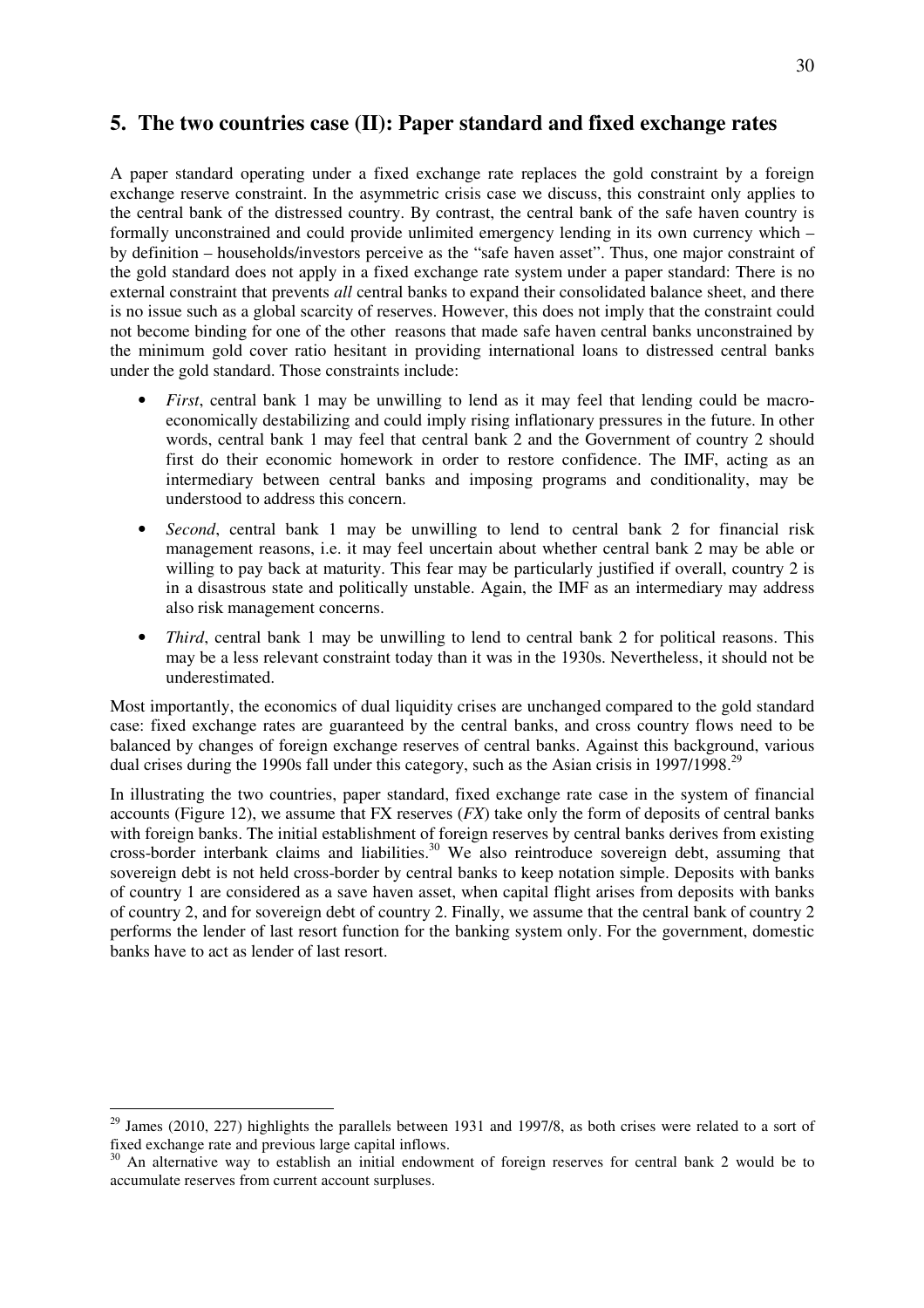## 5. The two countries case (II): Paper standard and fixed exchange rates

A paper standard operating under a fixed exchange rate replaces the gold constraint by a foreign exchange reserve constraint. In the asymmetric crisis case we discuss, this constraint only applies to the central bank of the distressed country. By contrast, the central bank of the safe haven country is formally unconstrained and could provide unlimited emergency lending in its own currency which – by definition – households/investors perceive as the "safe haven asset". Thus, one major constraint of the gold standard does not apply in a fixed exchange rate system under a paper standard: There is no external constraint that prevents *all* central banks to expand their consolidated balance sheet, and there is no issue such as a global scarcity of reserves. However, this does not imply that the constraint could not become binding for one of the other reasons that made safe haven central banks unconstrained by the minimum gold cover ratio hesitant in providing international loans to distressed central banks under the gold standard. Those constraints include:

- *First*, central bank 1 may be unwilling to lend as it may feel that lending could be macro-economically destabilizing and could imply rising inflationary pressures in the future. In other words, central bank 1 may feel that central bank 2 and the Government of country 2 should first do their economic homework in order to restore confidence. The IMF, acting as an intermediary between central banks and imposing programs and conditionality, may be understood to address this concern.
- *Second*, central bank 1 may be unwilling to lend to central bank 2 for financial risk management reasons, i.e. it may feel uncertain about whether central bank 2 may be able or willing to pay back at maturity. This fear may be particularly justified if overall, country 2 is in a disastrous state and politically unstable. Again, the IMF as an intermediary may address also risk management concerns.
- *Third*, central bank 1 may be unwilling to lend to central bank 2 for political reasons. This may be a less relevant constraint today than it was in the 1930s. Nevertheless, it should not be underestimated.

Most importantly, the economics of dual liquidity crises are unchanged compared to the gold standard case: fixed exchange rates are guaranteed by the central banks, and cross country flows need to be balanced by changes of foreign exchange reserves of central banks. Against this background, various dual crises during the 1990s fall under this category, such as the Asian crisis in 1997/1998.[29]

In illustrating the two countries, paper standard, fixed exchange rate case in the system of financial accounts (Figure 12), we assume that FX reserves (*FX*) take only the form of deposits of central banks with foreign banks. The initial establishment of foreign reserves by central banks derives from existing cross-border interbank claims and liabilities.[30] We also reintroduce sovereign debt, assuming that sovereign debt is not held cross-border by central banks to keep notation simple. Deposits with banks of country 1 are considered as a save haven asset, when capital flight arises from deposits with banks of country 2, and for sovereign debt of country 2. Finally, we assume that the central bank of country 2 performs the lender of last resort function for the banking system only. For the government, domestic banks have to act as lender of last resort.

---

[29] James (2010, 227) highlights the parallels between 1931 and 1997/8, as both crises were related to a sort of fixed exchange rate and previous large capital inflows.

[30] An alternative way to establish an initial endowment of foreign reserves for central bank 2 would be to accumulate reserves from current account surpluses.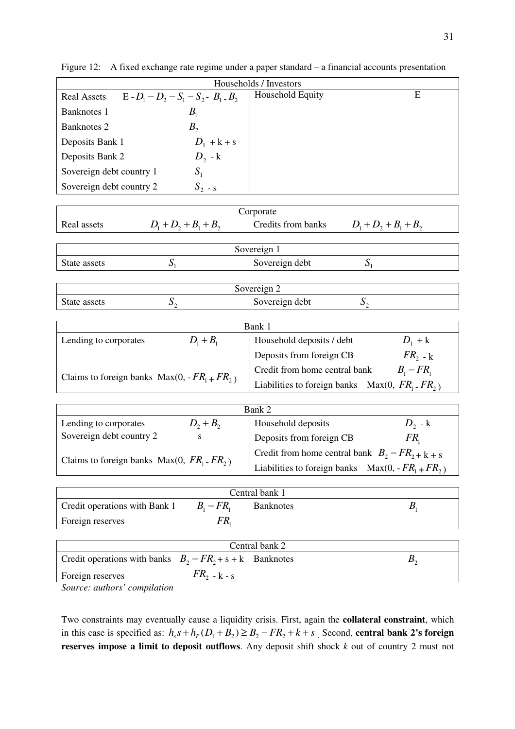Figure 12: A fixed exchange rate regime under a paper standard – a financial accounts presentation

| Households / Investors | | | |
|---|---|---|---|
| Real Assets | $E - D_1 - D_2 - S_1 - S_2 - B_1 - B_2$ | Household Equity | E |
| Banknotes 1 | $B_1$ | | |
| Banknotes 2 | $B_2$ | | |
| Deposits Bank 1 | $D_1 + k + s$ | | |
| Deposits Bank 2 | $D_2 - k$ | | |
| Sovereign debt country 1 | $S_1$ | | |
| Sovereign debt country 2 | $S_2 - s$ | | |

| Corporate | | | |
|---|---|---|---|
| Real assets | $D_1 + D_2 + B_1 + B_2$ | Credits from banks | $D_1 + D_2 + B_1 + B_2$ |

| Sovereign 1 | | | |
|---|---|---|---|
| State assets | $S_1$ | Sovereign debt | $S_1$ |

| Sovereign 2 | | | |
|---|---|---|---|
| State assets | $S_2$ | Sovereign debt | $S_2$ |

| Bank 1 | | | |
|---|---|---|---|
| Lending to corporates | $D_1 + B_1$ | Household deposits / debt | $D_1 + k$ |
| | | Deposits from foreign CB | $FR_2 - k$ |
| Claims to foreign banks | $Max(0, -FR_1 + FR_2)$ | Credit from home central bank | $B_1 - FR_1$ |
| | | Liabilities to foreign banks | $Max(0, FR_1 - FR_2)$ |

| Bank 2 | | | |
|---|---|---|---|
| Lending to corporates | $D_2 + B_2$ | Household deposits | $D_2 - k$ |
| Sovereign debt country 2 | s | Deposits from foreign CB | $FR_1$ |
| Claims to foreign banks | $Max(0, FR_1 - FR_2)$ | Credit from home central bank | $B_2 - FR_2 + k + s$ |
| | | Liabilities to foreign banks | $Max(0, -FR_1 + FR_2)$ |

| Central bank 1 | | | |
|---|---|---|---|
| Credit operations with Bank 1 | $B_1 - FR_1$ | Banknotes | $B_1$ |
| Foreign reserves | $FR_1$ | | |

| Central bank 2 | | | |
|---|---|---|---|
| Credit operations with banks | $B_2 - FR_2 + s + k$ | Banknotes | $B_2$ |
| Foreign reserves | $FR_2 - k - s$ | | |

*Source: authors' compilation*

Two constraints may eventually cause a liquidity crisis. First, again the **collateral constraint**, which in this case is specified as: $h_s s + h_P (D_1 + B_2) \geq B_2 - FR_2 + k + s$. Second, **central bank 2's foreign reserves impose a limit to deposit outflows**. Any deposit shift shock $k$ out of country 2 must not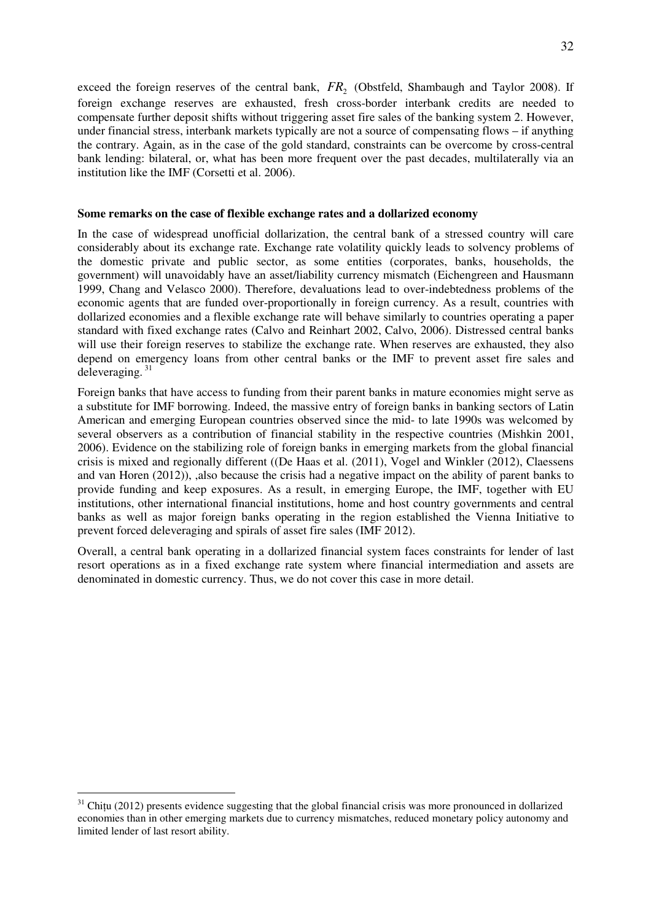exceed the foreign reserves of the central bank, $FR_2$ (Obstfeld, Shambaugh and Taylor 2008). If foreign exchange reserves are exhausted, fresh cross-border interbank credits are needed to compensate further deposit shifts without triggering asset fire sales of the banking system 2. However, under financial stress, interbank markets typically are not a source of compensating flows – if anything the contrary. Again, as in the case of the gold standard, constraints can be overcome by cross-central bank lending: bilateral, or, what has been more frequent over the past decades, multilaterally via an institution like the IMF (Corsetti et al. 2006).

**Some remarks on the case of flexible exchange rates and a dollarized economy**

In the case of widespread unofficial dollarization, the central bank of a stressed country will care considerably about its exchange rate. Exchange rate volatility quickly leads to solvency problems of the domestic private and public sector, as some entities (corporates, banks, households, the government) will unavoidably have an asset/liability currency mismatch (Eichengreen and Hausmann 1999, Chang and Velasco 2000). Therefore, devaluations lead to over-indebtedness problems of the economic agents that are funded over-proportionally in foreign currency. As a result, countries with dollarized economies and a flexible exchange rate will behave similarly to countries operating a paper standard with fixed exchange rates (Calvo and Reinhart 2002, Calvo, 2006). Distressed central banks will use their foreign reserves to stabilize the exchange rate. When reserves are exhausted, they also depend on emergency loans from other central banks or the IMF to prevent asset fire sales and deleveraging.[31]

Foreign banks that have access to funding from their parent banks in mature economies might serve as a substitute for IMF borrowing. Indeed, the massive entry of foreign banks in banking sectors of Latin American and emerging European countries observed since the mid- to late 1990s was welcomed by several observers as a contribution of financial stability in the respective countries (Mishkin 2001, 2006). Evidence on the stabilizing role of foreign banks in emerging markets from the global financial crisis is mixed and regionally different ((De Haas et al. (2011), Vogel and Winkler (2012), Claessens and van Horen (2012)), ,also because the crisis had a negative impact on the ability of parent banks to provide funding and keep exposures. As a result, in emerging Europe, the IMF, together with EU institutions, other international financial institutions, home and host country governments and central banks as well as major foreign banks operating in the region established the Vienna Initiative to prevent forced deleveraging and spirals of asset fire sales (IMF 2012).

Overall, a central bank operating in a dollarized financial system faces constraints for lender of last resort operations as in a fixed exchange rate system where financial intermediation and assets are denominated in domestic currency. Thus, we do not cover this case in more detail.

[31] Chițu (2012) presents evidence suggesting that the global financial crisis was more pronounced in dollarized economies than in other emerging markets due to currency mismatches, reduced monetary policy autonomy and limited lender of last resort ability.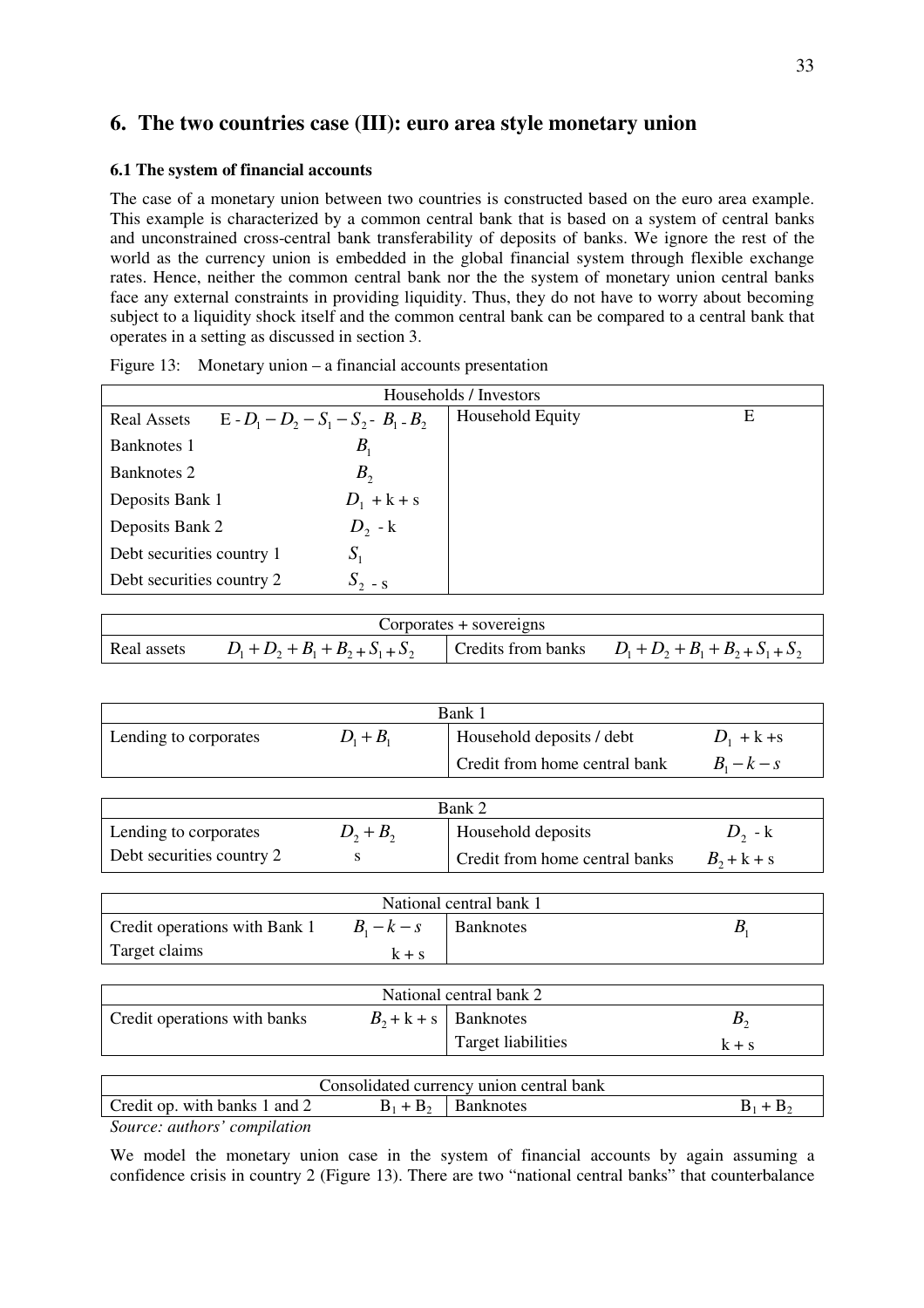## 6. The two countries case (III): euro area style monetary union

### 6.1 The system of financial accounts

The case of a monetary union between two countries is constructed based on the euro area example. This example is characterized by a common central bank that is based on a system of central banks and unconstrained cross-central bank transferability of deposits of banks. We ignore the rest of the world as the currency union is embedded in the global financial system through flexible exchange rates. Hence, neither the common central bank nor the the system of monetary union central banks face any external constraints in providing liquidity. Thus, they do not have to worry about becoming subject to a liquidity shock itself and the common central bank can be compared to a central bank that operates in a setting as discussed in section 3.

Figure 13: Monetary union – a financial accounts presentation

| Households / Investors | | | |
|---|---|---|---|
| Real Assets | $E - D_1 - D_2 - S_1 - S_2 - B_1 - B_2$ | Household Equity | E |
| Banknotes 1 | $B_1$ | | |
| Banknotes 2 | $B_2$ | | |
| Deposits Bank 1 | $D_1 + k + s$ | | |
| Deposits Bank 2 | $D_2 - k$ | | |
| Debt securities country 1 | $S_1$ | | |
| Debt securities country 2 | $S_2 - s$ | | |

| Corporates + sovereigns | | | |
|---|---|---|---|
| Real assets | $D_1 + D_2 + B_1 + B_2 + S_1 + S_2$ | Credits from banks | $D_1 + D_2 + B_1 + B_2 + S_1 + S_2$ |

| Bank 1 | | | |
|---|---|---|---|
| Lending to corporates | $D_1 + B_1$ | Household deposits / debt | $D_1 + k + s$ |
| | | Credit from home central bank | $B_1 - k - s$ |

| Bank 2 | | | |
|---|---|---|---|
| Lending to corporates | $D_2 + B_2$ | Household deposits | $D_2 - k$ |
| Debt securities country 2 | s | Credit from home central banks | $B_2 + k + s$ |

| National central bank 1 | | | |
|---|---|---|---|
| Credit operations with Bank 1 | $B_1 - k - s$ | Banknotes | $B_1$ |
| Target claims | $k + s$ | | |

| National central bank 2 | | | |
|---|---|---|---|
| Credit operations with banks | $B_2 + k + s$ | Banknotes | $B_2$ |
| | | Target liabilities | $k + s$ |

| Consolidated currency union central bank | | | |
|---|---|---|---|
| Credit op. with banks 1 and 2 | $B_1 + B_2$ | Banknotes | $B_1 + B_2$ |

*Source: authors' compilation*

We model the monetary union case in the system of financial accounts by again assuming a confidence crisis in country 2 (Figure 13). There are two "national central banks" that counterbalance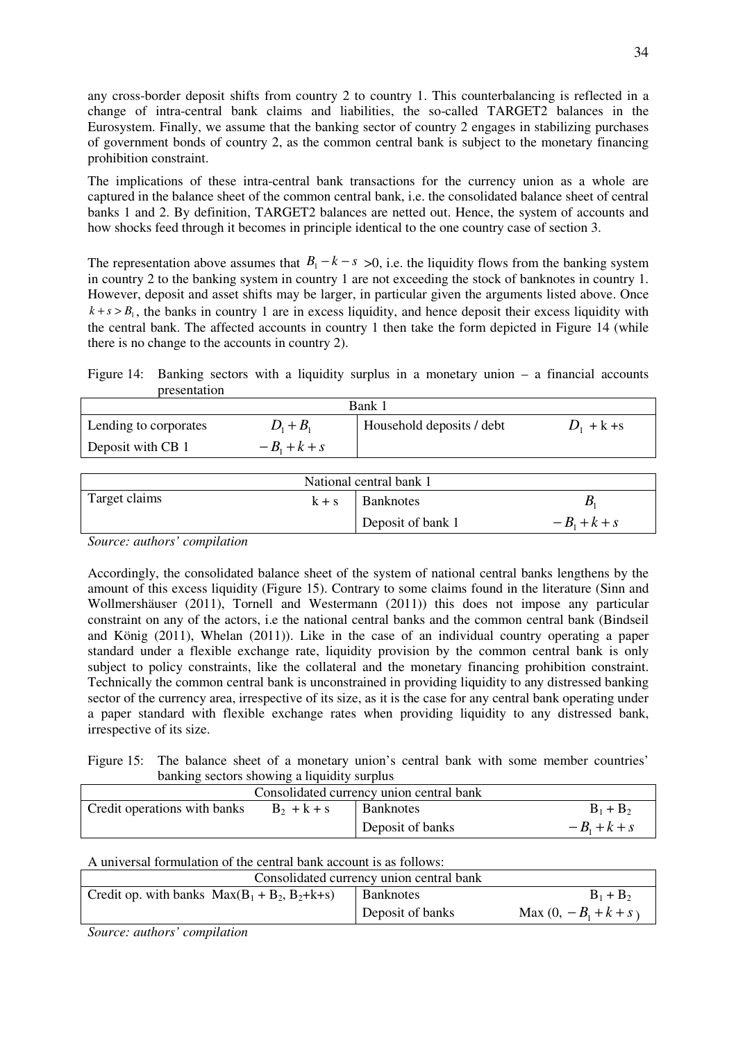any cross-border deposit shifts from country 2 to country 1. This counterbalancing is reflected in a change of intra-central bank claims and liabilities, the so-called TARGET2 balances in the Eurosystem. Finally, we assume that the banking sector of country 2 engages in stabilizing purchases of government bonds of country 2, as the common central bank is subject to the monetary financing prohibition constraint.

The implications of these intra-central bank transactions for the currency union as a whole are captured in the balance sheet of the common central bank, i.e. the consolidated balance sheet of central banks 1 and 2. By definition, TARGET2 balances are netted out. Hence, the system of accounts and how shocks feed through it becomes in principle identical to the one country case of section 3.

The representation above assumes that $B_1 - k - s > 0$, i.e. the liquidity flows from the banking system in country 2 to the banking system in country 1 are not exceeding the stock of banknotes in country 1. However, deposit and asset shifts may be larger, in particular given the arguments listed above. Once $k + s > B_1$, the banks in country 1 are in excess liquidity, and hence deposit their excess liquidity with the central bank. The affected accounts in country 1 then take the form depicted in Figure 14 (while there is no change to the accounts in country 2).

Figure 14: Banking sectors with a liquidity surplus in a monetary union – a financial accounts presentation

| Bank 1 | | | |
|---|---|---|---|
| Lending to corporates | $D_1 + B_1$ | Household deposits / debt | $D_1 + k + s$ |
| Deposit with CB 1 | $-B_1 + k + s$ | | |

| National central bank 1 | | | |
|---|---|---|---|
| Target claims | $k + s$ | Banknotes | $B_1$ |
| | | Deposit of bank 1 | $-B_1 + k + s$ |

*Source: authors' compilation*

Accordingly, the consolidated balance sheet of the system of national central banks lengthens by the amount of this excess liquidity (Figure 15). Contrary to some claims found in the literature (Sinn and Wollmershäuser (2011), Tornell and Westermann (2011)) this does not impose any particular constraint on any of the actors, i.e the national central banks and the common central bank (Bindseil and König (2011), Whelan (2011)). Like in the case of an individual country operating a paper standard under a flexible exchange rate, liquidity provision by the common central bank is only subject to policy constraints, like the collateral and the monetary financing prohibition constraint. Technically the common central bank is unconstrained in providing liquidity to any distressed banking sector of the currency area, irrespective of its size, as it is the case for any central bank operating under a paper standard with flexible exchange rates when providing liquidity to any distressed bank, irrespective of its size.

Figure 15: The balance sheet of a monetary union's central bank with some member countries' banking sectors showing a liquidity surplus

| Consolidated currency union central bank | | | |
|---|---|---|---|
| Credit operations with banks | $B_2 + k + s$ | Banknotes | $B_1 + B_2$ |
| | | Deposit of banks | $-B_1 + k + s$ |

A universal formulation of the central bank account is as follows:

| Consolidated currency union central bank | | |
|---|---|---|
| Credit op. with banks $\text{Max}(B_1 + B_2, B_2 + k + s)$ | Banknotes | $B_1 + B_2$ |
| | Deposit of banks | $\text{Max}(0, -B_1 + k + s)$ |

*Source: authors' compilation*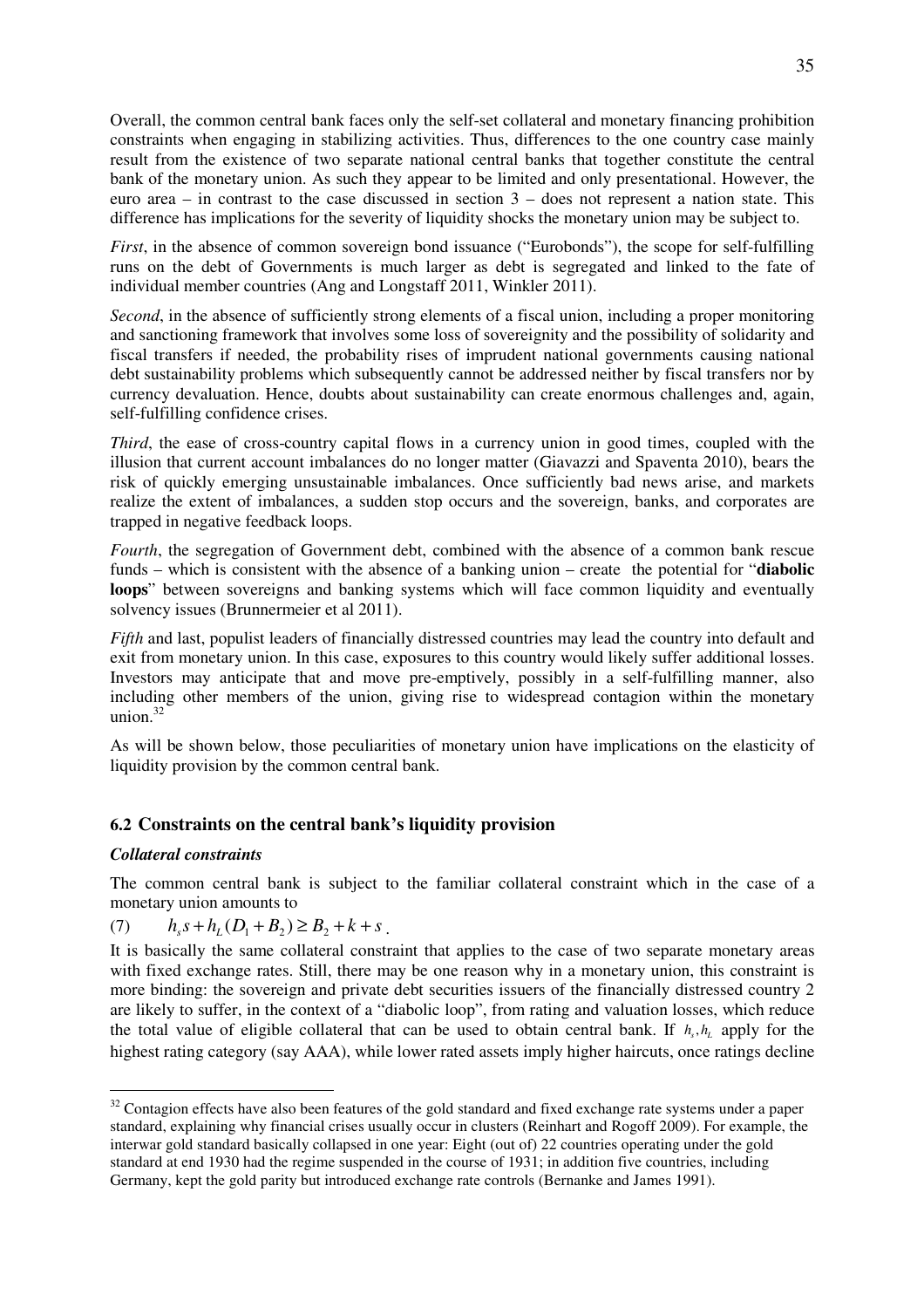Overall, the common central bank faces only the self-set collateral and monetary financing prohibition constraints when engaging in stabilizing activities. Thus, differences to the one country case mainly result from the existence of two separate national central banks that together constitute the central bank of the monetary union. As such they appear to be limited and only presentational. However, the euro area – in contrast to the case discussed in section 3 – does not represent a nation state. This difference has implications for the severity of liquidity shocks the monetary union may be subject to.

*First*, in the absence of common sovereign bond issuance ("Eurobonds"), the scope for self-fulfilling runs on the debt of Governments is much larger as debt is segregated and linked to the fate of individual member countries (Ang and Longstaff 2011, Winkler 2011).

*Second*, in the absence of sufficiently strong elements of a fiscal union, including a proper monitoring and sanctioning framework that involves some loss of sovereignity and the possibility of solidarity and fiscal transfers if needed, the probability rises of imprudent national governments causing national debt sustainability problems which subsequently cannot be addressed neither by fiscal transfers nor by currency devaluation. Hence, doubts about sustainability can create enormous challenges and, again, self-fulfilling confidence crises.

*Third*, the ease of cross-country capital flows in a currency union in good times, coupled with the illusion that current account imbalances do no longer matter (Giavazzi and Spaventa 2010), bears the risk of quickly emerging unsustainable imbalances. Once sufficiently bad news arise, and markets realize the extent of imbalances, a sudden stop occurs and the sovereign, banks, and corporates are trapped in negative feedback loops.

*Fourth*, the segregation of Government debt, combined with the absence of a common bank rescue funds – which is consistent with the absence of a banking union – create the potential for "**diabolic loops**" between sovereigns and banking systems which will face common liquidity and eventually solvency issues (Brunnermeier et al 2011).

*Fifth* and last, populist leaders of financially distressed countries may lead the country into default and exit from monetary union. In this case, exposures to this country would likely suffer additional losses. Investors may anticipate that and move pre-emptively, possibly in a self-fulfilling manner, also including other members of the union, giving rise to widespread contagion within the monetary union.[32]

As will be shown below, those peculiarities of monetary union have implications on the elasticity of liquidity provision by the common central bank.

## 6.2 Constraints on the central bank's liquidity provision

***Collateral constraints***

The common central bank is subject to the familiar collateral constraint which in the case of a monetary union amounts to

$$(7) \qquad h_s s + h_L (D_1 + B_2) \geq B_2 + k + s \,.$$

It is basically the same collateral constraint that applies to the case of two separate monetary areas with fixed exchange rates. Still, there may be one reason why in a monetary union, this constraint is more binding: the sovereign and private debt securities issuers of the financially distressed country 2 are likely to suffer, in the context of a "diabolic loop", from rating and valuation losses, which reduce the total value of eligible collateral that can be used to obtain central bank. If $h_s, h_L$ apply for the highest rating category (say AAA), while lower rated assets imply higher haircuts, once ratings decline

[32] Contagion effects have also been features of the gold standard and fixed exchange rate systems under a paper standard, explaining why financial crises usually occur in clusters (Reinhart and Rogoff 2009). For example, the interwar gold standard basically collapsed in one year: Eight (out of) 22 countries operating under the gold standard at end 1930 had the regime suspended in the course of 1931; in addition five countries, including Germany, kept the gold parity but introduced exchange rate controls (Bernanke and James 1991).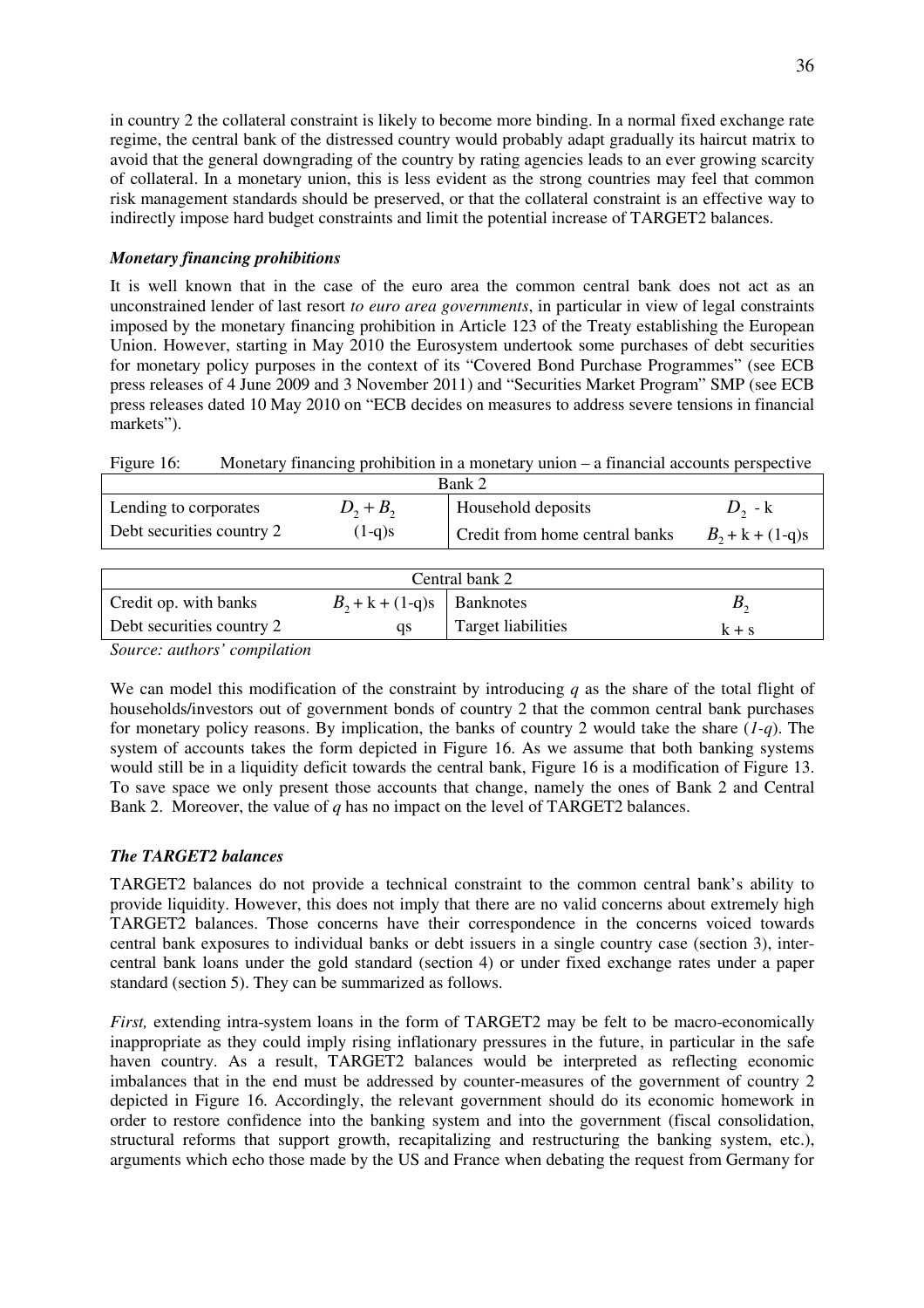in country 2 the collateral constraint is likely to become more binding. In a normal fixed exchange rate regime, the central bank of the distressed country would probably adapt gradually its haircut matrix to avoid that the general downgrading of the country by rating agencies leads to an ever growing scarcity of collateral. In a monetary union, this is less evident as the strong countries may feel that common risk management standards should be preserved, or that the collateral constraint is an effective way to indirectly impose hard budget constraints and limit the potential increase of TARGET2 balances.

***Monetary financing prohibitions***

It is well known that in the case of the euro area the common central bank does not act as an unconstrained lender of last resort *to euro area governments*, in particular in view of legal constraints imposed by the monetary financing prohibition in Article 123 of the Treaty establishing the European Union. However, starting in May 2010 the Eurosystem undertook some purchases of debt securities for monetary policy purposes in the context of its "Covered Bond Purchase Programmes" (see ECB press releases of 4 June 2009 and 3 November 2011) and "Securities Market Program" SMP (see ECB press releases dated 10 May 2010 on "ECB decides on measures to address severe tensions in financial markets").

Figure 16: Monetary financing prohibition in a monetary union – a financial accounts perspective

| Bank 2 | | | |
|---|---|---|---|
| Lending to corporates | $D_2 + B_2$ | Household deposits | $D_2$ - k |
| Debt securities country 2 | (1-q)s | Credit from home central banks | $B_2$ + k + (1-q)s |

| Central bank 2 | | | |
|---|---|---|---|
| Credit op. with banks | $B_2$ + k + (1-q)s | Banknotes | $B_2$ |
| Debt securities country 2 | qs | Target liabilities | k + s |

*Source: authors' compilation*

We can model this modification of the constraint by introducing *q* as the share of the total flight of households/investors out of government bonds of country 2 that the common central bank purchases for monetary policy reasons. By implication, the banks of country 2 would take the share (*1-q*). The system of accounts takes the form depicted in Figure 16. As we assume that both banking systems would still be in a liquidity deficit towards the central bank, Figure 16 is a modification of Figure 13. To save space we only present those accounts that change, namely the ones of Bank 2 and Central Bank 2. Moreover, the value of *q* has no impact on the level of TARGET2 balances.

***The TARGET2 balances***

TARGET2 balances do not provide a technical constraint to the common central bank's ability to provide liquidity. However, this does not imply that there are no valid concerns about extremely high TARGET2 balances. Those concerns have their correspondence in the concerns voiced towards central bank exposures to individual banks or debt issuers in a single country case (section 3), inter-central bank loans under the gold standard (section 4) or under fixed exchange rates under a paper standard (section 5). They can be summarized as follows.

*First,* extending intra-system loans in the form of TARGET2 may be felt to be macro-economically inappropriate as they could imply rising inflationary pressures in the future, in particular in the safe haven country. As a result, TARGET2 balances would be interpreted as reflecting economic imbalances that in the end must be addressed by counter-measures of the government of country 2 depicted in Figure 16. Accordingly, the relevant government should do its economic homework in order to restore confidence into the banking system and into the government (fiscal consolidation, structural reforms that support growth, recapitalizing and restructuring the banking system, etc.), arguments which echo those made by the US and France when debating the request from Germany for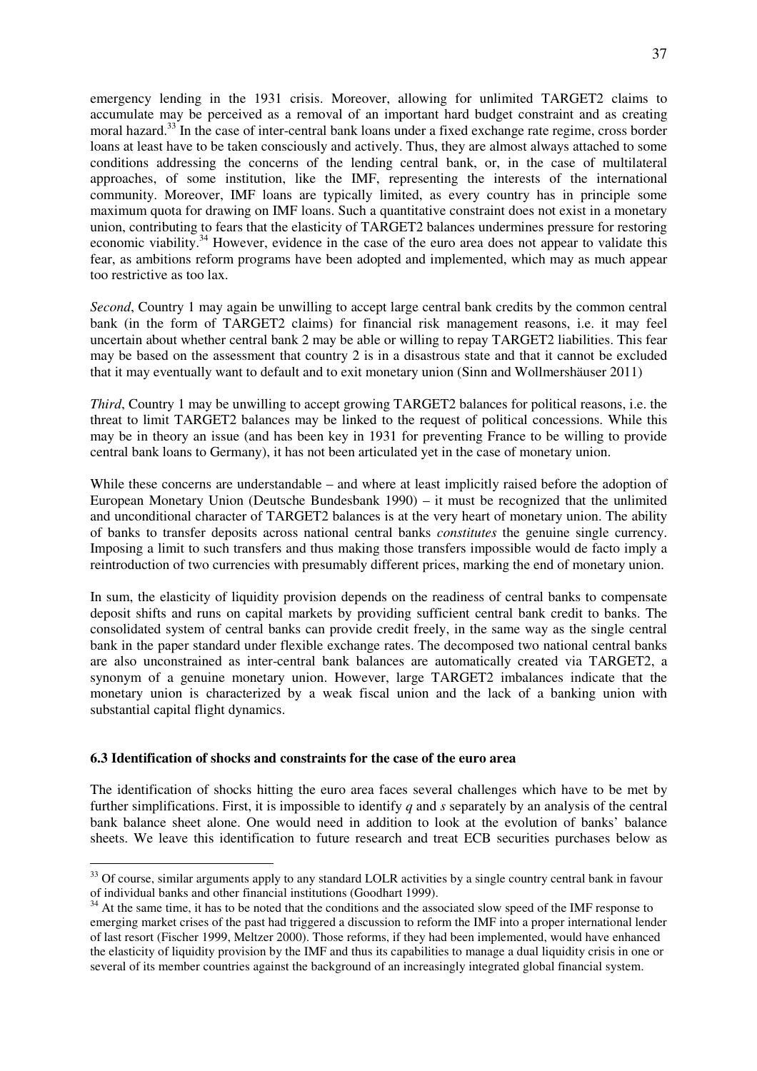emergency lending in the 1931 crisis. Moreover, allowing for unlimited TARGET2 claims to accumulate may be perceived as a removal of an important hard budget constraint and as creating moral hazard.[33] In the case of inter-central bank loans under a fixed exchange rate regime, cross border loans at least have to be taken consciously and actively. Thus, they are almost always attached to some conditions addressing the concerns of the lending central bank, or, in the case of multilateral approaches, of some institution, like the IMF, representing the interests of the international community. Moreover, IMF loans are typically limited, as every country has in principle some maximum quota for drawing on IMF loans. Such a quantitative constraint does not exist in a monetary union, contributing to fears that the elasticity of TARGET2 balances undermines pressure for restoring economic viability.[34] However, evidence in the case of the euro area does not appear to validate this fear, as ambitions reform programs have been adopted and implemented, which may as much appear too restrictive as too lax.

*Second*, Country 1 may again be unwilling to accept large central bank credits by the common central bank (in the form of TARGET2 claims) for financial risk management reasons, i.e. it may feel uncertain about whether central bank 2 may be able or willing to repay TARGET2 liabilities. This fear may be based on the assessment that country 2 is in a disastrous state and that it cannot be excluded that it may eventually want to default and to exit monetary union (Sinn and Wollmershäuser 2011)

*Third*, Country 1 may be unwilling to accept growing TARGET2 balances for political reasons, i.e. the threat to limit TARGET2 balances may be linked to the request of political concessions. While this may be in theory an issue (and has been key in 1931 for preventing France to be willing to provide central bank loans to Germany), it has not been articulated yet in the case of monetary union.

While these concerns are understandable – and where at least implicitly raised before the adoption of European Monetary Union (Deutsche Bundesbank 1990) – it must be recognized that the unlimited and unconditional character of TARGET2 balances is at the very heart of monetary union. The ability of banks to transfer deposits across national central banks *constitutes* the genuine single currency. Imposing a limit to such transfers and thus making those transfers impossible would de facto imply a reintroduction of two currencies with presumably different prices, marking the end of monetary union.

In sum, the elasticity of liquidity provision depends on the readiness of central banks to compensate deposit shifts and runs on capital markets by providing sufficient central bank credit to banks. The consolidated system of central banks can provide credit freely, in the same way as the single central bank in the paper standard under flexible exchange rates. The decomposed two national central banks are also unconstrained as inter-central bank balances are automatically created via TARGET2, a synonym of a genuine monetary union. However, large TARGET2 imbalances indicate that the monetary union is characterized by a weak fiscal union and the lack of a banking union with substantial capital flight dynamics.

### 6.3 Identification of shocks and constraints for the case of the euro area

The identification of shocks hitting the euro area faces several challenges which have to be met by further simplifications. First, it is impossible to identify $q$ and $s$ separately by an analysis of the central bank balance sheet alone. One would need in addition to look at the evolution of banks' balance sheets. We leave this identification to future research and treat ECB securities purchases below as

---

[33] Of course, similar arguments apply to any standard LOLR activities by a single country central bank in favour of individual banks and other financial institutions (Goodhart 1999).

[34] At the same time, it has to be noted that the conditions and the associated slow speed of the IMF response to emerging market crises of the past had triggered a discussion to reform the IMF into a proper international lender of last resort (Fischer 1999, Meltzer 2000). Those reforms, if they had been implemented, would have enhanced the elasticity of liquidity provision by the IMF and thus its capabilities to manage a dual liquidity crisis in one or several of its member countries against the background of an increasingly integrated global financial system.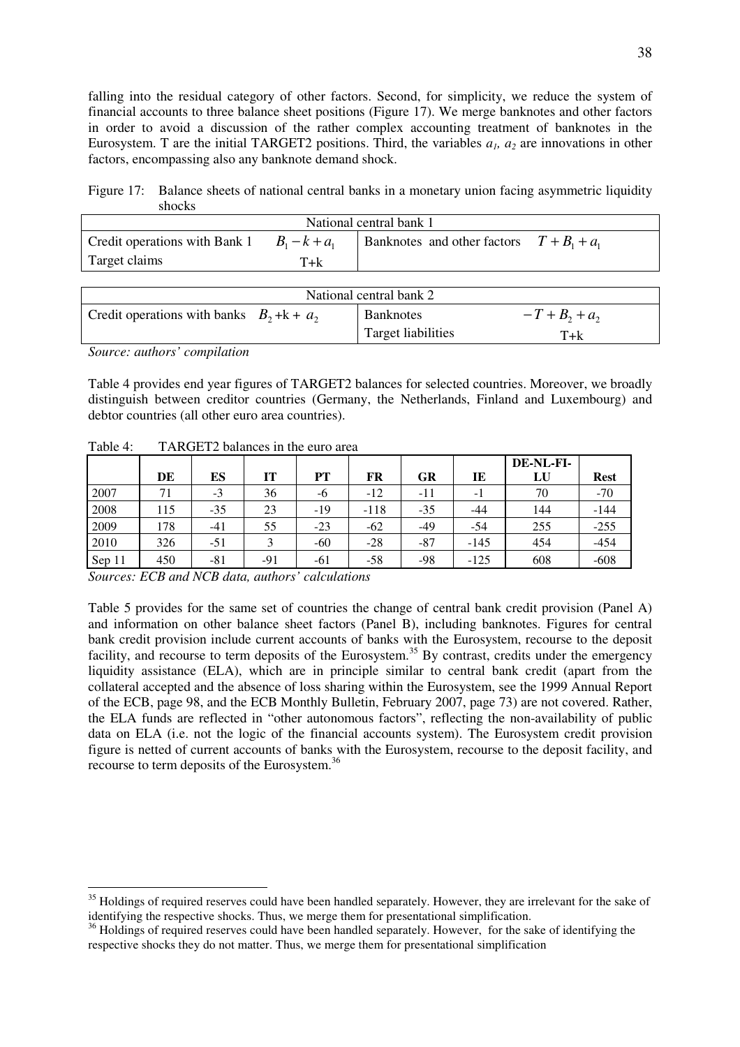falling into the residual category of other factors. Second, for simplicity, we reduce the system of financial accounts to three balance sheet positions (Figure 17). We merge banknotes and other factors in order to avoid a discussion of the rather complex accounting treatment of banknotes in the Eurosystem. T are the initial TARGET2 positions. Third, the variables $a_1$, $a_2$ are innovations in other factors, encompassing also any banknote demand shock.

Figure 17: Balance sheets of national central banks in a monetary union facing asymmetric liquidity shocks

| National central bank 1 | | | |
|---|---|---|---|
| Credit operations with Bank 1 | $B_1 - k + a_1$ | Banknotes and other factors | $T + B_1 + a_1$ |
| Target claims | T+k | | |

| National central bank 2 | | | |
|---|---|---|---|
| Credit operations with banks | $B_2$ +k + $a_2$ | Banknotes | $-T + B_2 + a_2$ |
| | | Target liabilities | T+k |

*Source: authors' compilation*

Table 4 provides end year figures of TARGET2 balances for selected countries. Moreover, we broadly distinguish between creditor countries (Germany, the Netherlands, Finland and Luxembourg) and debtor countries (all other euro area countries).

Table 4: TARGET2 balances in the euro area

| | DE | ES | IT | PT | FR | GR | IE | DE-NL-FI-LU | Rest |
|---|---|---|---|---|---|---|---|---|---|
| 2007 | 71 | -3 | 36 | -6 | -12 | -11 | -1 | 70 | -70 |
| 2008 | 115 | -35 | 23 | -19 | -118 | -35 | -44 | 144 | -144 |
| 2009 | 178 | -41 | 55 | -23 | -62 | -49 | -54 | 255 | -255 |
| 2010 | 326 | -51 | 3 | -60 | -28 | -87 | -145 | 454 | -454 |
| Sep 11 | 450 | -81 | -91 | -61 | -58 | -98 | -125 | 608 | -608 |

*Sources: ECB and NCB data, authors' calculations*

Table 5 provides for the same set of countries the change of central bank credit provision (Panel A) and information on other balance sheet factors (Panel B), including banknotes. Figures for central bank credit provision include current accounts of banks with the Eurosystem, recourse to the deposit facility, and recourse to term deposits of the Eurosystem.[35] By contrast, credits under the emergency liquidity assistance (ELA), which are in principle similar to central bank credit (apart from the collateral accepted and the absence of loss sharing within the Eurosystem, see the 1999 Annual Report of the ECB, page 98, and the ECB Monthly Bulletin, February 2007, page 73) are not covered. Rather, the ELA funds are reflected in "other autonomous factors", reflecting the non-availability of public data on ELA (i.e. not the logic of the financial accounts system). The Eurosystem credit provision figure is netted of current accounts of banks with the Eurosystem, recourse to the deposit facility, and recourse to term deposits of the Eurosystem.[36]

[35] Holdings of required reserves could have been handled separately. However, they are irrelevant for the sake of identifying the respective shocks. Thus, we merge them for presentational simplification.

[36] Holdings of required reserves could have been handled separately. However, for the sake of identifying the respective shocks they do not matter. Thus, we merge them for presentational simplification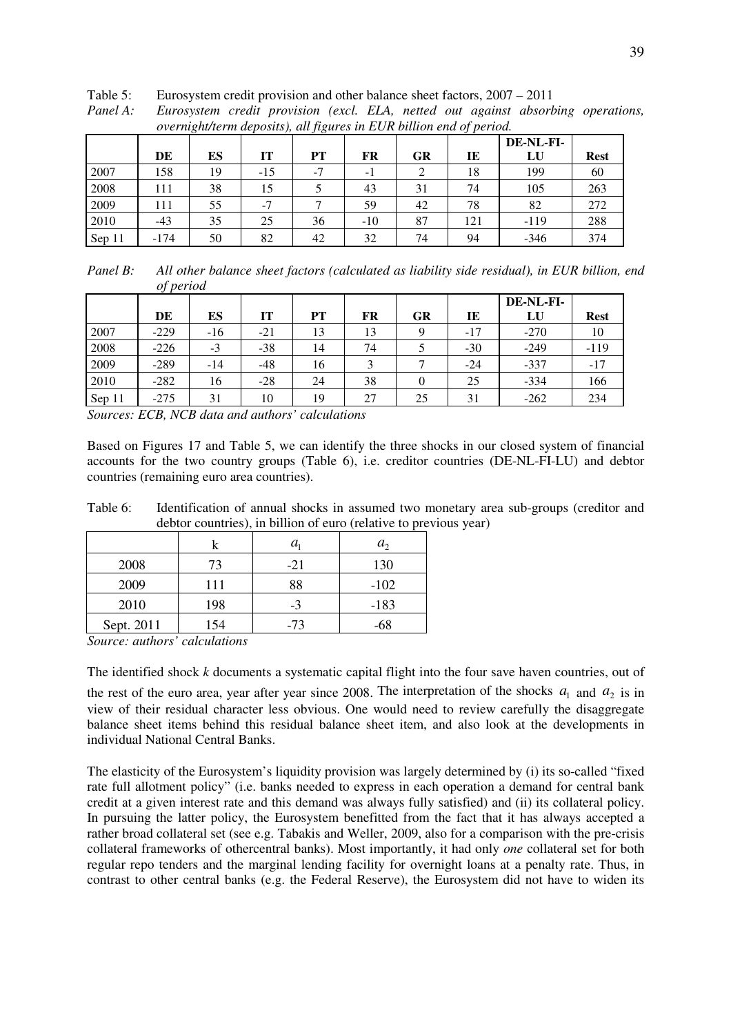Table 5: Eurosystem credit provision and other balance sheet factors, 2007 – 2011

*Panel A: Eurosystem credit provision (excl. ELA, netted out against absorbing operations, overnight/term deposits), all figures in EUR billion end of period.*

| | DE | ES | IT | PT | FR | GR | IE | DE-NL-FI-LU | Rest |
|---|---|---|---|---|---|---|---|---|---|
| 2007 | 158 | 19 | -15 | -7 | -1 | 2 | 18 | 199 | 60 |
| 2008 | 111 | 38 | 15 | 5 | 43 | 31 | 74 | 105 | 263 |
| 2009 | 111 | 55 | -7 | 7 | 59 | 42 | 78 | 82 | 272 |
| 2010 | -43 | 35 | 25 | 36 | -10 | 87 | 121 | -119 | 288 |
| Sep 11 | -174 | 50 | 82 | 42 | 32 | 74 | 94 | -346 | 374 |

*Panel B: All other balance sheet factors (calculated as liability side residual), in EUR billion, end of period*

| | DE | ES | IT | PT | FR | GR | IE | DE-NL-FI-LU | Rest |
|---|---|---|---|---|---|---|---|---|---|
| 2007 | -229 | -16 | -21 | 13 | 13 | 9 | -17 | -270 | 10 |
| 2008 | -226 | -3 | -38 | 14 | 74 | 5 | -30 | -249 | -119 |
| 2009 | -289 | -14 | -48 | 16 | 3 | 7 | -24 | -337 | -17 |
| 2010 | -282 | 16 | -28 | 24 | 38 | 0 | 25 | -334 | 166 |
| Sep 11 | -275 | 31 | 10 | 19 | 27 | 25 | 31 | -262 | 234 |

*Sources: ECB, NCB data and authors' calculations*

Based on Figures 17 and Table 5, we can identify the three shocks in our closed system of financial accounts for the two country groups (Table 6), i.e. creditor countries (DE-NL-FI-LU) and debtor countries (remaining euro area countries).

Table 6: Identification of annual shocks in assumed two monetary area sub-groups (creditor and debtor countries), in billion of euro (relative to previous year)

| | k | $a_1$ | $a_2$ |
|---|---|---|---|
| 2008 | 73 | -21 | 130 |
| 2009 | 111 | 88 | -102 |
| 2010 | 198 | -3 | -183 |
| Sept. 2011 | 154 | -73 | -68 |

*Source: authors' calculations*

The identified shock *k* documents a systematic capital flight into the four save haven countries, out of the rest of the euro area, year after year since 2008. The interpretation of the shocks $a_1$ and $a_2$ is in view of their residual character less obvious. One would need to review carefully the disaggregate balance sheet items behind this residual balance sheet item, and also look at the developments in individual National Central Banks.

The elasticity of the Eurosystem's liquidity provision was largely determined by (i) its so-called "fixed rate full allotment policy" (i.e. banks needed to express in each operation a demand for central bank credit at a given interest rate and this demand was always fully satisfied) and (ii) its collateral policy. In pursuing the latter policy, the Eurosystem benefitted from the fact that it has always accepted a rather broad collateral set (see e.g. Tabakis and Weller, 2009, also for a comparison with the pre-crisis collateral frameworks of othercentral banks). Most importantly, it had only *one* collateral set for both regular repo tenders and the marginal lending facility for overnight loans at a penalty rate. Thus, in contrast to other central banks (e.g. the Federal Reserve), the Eurosystem did not have to widen its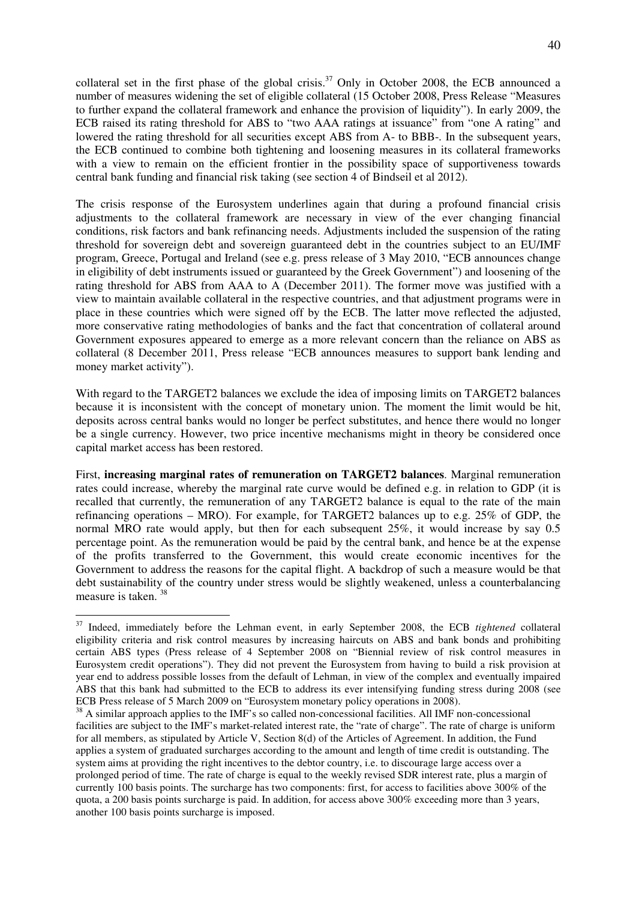collateral set in the first phase of the global crisis.[37] Only in October 2008, the ECB announced a number of measures widening the set of eligible collateral (15 October 2008, Press Release "Measures to further expand the collateral framework and enhance the provision of liquidity"). In early 2009, the ECB raised its rating threshold for ABS to "two AAA ratings at issuance" from "one A rating" and lowered the rating threshold for all securities except ABS from A- to BBB-. In the subsequent years, the ECB continued to combine both tightening and loosening measures in its collateral frameworks with a view to remain on the efficient frontier in the possibility space of supportiveness towards central bank funding and financial risk taking (see section 4 of Bindseil et al 2012).

The crisis response of the Eurosystem underlines again that during a profound financial crisis adjustments to the collateral framework are necessary in view of the ever changing financial conditions, risk factors and bank refinancing needs. Adjustments included the suspension of the rating threshold for sovereign debt and sovereign guaranteed debt in the countries subject to an EU/IMF program, Greece, Portugal and Ireland (see e.g. press release of 3 May 2010, "ECB announces change in eligibility of debt instruments issued or guaranteed by the Greek Government") and loosening of the rating threshold for ABS from AAA to A (December 2011). The former move was justified with a view to maintain available collateral in the respective countries, and that adjustment programs were in place in these countries which were signed off by the ECB. The latter move reflected the adjusted, more conservative rating methodologies of banks and the fact that concentration of collateral around Government exposures appeared to emerge as a more relevant concern than the reliance on ABS as collateral (8 December 2011, Press release "ECB announces measures to support bank lending and money market activity").

With regard to the TARGET2 balances we exclude the idea of imposing limits on TARGET2 balances because it is inconsistent with the concept of monetary union. The moment the limit would be hit, deposits across central banks would no longer be perfect substitutes, and hence there would no longer be a single currency. However, two price incentive mechanisms might in theory be considered once capital market access has been restored.

First, **increasing marginal rates of remuneration on TARGET2 balances**. Marginal remuneration rates could increase, whereby the marginal rate curve would be defined e.g. in relation to GDP (it is recalled that currently, the remuneration of any TARGET2 balance is equal to the rate of the main refinancing operations – MRO). For example, for TARGET2 balances up to e.g. 25% of GDP, the normal MRO rate would apply, but then for each subsequent 25%, it would increase by say 0.5 percentage point. As the remuneration would be paid by the central bank, and hence be at the expense of the profits transferred to the Government, this would create economic incentives for the Government to address the reasons for the capital flight. A backdrop of such a measure would be that debt sustainability of the country under stress would be slightly weakened, unless a counterbalancing measure is taken. [38]

[37] Indeed, immediately before the Lehman event, in early September 2008, the ECB *tightened* collateral eligibility criteria and risk control measures by increasing haircuts on ABS and bank bonds and prohibiting certain ABS types (Press release of 4 September 2008 on "Biennial review of risk control measures in Eurosystem credit operations"). They did not prevent the Eurosystem from having to build a risk provision at year end to address possible losses from the default of Lehman, in view of the complex and eventually impaired ABS that this bank had submitted to the ECB to address its ever intensifying funding stress during 2008 (see ECB Press release of 5 March 2009 on "Eurosystem monetary policy operations in 2008).

[38] A similar approach applies to the IMF's so called non-concessional facilities. All IMF non-concessional facilities are subject to the IMF's market-related interest rate, the "rate of charge". The rate of charge is uniform for all members, as stipulated by Article V, Section 8(d) of the Articles of Agreement. In addition, the Fund applies a system of graduated surcharges according to the amount and length of time credit is outstanding. The system aims at providing the right incentives to the debtor country, i.e. to discourage large access over a prolonged period of time. The rate of charge is equal to the weekly revised SDR interest rate, plus a margin of currently 100 basis points. The surcharge has two components: first, for access to facilities above 300% of the quota, a 200 basis points surcharge is paid. In addition, for access above 300% exceeding more than 3 years, another 100 basis points surcharge is imposed.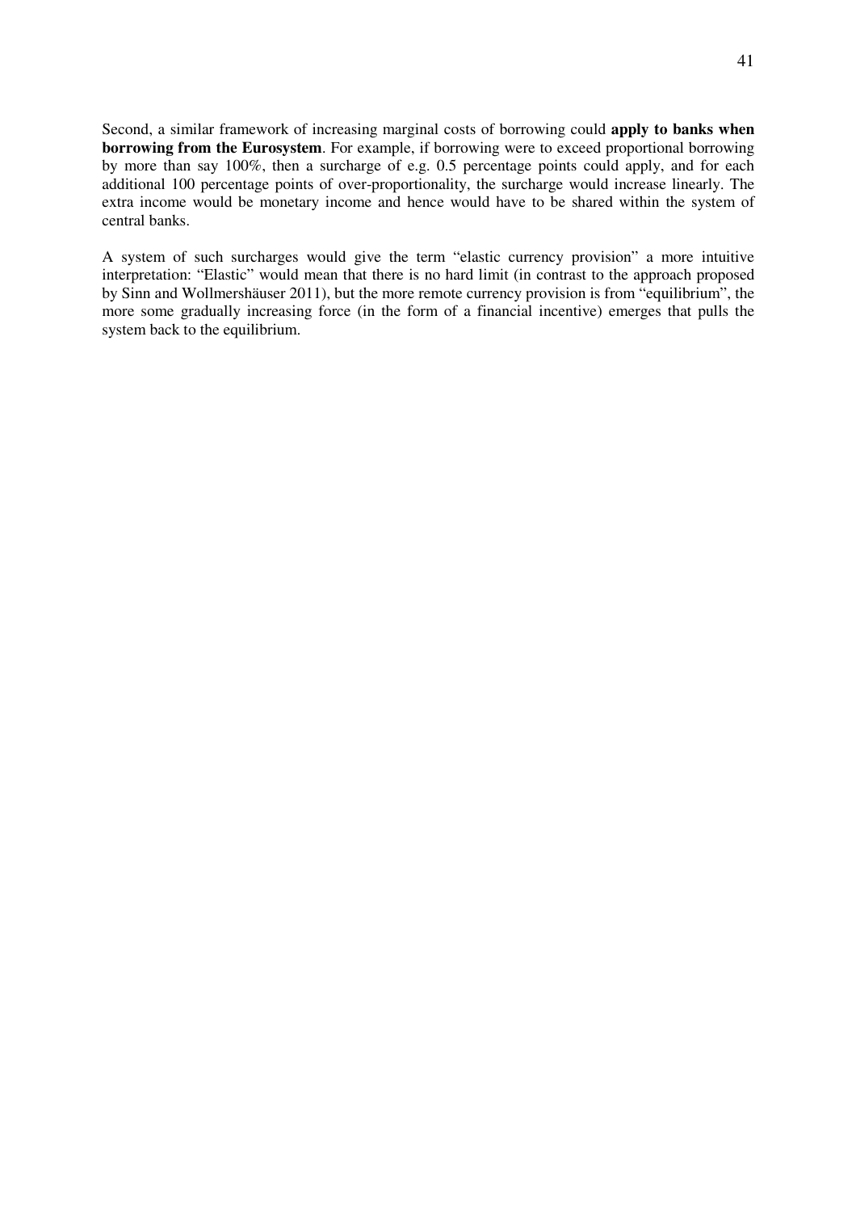Second, a similar framework of increasing marginal costs of borrowing could **apply to banks when borrowing from the Eurosystem**. For example, if borrowing were to exceed proportional borrowing by more than say 100%, then a surcharge of e.g. 0.5 percentage points could apply, and for each additional 100 percentage points of over-proportionality, the surcharge would increase linearly. The extra income would be monetary income and hence would have to be shared within the system of central banks.

A system of such surcharges would give the term "elastic currency provision" a more intuitive interpretation: "Elastic" would mean that there is no hard limit (in contrast to the approach proposed by Sinn and Wollmershäuser 2011), but the more remote currency provision is from "equilibrium", the more some gradually increasing force (in the form of a financial incentive) emerges that pulls the system back to the equilibrium.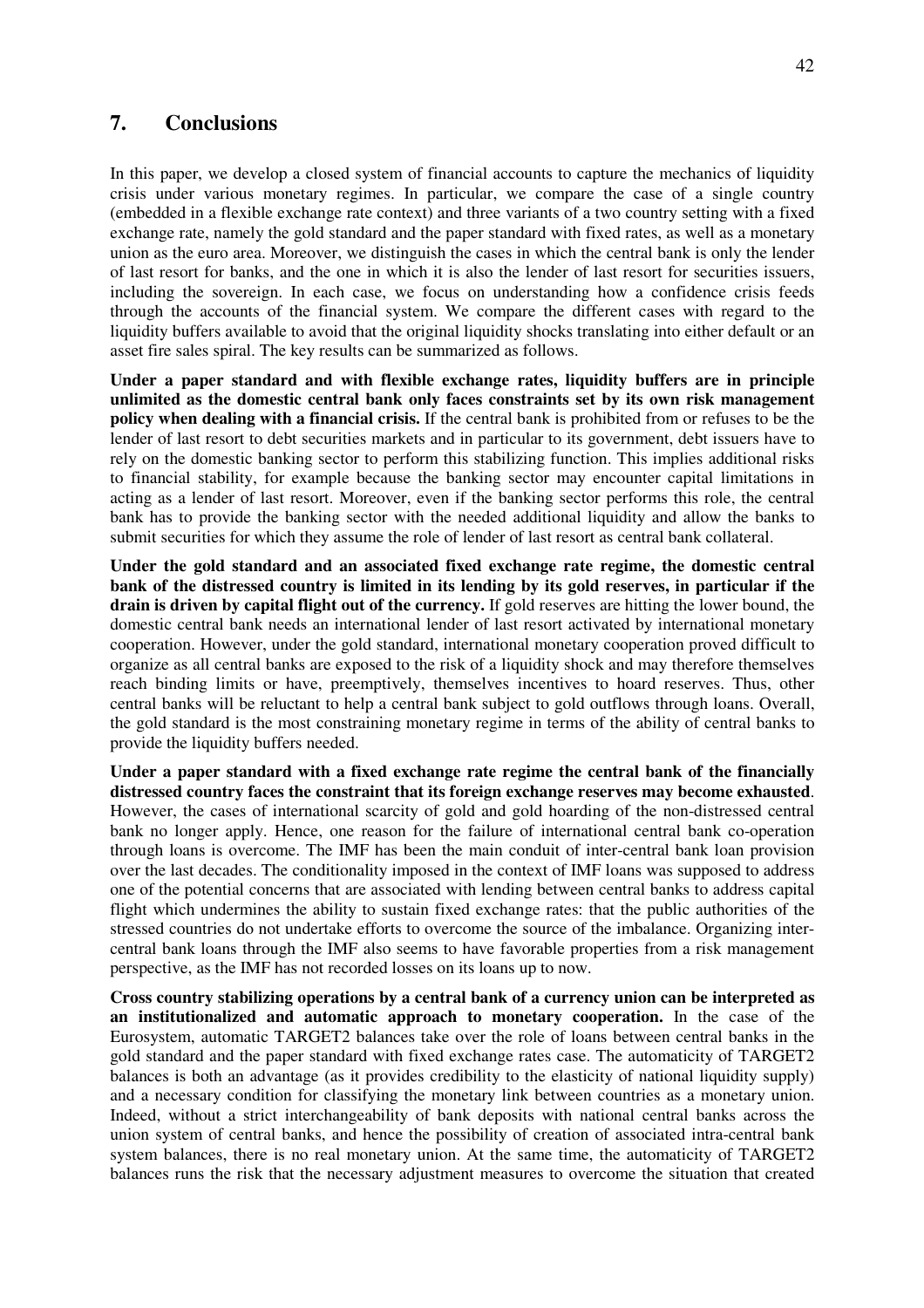## 7. Conclusions

In this paper, we develop a closed system of financial accounts to capture the mechanics of liquidity crisis under various monetary regimes. In particular, we compare the case of a single country (embedded in a flexible exchange rate context) and three variants of a two country setting with a fixed exchange rate, namely the gold standard and the paper standard with fixed rates, as well as a monetary union as the euro area. Moreover, we distinguish the cases in which the central bank is only the lender of last resort for banks, and the one in which it is also the lender of last resort for securities issuers, including the sovereign. In each case, we focus on understanding how a confidence crisis feeds through the accounts of the financial system. We compare the different cases with regard to the liquidity buffers available to avoid that the original liquidity shocks translating into either default or an asset fire sales spiral. The key results can be summarized as follows.

**Under a paper standard and with flexible exchange rates, liquidity buffers are in principle unlimited as the domestic central bank only faces constraints set by its own risk management policy when dealing with a financial crisis.** If the central bank is prohibited from or refuses to be the lender of last resort to debt securities markets and in particular to its government, debt issuers have to rely on the domestic banking sector to perform this stabilizing function. This implies additional risks to financial stability, for example because the banking sector may encounter capital limitations in acting as a lender of last resort. Moreover, even if the banking sector performs this role, the central bank has to provide the banking sector with the needed additional liquidity and allow the banks to submit securities for which they assume the role of lender of last resort as central bank collateral.

**Under the gold standard and an associated fixed exchange rate regime, the domestic central bank of the distressed country is limited in its lending by its gold reserves, in particular if the drain is driven by capital flight out of the currency.** If gold reserves are hitting the lower bound, the domestic central bank needs an international lender of last resort activated by international monetary cooperation. However, under the gold standard, international monetary cooperation proved difficult to organize as all central banks are exposed to the risk of a liquidity shock and may therefore themselves reach binding limits or have, preemptively, themselves incentives to hoard reserves. Thus, other central banks will be reluctant to help a central bank subject to gold outflows through loans. Overall, the gold standard is the most constraining monetary regime in terms of the ability of central banks to provide the liquidity buffers needed.

**Under a paper standard with a fixed exchange rate regime the central bank of the financially distressed country faces the constraint that its foreign exchange reserves may become exhausted**. However, the cases of international scarcity of gold and gold hoarding of the non-distressed central bank no longer apply. Hence, one reason for the failure of international central bank co-operation through loans is overcome. The IMF has been the main conduit of inter-central bank loan provision over the last decades. The conditionality imposed in the context of IMF loans was supposed to address one of the potential concerns that are associated with lending between central banks to address capital flight which undermines the ability to sustain fixed exchange rates: that the public authorities of the stressed countries do not undertake efforts to overcome the source of the imbalance. Organizing inter-central bank loans through the IMF also seems to have favorable properties from a risk management perspective, as the IMF has not recorded losses on its loans up to now.

**Cross country stabilizing operations by a central bank of a currency union can be interpreted as an institutionalized and automatic approach to monetary cooperation.** In the case of the Eurosystem, automatic TARGET2 balances take over the role of loans between central banks in the gold standard and the paper standard with fixed exchange rates case. The automaticity of TARGET2 balances is both an advantage (as it provides credibility to the elasticity of national liquidity supply) and a necessary condition for classifying the monetary link between countries as a monetary union. Indeed, without a strict interchangeability of bank deposits with national central banks across the union system of central banks, and hence the possibility of creation of associated intra-central bank system balances, there is no real monetary union. At the same time, the automaticity of TARGET2 balances runs the risk that the necessary adjustment measures to overcome the situation that created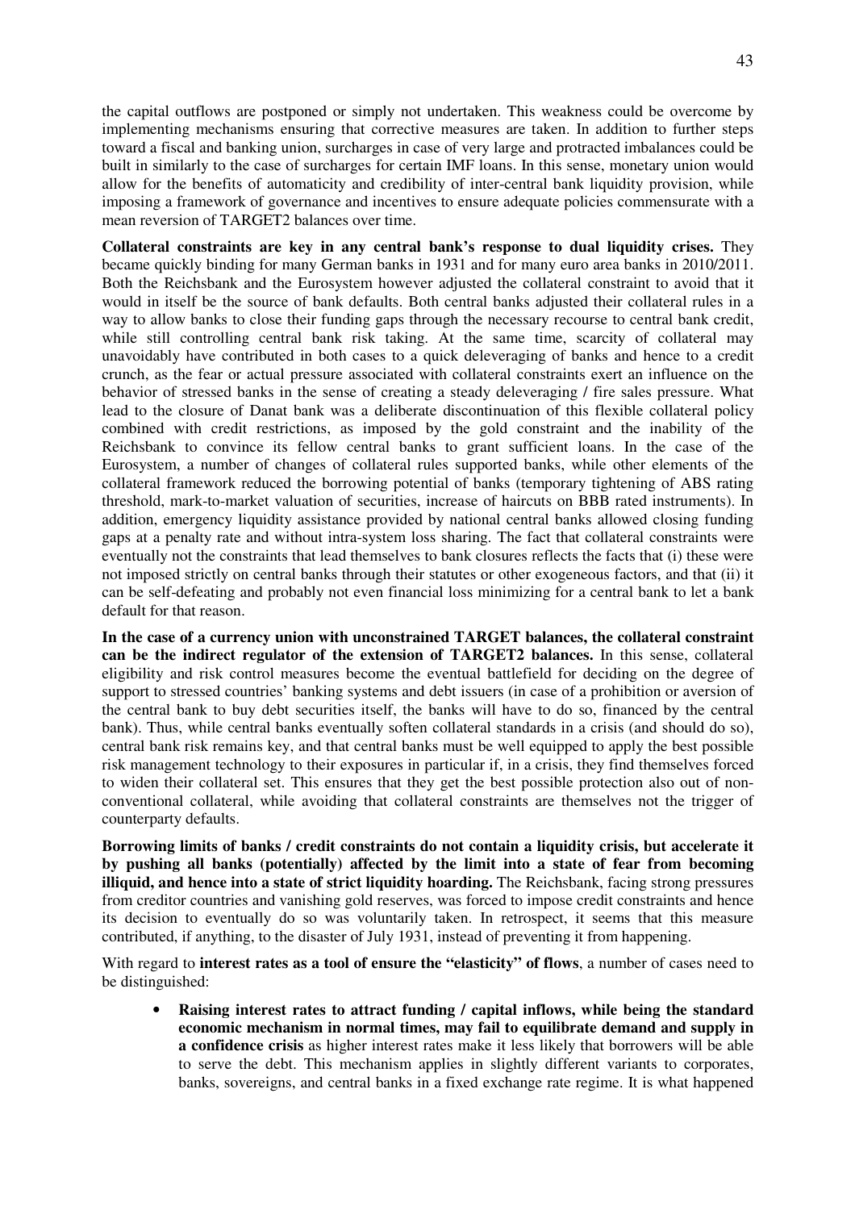the capital outflows are postponed or simply not undertaken. This weakness could be overcome by implementing mechanisms ensuring that corrective measures are taken. In addition to further steps toward a fiscal and banking union, surcharges in case of very large and protracted imbalances could be built in similarly to the case of surcharges for certain IMF loans. In this sense, monetary union would allow for the benefits of automaticity and credibility of inter-central bank liquidity provision, while imposing a framework of governance and incentives to ensure adequate policies commensurate with a mean reversion of TARGET2 balances over time.

**Collateral constraints are key in any central bank's response to dual liquidity crises.** They became quickly binding for many German banks in 1931 and for many euro area banks in 2010/2011. Both the Reichsbank and the Eurosystem however adjusted the collateral constraint to avoid that it would in itself be the source of bank defaults. Both central banks adjusted their collateral rules in a way to allow banks to close their funding gaps through the necessary recourse to central bank credit, while still controlling central bank risk taking. At the same time, scarcity of collateral may unavoidably have contributed in both cases to a quick deleveraging of banks and hence to a credit crunch, as the fear or actual pressure associated with collateral constraints exert an influence on the behavior of stressed banks in the sense of creating a steady deleveraging / fire sales pressure. What lead to the closure of Danat bank was a deliberate discontinuation of this flexible collateral policy combined with credit restrictions, as imposed by the gold constraint and the inability of the Reichsbank to convince its fellow central banks to grant sufficient loans. In the case of the Eurosystem, a number of changes of collateral rules supported banks, while other elements of the collateral framework reduced the borrowing potential of banks (temporary tightening of ABS rating threshold, mark-to-market valuation of securities, increase of haircuts on BBB rated instruments). In addition, emergency liquidity assistance provided by national central banks allowed closing funding gaps at a penalty rate and without intra-system loss sharing. The fact that collateral constraints were eventually not the constraints that lead themselves to bank closures reflects the facts that (i) these were not imposed strictly on central banks through their statutes or other exogeneous factors, and that (ii) it can be self-defeating and probably not even financial loss minimizing for a central bank to let a bank default for that reason.

**In the case of a currency union with unconstrained TARGET balances, the collateral constraint can be the indirect regulator of the extension of TARGET2 balances.** In this sense, collateral eligibility and risk control measures become the eventual battlefield for deciding on the degree of support to stressed countries' banking systems and debt issuers (in case of a prohibition or aversion of the central bank to buy debt securities itself, the banks will have to do so, financed by the central bank). Thus, while central banks eventually soften collateral standards in a crisis (and should do so), central bank risk remains key, and that central banks must be well equipped to apply the best possible risk management technology to their exposures in particular if, in a crisis, they find themselves forced to widen their collateral set. This ensures that they get the best possible protection also out of non-conventional collateral, while avoiding that collateral constraints are themselves not the trigger of counterparty defaults.

**Borrowing limits of banks / credit constraints do not contain a liquidity crisis, but accelerate it by pushing all banks (potentially) affected by the limit into a state of fear from becoming illiquid, and hence into a state of strict liquidity hoarding.** The Reichsbank, facing strong pressures from creditor countries and vanishing gold reserves, was forced to impose credit constraints and hence its decision to eventually do so was voluntarily taken. In retrospect, it seems that this measure contributed, if anything, to the disaster of July 1931, instead of preventing it from happening.

With regard to **interest rates as a tool of ensure the "elasticity" of flows**, a number of cases need to be distinguished:

- **Raising interest rates to attract funding / capital inflows, while being the standard economic mechanism in normal times, may fail to equilibrate demand and supply in a confidence crisis** as higher interest rates make it less likely that borrowers will be able to serve the debt. This mechanism applies in slightly different variants to corporates, banks, sovereigns, and central banks in a fixed exchange rate regime. It is what happened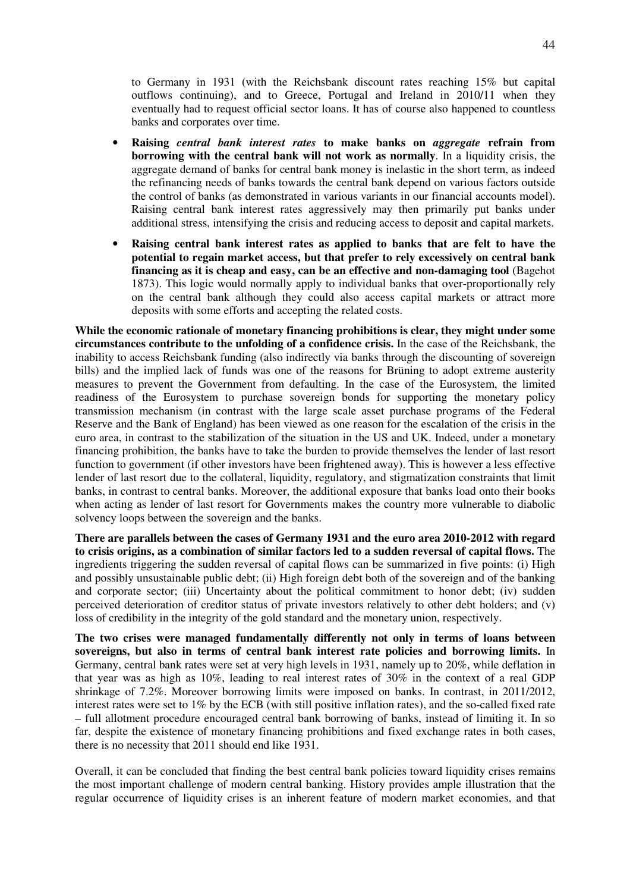to Germany in 1931 (with the Reichsbank discount rates reaching 15% but capital outflows continuing), and to Greece, Portugal and Ireland in 2010/11 when they eventually had to request official sector loans. It has of course also happened to countless banks and corporates over time.

- **Raising *central bank interest rates* to make banks on *aggregate* refrain from borrowing with the central bank will not work as normally**. In a liquidity crisis, the aggregate demand of banks for central bank money is inelastic in the short term, as indeed the refinancing needs of banks towards the central bank depend on various factors outside the control of banks (as demonstrated in various variants in our financial accounts model). Raising central bank interest rates aggressively may then primarily put banks under additional stress, intensifying the crisis and reducing access to deposit and capital markets.
- **Raising central bank interest rates as applied to banks that are felt to have the potential to regain market access, but that prefer to rely excessively on central bank financing as it is cheap and easy, can be an effective and non-damaging tool** (Bagehot 1873). This logic would normally apply to individual banks that over-proportionally rely on the central bank although they could also access capital markets or attract more deposits with some efforts and accepting the related costs.

**While the economic rationale of monetary financing prohibitions is clear, they might under some circumstances contribute to the unfolding of a confidence crisis.** In the case of the Reichsbank, the inability to access Reichsbank funding (also indirectly via banks through the discounting of sovereign bills) and the implied lack of funds was one of the reasons for Brüning to adopt extreme austerity measures to prevent the Government from defaulting. In the case of the Eurosystem, the limited readiness of the Eurosystem to purchase sovereign bonds for supporting the monetary policy transmission mechanism (in contrast with the large scale asset purchase programs of the Federal Reserve and the Bank of England) has been viewed as one reason for the escalation of the crisis in the euro area, in contrast to the stabilization of the situation in the US and UK. Indeed, under a monetary financing prohibition, the banks have to take the burden to provide themselves the lender of last resort function to government (if other investors have been frightened away). This is however a less effective lender of last resort due to the collateral, liquidity, regulatory, and stigmatization constraints that limit banks, in contrast to central banks. Moreover, the additional exposure that banks load onto their books when acting as lender of last resort for Governments makes the country more vulnerable to diabolic solvency loops between the sovereign and the banks.

**There are parallels between the cases of Germany 1931 and the euro area 2010-2012 with regard to crisis origins, as a combination of similar factors led to a sudden reversal of capital flows.** The ingredients triggering the sudden reversal of capital flows can be summarized in five points: (i) High and possibly unsustainable public debt; (ii) High foreign debt both of the sovereign and of the banking and corporate sector; (iii) Uncertainty about the political commitment to honor debt; (iv) sudden perceived deterioration of creditor status of private investors relatively to other debt holders; and (v) loss of credibility in the integrity of the gold standard and the monetary union, respectively.

**The two crises were managed fundamentally differently not only in terms of loans between sovereigns, but also in terms of central bank interest rate policies and borrowing limits.** In Germany, central bank rates were set at very high levels in 1931, namely up to 20%, while deflation in that year was as high as 10%, leading to real interest rates of 30% in the context of a real GDP shrinkage of 7.2%. Moreover borrowing limits were imposed on banks. In contrast, in 2011/2012, interest rates were set to 1% by the ECB (with still positive inflation rates), and the so-called fixed rate – full allotment procedure encouraged central bank borrowing of banks, instead of limiting it. In so far, despite the existence of monetary financing prohibitions and fixed exchange rates in both cases, there is no necessity that 2011 should end like 1931.

Overall, it can be concluded that finding the best central bank policies toward liquidity crises remains the most important challenge of modern central banking. History provides ample illustration that the regular occurrence of liquidity crises is an inherent feature of modern market economies, and that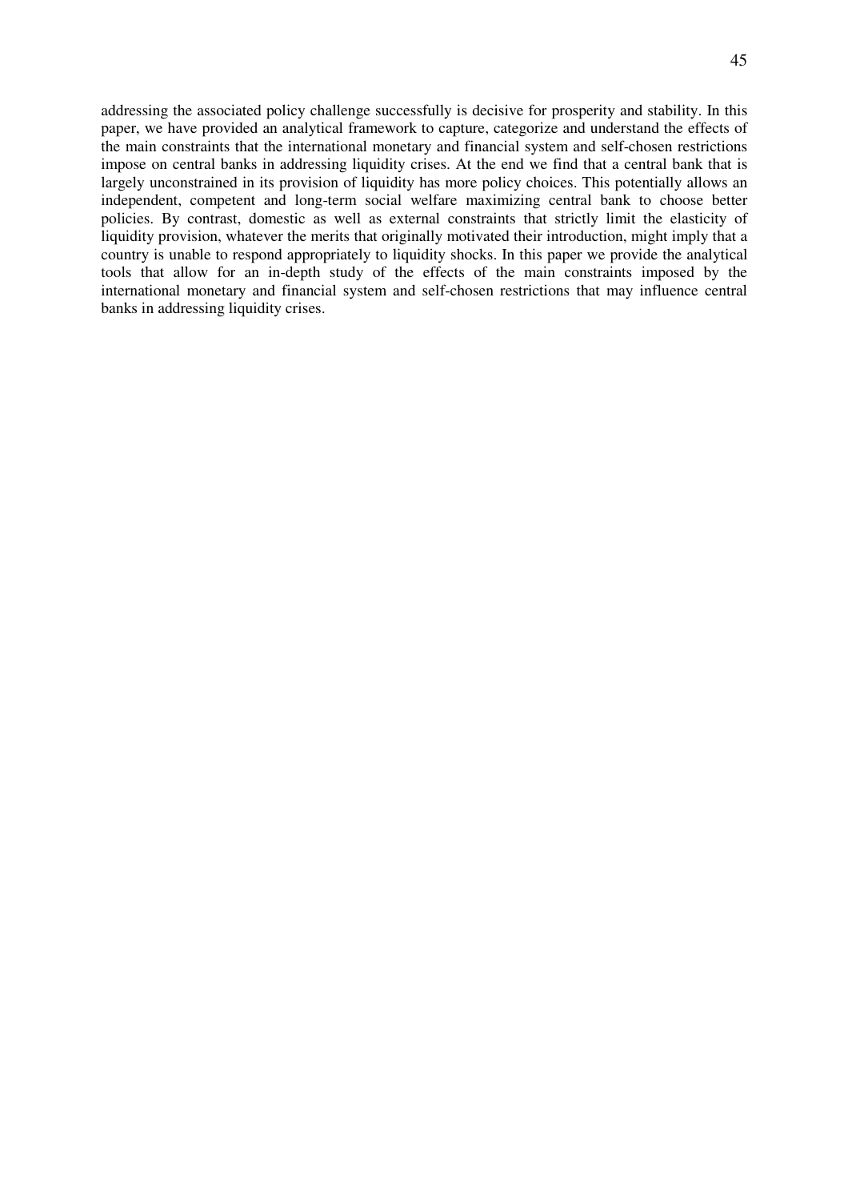addressing the associated policy challenge successfully is decisive for prosperity and stability. In this paper, we have provided an analytical framework to capture, categorize and understand the effects of the main constraints that the international monetary and financial system and self-chosen restrictions impose on central banks in addressing liquidity crises. At the end we find that a central bank that is largely unconstrained in its provision of liquidity has more policy choices. This potentially allows an independent, competent and long-term social welfare maximizing central bank to choose better policies. By contrast, domestic as well as external constraints that strictly limit the elasticity of liquidity provision, whatever the merits that originally motivated their introduction, might imply that a country is unable to respond appropriately to liquidity shocks. In this paper we provide the analytical tools that allow for an in-depth study of the effects of the main constraints imposed by the international monetary and financial system and self-chosen restrictions that may influence central banks in addressing liquidity crises.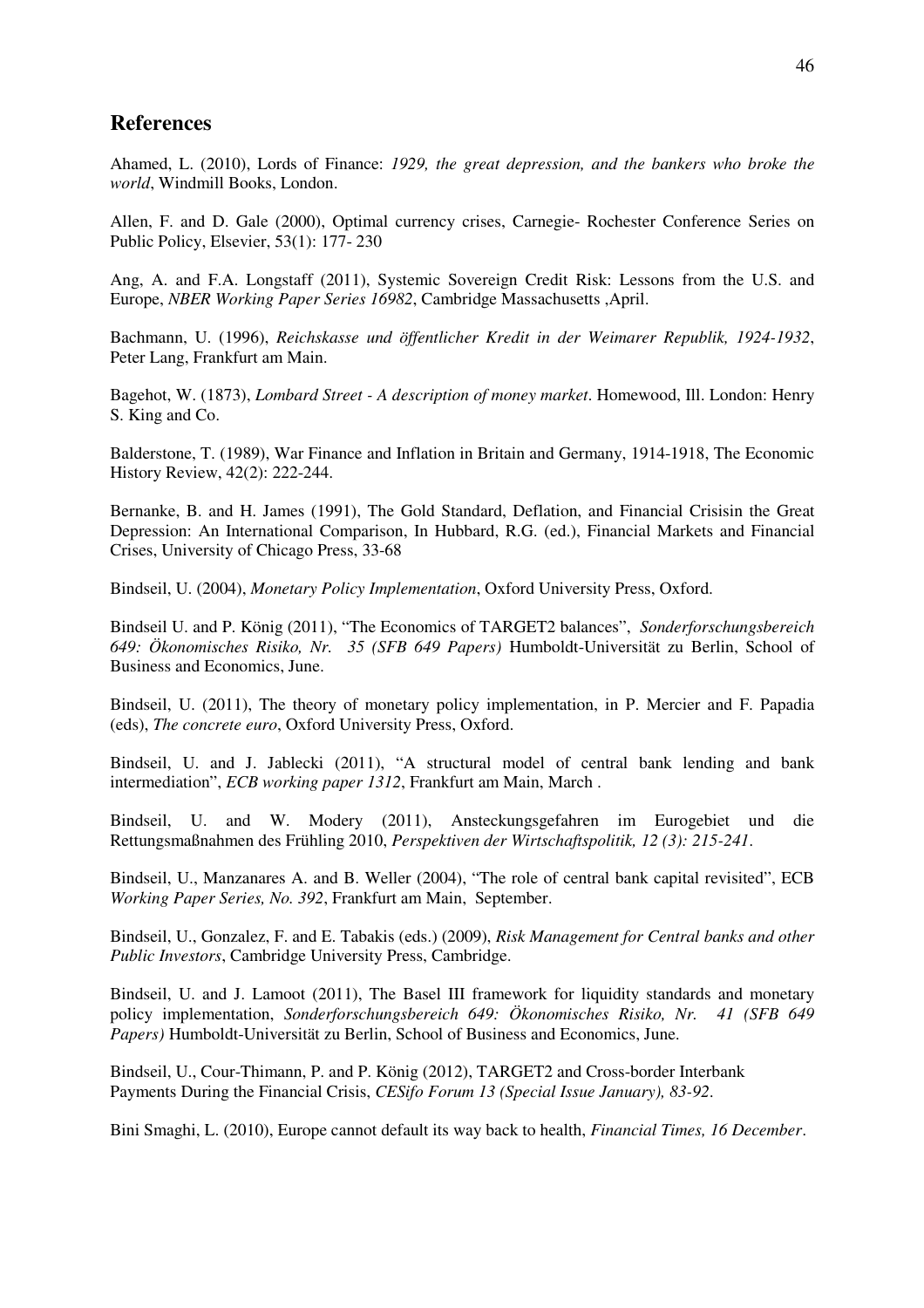## References

Ahamed, L. (2010), Lords of Finance: *1929, the great depression, and the bankers who broke the world*, Windmill Books, London.

Allen, F. and D. Gale (2000), Optimal currency crises, Carnegie- Rochester Conference Series on Public Policy, Elsevier, 53(1): 177- 230

Ang, A. and F.A. Longstaff (2011), Systemic Sovereign Credit Risk: Lessons from the U.S. and Europe, *NBER Working Paper Series 16982*, Cambridge Massachusetts ,April.

Bachmann, U. (1996), *Reichskasse und öffentlicher Kredit in der Weimarer Republik, 1924-1932*, Peter Lang, Frankfurt am Main.

Bagehot, W. (1873), *Lombard Street - A description of money market*. Homewood, Ill. London: Henry S. King and Co.

Balderstone, T. (1989), War Finance and Inflation in Britain and Germany, 1914-1918, The Economic History Review, 42(2): 222-244.

Bernanke, B. and H. James (1991), The Gold Standard, Deflation, and Financial Crisisin the Great Depression: An International Comparison, In Hubbard, R.G. (ed.), Financial Markets and Financial Crises, University of Chicago Press, 33-68

Bindseil, U. (2004), *Monetary Policy Implementation*, Oxford University Press, Oxford.

Bindseil U. and P. König (2011), "The Economics of TARGET2 balances", *Sonderforschungsbereich 649: Ökonomisches Risiko, Nr. 35 (SFB 649 Papers)* Humboldt-Universität zu Berlin, School of Business and Economics, June.

Bindseil, U. (2011), The theory of monetary policy implementation, in P. Mercier and F. Papadia (eds), *The concrete euro*, Oxford University Press, Oxford.

Bindseil, U. and J. Jablecki (2011), "A structural model of central bank lending and bank intermediation", *ECB working paper 1312*, Frankfurt am Main, March .

Bindseil, U. and W. Modery (2011), Ansteckungsgefahren im Eurogebiet und die Rettungsmaßnahmen des Frühling 2010, *Perspektiven der Wirtschaftspolitik, 12 (3): 215-241*.

Bindseil, U., Manzanares A. and B. Weller (2004), "The role of central bank capital revisited", ECB *Working Paper Series, No. 392*, Frankfurt am Main, September.

Bindseil, U., Gonzalez, F. and E. Tabakis (eds.) (2009), *Risk Management for Central banks and other Public Investors*, Cambridge University Press, Cambridge.

Bindseil, U. and J. Lamoot (2011), The Basel III framework for liquidity standards and monetary policy implementation, *Sonderforschungsbereich 649: Ökonomisches Risiko, Nr. 41 (SFB 649 Papers)* Humboldt-Universität zu Berlin, School of Business and Economics, June.

Bindseil, U., Cour-Thimann, P. and P. König (2012), TARGET2 and Cross-border Interbank Payments During the Financial Crisis, *CESifo Forum 13 (Special Issue January), 83-92*.

Bini Smaghi, L. (2010), Europe cannot default its way back to health, *Financial Times, 16 December*.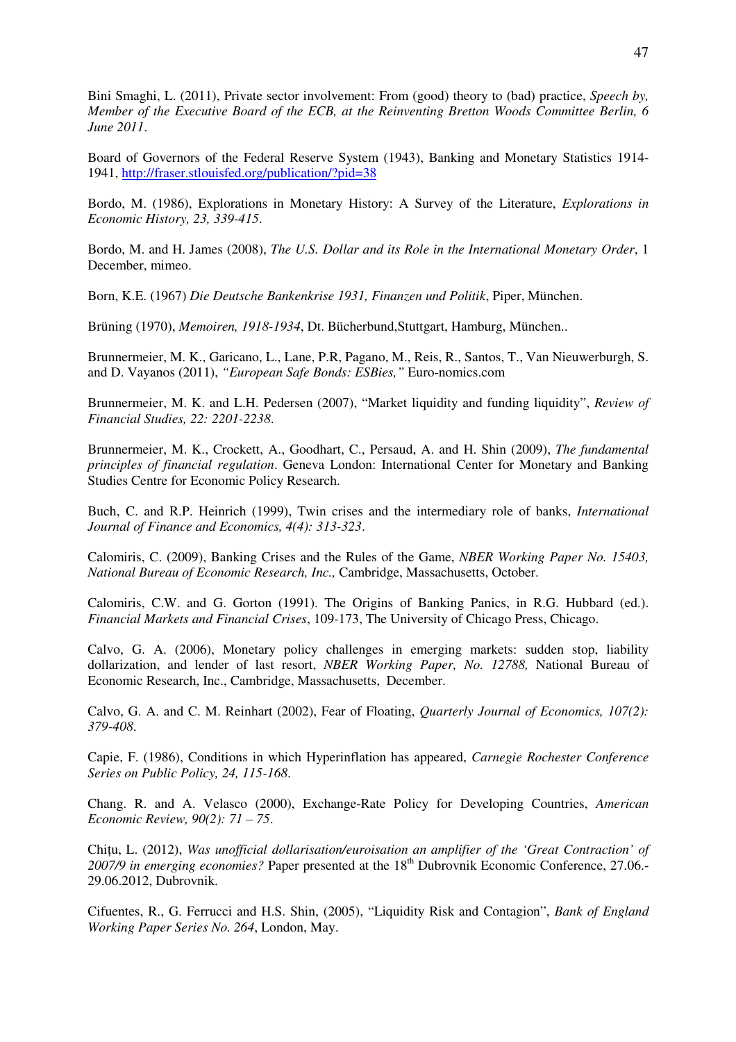Bini Smaghi, L. (2011), Private sector involvement: From (good) theory to (bad) practice, *Speech by, Member of the Executive Board of the ECB, at the Reinventing Bretton Woods Committee Berlin, 6 June 2011*.

Board of Governors of the Federal Reserve System (1943), Banking and Monetary Statistics 1914-1941, http://fraser.stlouisfed.org/publication/?pid=38

Bordo, M. (1986), Explorations in Monetary History: A Survey of the Literature, *Explorations in Economic History, 23, 339-415*.

Bordo, M. and H. James (2008), *The U.S. Dollar and its Role in the International Monetary Order*, 1 December, mimeo.

Born, K.E. (1967) *Die Deutsche Bankenkrise 1931, Finanzen und Politik*, Piper, München.

Brüning (1970), *Memoiren, 1918-1934*, Dt. Bücherbund,Stuttgart, Hamburg, München..

Brunnermeier, M. K., Garicano, L., Lane, P.R, Pagano, M., Reis, R., Santos, T., Van Nieuwerburgh, S. and D. Vayanos (2011), *"European Safe Bonds: ESBies,"* Euro-nomics.com

Brunnermeier, M. K. and L.H. Pedersen (2007), "Market liquidity and funding liquidity", *Review of Financial Studies, 22: 2201-2238*.

Brunnermeier, M. K., Crockett, A., Goodhart, C., Persaud, A. and H. Shin (2009), *The fundamental principles of financial regulation*. Geneva London: International Center for Monetary and Banking Studies Centre for Economic Policy Research.

Buch, C. and R.P. Heinrich (1999), Twin crises and the intermediary role of banks, *International Journal of Finance and Economics, 4(4): 313-323*.

Calomiris, C. (2009), Banking Crises and the Rules of the Game, *NBER Working Paper No. 15403, National Bureau of Economic Research, Inc.,* Cambridge, Massachusetts, October.

Calomiris, C.W. and G. Gorton (1991). The Origins of Banking Panics, in R.G. Hubbard (ed.). *Financial Markets and Financial Crises*, 109-173, The University of Chicago Press, Chicago.

Calvo, G. A. (2006), Monetary policy challenges in emerging markets: sudden stop, liability dollarization, and lender of last resort, *NBER Working Paper, No. 12788,* National Bureau of Economic Research, Inc., Cambridge, Massachusetts, December.

Calvo, G. A. and C. M. Reinhart (2002), Fear of Floating, *Quarterly Journal of Economics, 107(2): 379-408*.

Capie, F. (1986), Conditions in which Hyperinflation has appeared, *Carnegie Rochester Conference Series on Public Policy, 24, 115-168*.

Chang. R. and A. Velasco (2000), Exchange-Rate Policy for Developing Countries, *American Economic Review, 90(2): 71 – 75*.

Chițu, L. (2012), *Was unofficial dollarisation/euroisation an amplifier of the 'Great Contraction' of 2007/9 in emerging economies?* Paper presented at the 18th Dubrovnik Economic Conference, 27.06.-29.06.2012, Dubrovnik.

Cifuentes, R., G. Ferrucci and H.S. Shin, (2005), "Liquidity Risk and Contagion", *Bank of England Working Paper Series No. 264*, London, May.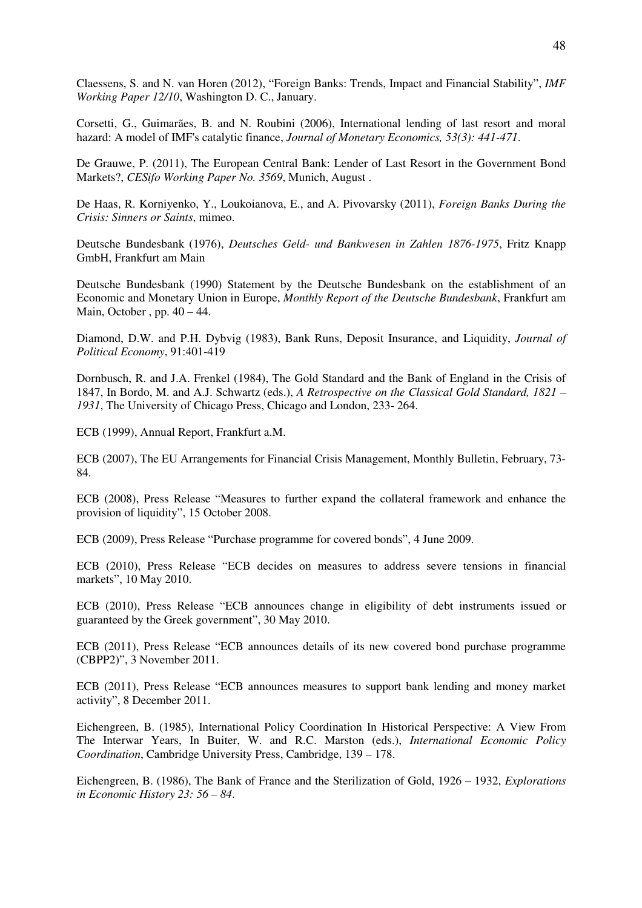Claessens, S. and N. van Horen (2012), "Foreign Banks: Trends, Impact and Financial Stability", *IMF Working Paper 12/10*, Washington D. C., January.

Corsetti, G., Guimarães, B. and N. Roubini (2006), International lending of last resort and moral hazard: A model of IMF's catalytic finance, *Journal of Monetary Economics, 53(3): 441-471*.

De Grauwe, P. (2011), The European Central Bank: Lender of Last Resort in the Government Bond Markets?, *CESifo Working Paper No. 3569*, Munich, August .

De Haas, R. Korniyenko, Y., Loukoianova, E., and A. Pivovarsky (2011), *Foreign Banks During the Crisis: Sinners or Saints*, mimeo.

Deutsche Bundesbank (1976), *Deutsches Geld- und Bankwesen in Zahlen 1876-1975*, Fritz Knapp GmbH, Frankfurt am Main

Deutsche Bundesbank (1990) Statement by the Deutsche Bundesbank on the establishment of an Economic and Monetary Union in Europe, *Monthly Report of the Deutsche Bundesbank*, Frankfurt am Main, October , pp. 40 – 44.

Diamond, D.W. and P.H. Dybvig (1983), Bank Runs, Deposit Insurance, and Liquidity, *Journal of Political Economy*, 91:401-419

Dornbusch, R. and J.A. Frenkel (1984), The Gold Standard and the Bank of England in the Crisis of 1847, In Bordo, M. and A.J. Schwartz (eds.), *A Retrospective on the Classical Gold Standard, 1821 – 1931*, The University of Chicago Press, Chicago and London, 233- 264.

ECB (1999), Annual Report, Frankfurt a.M.

ECB (2007), The EU Arrangements for Financial Crisis Management, Monthly Bulletin, February, 73-84.

ECB (2008), Press Release "Measures to further expand the collateral framework and enhance the provision of liquidity", 15 October 2008.

ECB (2009), Press Release "Purchase programme for covered bonds", 4 June 2009.

ECB (2010), Press Release "ECB decides on measures to address severe tensions in financial markets", 10 May 2010.

ECB (2010), Press Release "ECB announces change in eligibility of debt instruments issued or guaranteed by the Greek government", 30 May 2010.

ECB (2011), Press Release "ECB announces details of its new covered bond purchase programme (CBPP2)", 3 November 2011.

ECB (2011), Press Release "ECB announces measures to support bank lending and money market activity", 8 December 2011.

Eichengreen, B. (1985), International Policy Coordination In Historical Perspective: A View From The Interwar Years, In Buiter, W. and R.C. Marston (eds.), *International Economic Policy Coordination*, Cambridge University Press, Cambridge, 139 – 178.

Eichengreen, B. (1986), The Bank of France and the Sterilization of Gold, 1926 – 1932, *Explorations in Economic History 23: 56 – 84*.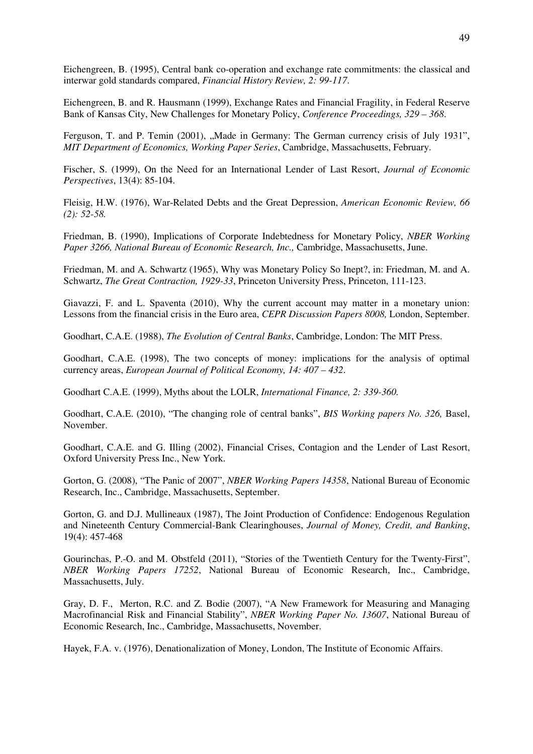Eichengreen, B. (1995), Central bank co-operation and exchange rate commitments: the classical and interwar gold standards compared, *Financial History Review, 2: 99-117*.

Eichengreen, B. and R. Hausmann (1999), Exchange Rates and Financial Fragility, in Federal Reserve Bank of Kansas City, New Challenges for Monetary Policy, *Conference Proceedings, 329 – 368*.

Ferguson, T. and P. Temin (2001), „Made in Germany: The German currency crisis of July 1931", *MIT Department of Economics, Working Paper Series*, Cambridge, Massachusetts, February.

Fischer, S. (1999), On the Need for an International Lender of Last Resort, *Journal of Economic Perspectives*, 13(4): 85-104.

Fleisig, H.W. (1976), War-Related Debts and the Great Depression, *American Economic Review, 66 (2): 52-58.*

Friedman, B. (1990), Implications of Corporate Indebtedness for Monetary Policy, *NBER Working Paper 3266, National Bureau of Economic Research, Inc.,* Cambridge, Massachusetts, June.

Friedman, M. and A. Schwartz (1965), Why was Monetary Policy So Inept?, in: Friedman, M. and A. Schwartz, *The Great Contraction, 1929-33*, Princeton University Press, Princeton, 111-123.

Giavazzi, F. and L. Spaventa (2010), Why the current account may matter in a monetary union: Lessons from the financial crisis in the Euro area, *CEPR Discussion Papers 8008,* London, September.

Goodhart, C.A.E. (1988), *The Evolution of Central Banks*, Cambridge, London: The MIT Press.

Goodhart, C.A.E. (1998), The two concepts of money: implications for the analysis of optimal currency areas, *European Journal of Political Economy, 14: 407 – 432*.

Goodhart C.A.E. (1999), Myths about the LOLR, *International Finance, 2: 339-360.*

Goodhart, C.A.E. (2010), "The changing role of central banks", *BIS Working papers No. 326,* Basel, November.

Goodhart, C.A.E. and G. Illing (2002), Financial Crises, Contagion and the Lender of Last Resort, Oxford University Press Inc., New York.

Gorton, G. (2008), "The Panic of 2007", *NBER Working Papers 14358*, National Bureau of Economic Research, Inc., Cambridge, Massachusetts, September.

Gorton, G. and D.J. Mullineaux (1987), The Joint Production of Confidence: Endogenous Regulation and Nineteenth Century Commercial-Bank Clearinghouses, *Journal of Money, Credit, and Banking*, 19(4): 457-468

Gourinchas, P.-O. and M. Obstfeld (2011), "Stories of the Twentieth Century for the Twenty-First", *NBER Working Papers 17252*, National Bureau of Economic Research, Inc., Cambridge, Massachusetts, July.

Gray, D. F., Merton, R.C. and Z. Bodie (2007), "A New Framework for Measuring and Managing Macrofinancial Risk and Financial Stability", *NBER Working Paper No. 13607*, National Bureau of Economic Research, Inc., Cambridge, Massachusetts, November.

Hayek, F.A. v. (1976), Denationalization of Money, London, The Institute of Economic Affairs.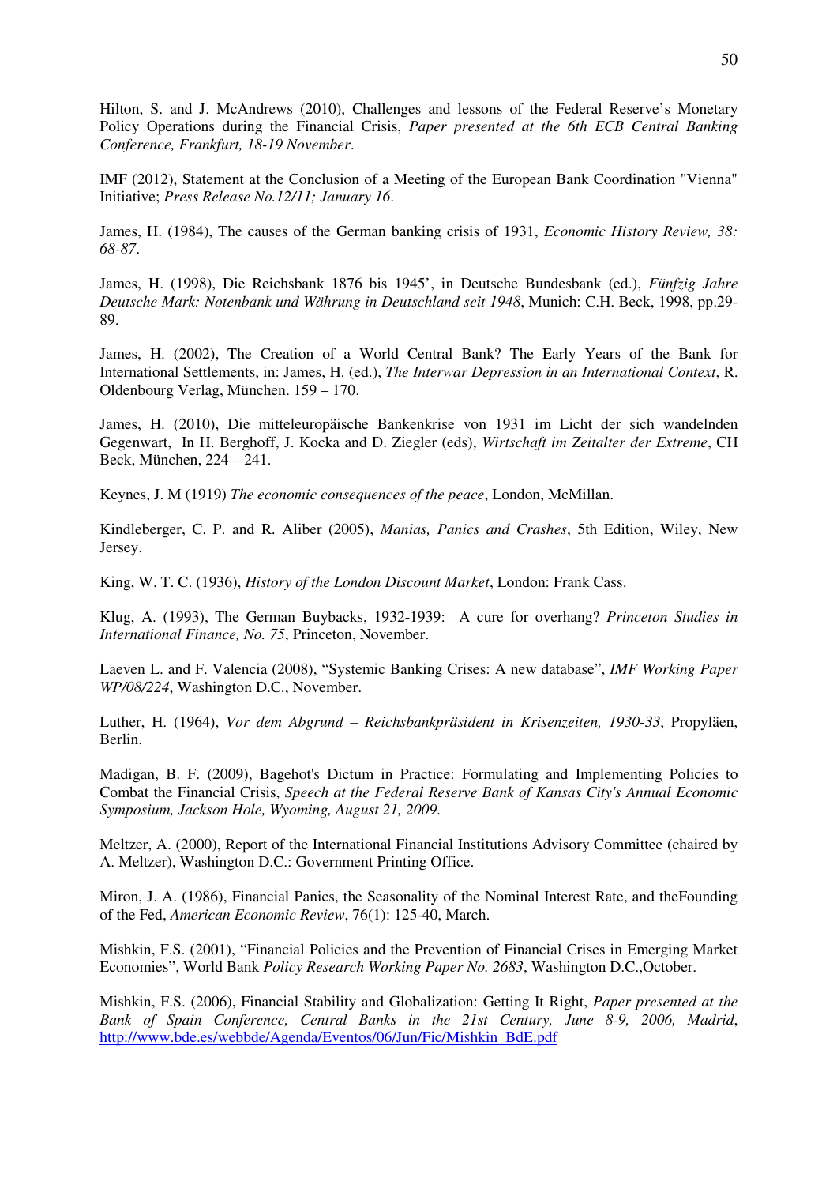Hilton, S. and J. McAndrews (2010), Challenges and lessons of the Federal Reserve's Monetary Policy Operations during the Financial Crisis, *Paper presented at the 6th ECB Central Banking Conference, Frankfurt, 18-19 November*.

IMF (2012), Statement at the Conclusion of a Meeting of the European Bank Coordination "Vienna" Initiative; *Press Release No.12/11; January 16*.

James, H. (1984), The causes of the German banking crisis of 1931, *Economic History Review, 38: 68-87*.

James, H. (1998), Die Reichsbank 1876 bis 1945', in Deutsche Bundesbank (ed.), *Fünfzig Jahre Deutsche Mark: Notenbank und Währung in Deutschland seit 1948*, Munich: C.H. Beck, 1998, pp.29-89.

James, H. (2002), The Creation of a World Central Bank? The Early Years of the Bank for International Settlements, in: James, H. (ed.), *The Interwar Depression in an International Context*, R. Oldenbourg Verlag, München. 159 – 170.

James, H. (2010), Die mitteleuropäische Bankenkrise von 1931 im Licht der sich wandelnden Gegenwart, In H. Berghoff, J. Kocka and D. Ziegler (eds), *Wirtschaft im Zeitalter der Extreme*, CH Beck, München, 224 – 241.

Keynes, J. M (1919) *The economic consequences of the peace*, London, McMillan.

Kindleberger, C. P. and R. Aliber (2005), *Manias, Panics and Crashes*, 5th Edition, Wiley, New Jersey.

King, W. T. C. (1936), *History of the London Discount Market*, London: Frank Cass.

Klug, A. (1993), The German Buybacks, 1932-1939: A cure for overhang? *Princeton Studies in International Finance, No. 75*, Princeton, November.

Laeven L. and F. Valencia (2008), "Systemic Banking Crises: A new database", *IMF Working Paper WP/08/224*, Washington D.C., November.

Luther, H. (1964), *Vor dem Abgrund – Reichsbankpräsident in Krisenzeiten, 1930-33*, Propyläen, Berlin.

Madigan, B. F. (2009), Bagehot's Dictum in Practice: Formulating and Implementing Policies to Combat the Financial Crisis, *Speech at the Federal Reserve Bank of Kansas City's Annual Economic Symposium, Jackson Hole, Wyoming, August 21, 2009*.

Meltzer, A. (2000), Report of the International Financial Institutions Advisory Committee (chaired by A. Meltzer), Washington D.C.: Government Printing Office.

Miron, J. A. (1986), Financial Panics, the Seasonality of the Nominal Interest Rate, and theFounding of the Fed, *American Economic Review*, 76(1): 125-40, March.

Mishkin, F.S. (2001), "Financial Policies and the Prevention of Financial Crises in Emerging Market Economies", World Bank *Policy Research Working Paper No. 2683*, Washington D.C.,October.

Mishkin, F.S. (2006), Financial Stability and Globalization: Getting It Right, *Paper presented at the Bank of Spain Conference, Central Banks in the 21st Century, June 8-9, 2006, Madrid*, http://www.bde.es/webbde/Agenda/Eventos/06/Jun/Fic/Mishkin_BdE.pdf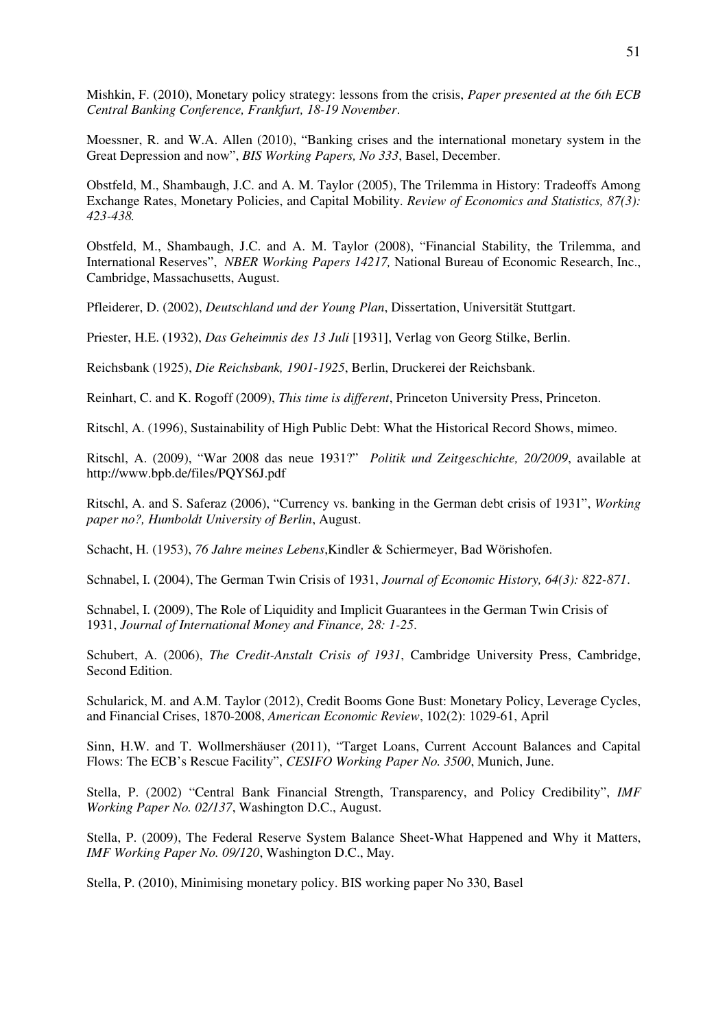Mishkin, F. (2010), Monetary policy strategy: lessons from the crisis, *Paper presented at the 6th ECB Central Banking Conference, Frankfurt, 18-19 November*.

Moessner, R. and W.A. Allen (2010), "Banking crises and the international monetary system in the Great Depression and now", *BIS Working Papers, No 333*, Basel, December.

Obstfeld, M., Shambaugh, J.C. and A. M. Taylor (2005), The Trilemma in History: Tradeoffs Among Exchange Rates, Monetary Policies, and Capital Mobility. *Review of Economics and Statistics, 87(3): 423-438.*

Obstfeld, M., Shambaugh, J.C. and A. M. Taylor (2008), "Financial Stability, the Trilemma, and International Reserves", *NBER Working Papers 14217,* National Bureau of Economic Research, Inc., Cambridge, Massachusetts, August.

Pfleiderer, D. (2002), *Deutschland und der Young Plan*, Dissertation, Universität Stuttgart.

Priester, H.E. (1932), *Das Geheimnis des 13 Juli* [1931], Verlag von Georg Stilke, Berlin.

Reichsbank (1925), *Die Reichsbank, 1901-1925*, Berlin, Druckerei der Reichsbank.

Reinhart, C. and K. Rogoff (2009), *This time is different*, Princeton University Press, Princeton.

Ritschl, A. (1996), Sustainability of High Public Debt: What the Historical Record Shows, mimeo.

Ritschl, A. (2009), "War 2008 das neue 1931?" *Politik und Zeitgeschichte, 20/2009*, available at http://www.bpb.de/files/PQYS6J.pdf

Ritschl, A. and S. Saferaz (2006), "Currency vs. banking in the German debt crisis of 1931", *Working paper no?, Humboldt University of Berlin*, August.

Schacht, H. (1953), *76 Jahre meines Lebens*,Kindler & Schiermeyer, Bad Wörishofen.

Schnabel, I. (2004), The German Twin Crisis of 1931, *Journal of Economic History, 64(3): 822-871*.

Schnabel, I. (2009), The Role of Liquidity and Implicit Guarantees in the German Twin Crisis of 1931, *Journal of International Money and Finance, 28: 1-25*.

Schubert, A. (2006), *The Credit-Anstalt Crisis of 1931*, Cambridge University Press, Cambridge, Second Edition.

Schularick, M. and A.M. Taylor (2012), Credit Booms Gone Bust: Monetary Policy, Leverage Cycles, and Financial Crises, 1870-2008, *American Economic Review*, 102(2): 1029-61, April

Sinn, H.W. and T. Wollmershäuser (2011), "Target Loans, Current Account Balances and Capital Flows: The ECB's Rescue Facility", *CESIFO Working Paper No. 3500*, Munich, June.

Stella, P. (2002) "Central Bank Financial Strength, Transparency, and Policy Credibility", *IMF Working Paper No. 02/137*, Washington D.C., August.

Stella, P. (2009), The Federal Reserve System Balance Sheet-What Happened and Why it Matters, *IMF Working Paper No. 09/120*, Washington D.C., May.

Stella, P. (2010), Minimising monetary policy. BIS working paper No 330, Basel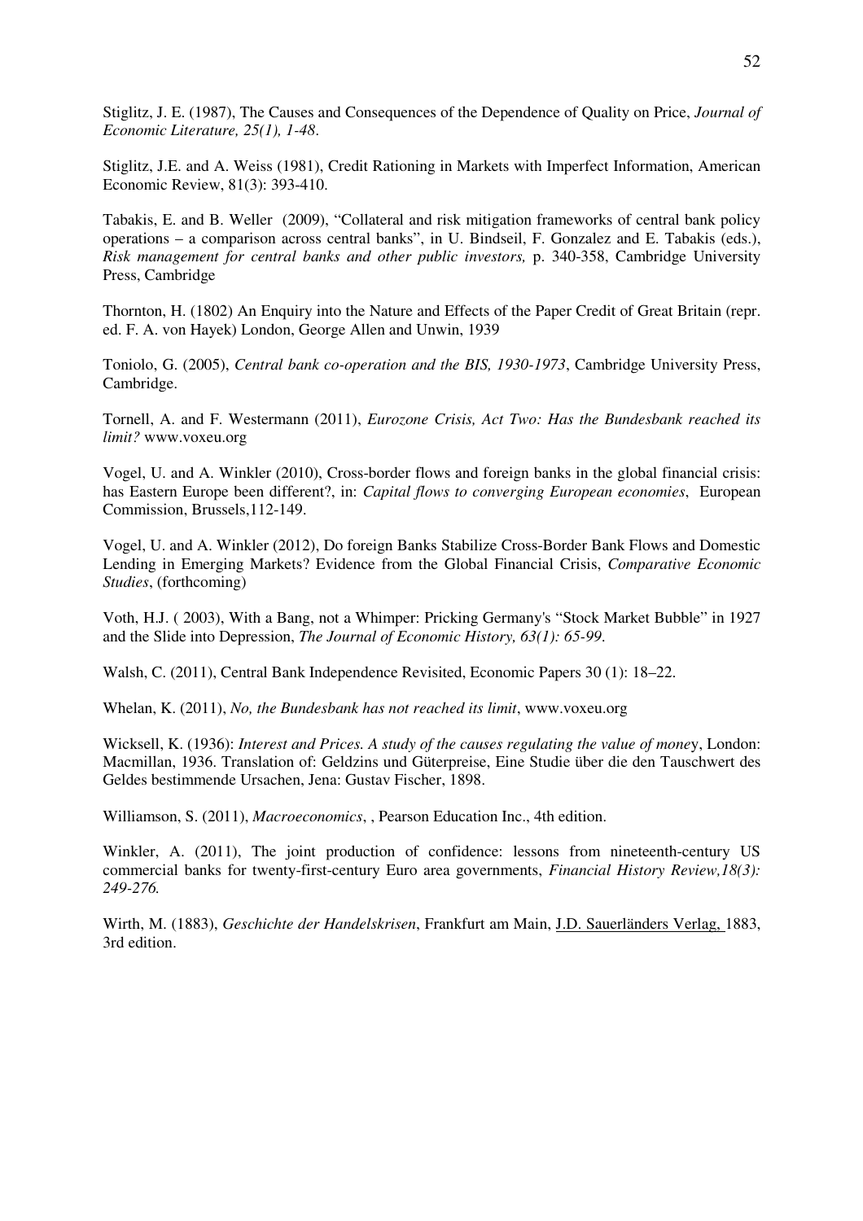Stiglitz, J. E. (1987), The Causes and Consequences of the Dependence of Quality on Price, *Journal of Economic Literature, 25(1), 1-48*.

Stiglitz, J.E. and A. Weiss (1981), Credit Rationing in Markets with Imperfect Information, American Economic Review, 81(3): 393-410.

Tabakis, E. and B. Weller (2009), "Collateral and risk mitigation frameworks of central bank policy operations – a comparison across central banks", in U. Bindseil, F. Gonzalez and E. Tabakis (eds.), *Risk management for central banks and other public investors,* p. 340-358, Cambridge University Press, Cambridge

Thornton, H. (1802) An Enquiry into the Nature and Effects of the Paper Credit of Great Britain (repr. ed. F. A. von Hayek) London, George Allen and Unwin, 1939

Toniolo, G. (2005), *Central bank co-operation and the BIS, 1930-1973*, Cambridge University Press, Cambridge.

Tornell, A. and F. Westermann (2011), *Eurozone Crisis, Act Two: Has the Bundesbank reached its limit?* www.voxeu.org

Vogel, U. and A. Winkler (2010), Cross-border flows and foreign banks in the global financial crisis: has Eastern Europe been different?, in: *Capital flows to converging European economies*, European Commission, Brussels,112-149.

Vogel, U. and A. Winkler (2012), Do foreign Banks Stabilize Cross-Border Bank Flows and Domestic Lending in Emerging Markets? Evidence from the Global Financial Crisis, *Comparative Economic Studies*, (forthcoming)

Voth, H.J. ( 2003), With a Bang, not a Whimper: Pricking Germany's "Stock Market Bubble" in 1927 and the Slide into Depression, *The Journal of Economic History, 63(1): 65-99*.

Walsh, C. (2011), Central Bank Independence Revisited, Economic Papers 30 (1): 18–22.

Whelan, K. (2011), *No, the Bundesbank has not reached its limit*, www.voxeu.org

Wicksell, K. (1936): *Interest and Prices. A study of the causes regulating the value of money*, London: Macmillan, 1936. Translation of: Geldzins und Güterpreise, Eine Studie über die den Tauschwert des Geldes bestimmende Ursachen, Jena: Gustav Fischer, 1898.

Williamson, S. (2011), *Macroeconomics*, , Pearson Education Inc., 4th edition.

Winkler, A. (2011), The joint production of confidence: lessons from nineteenth-century US commercial banks for twenty-first-century Euro area governments, *Financial History Review,18(3): 249-276.*

Wirth, M. (1883), *Geschichte der Handelskrisen*, Frankfurt am Main, J.D. Sauerländers Verlag, 1883, 3rd edition.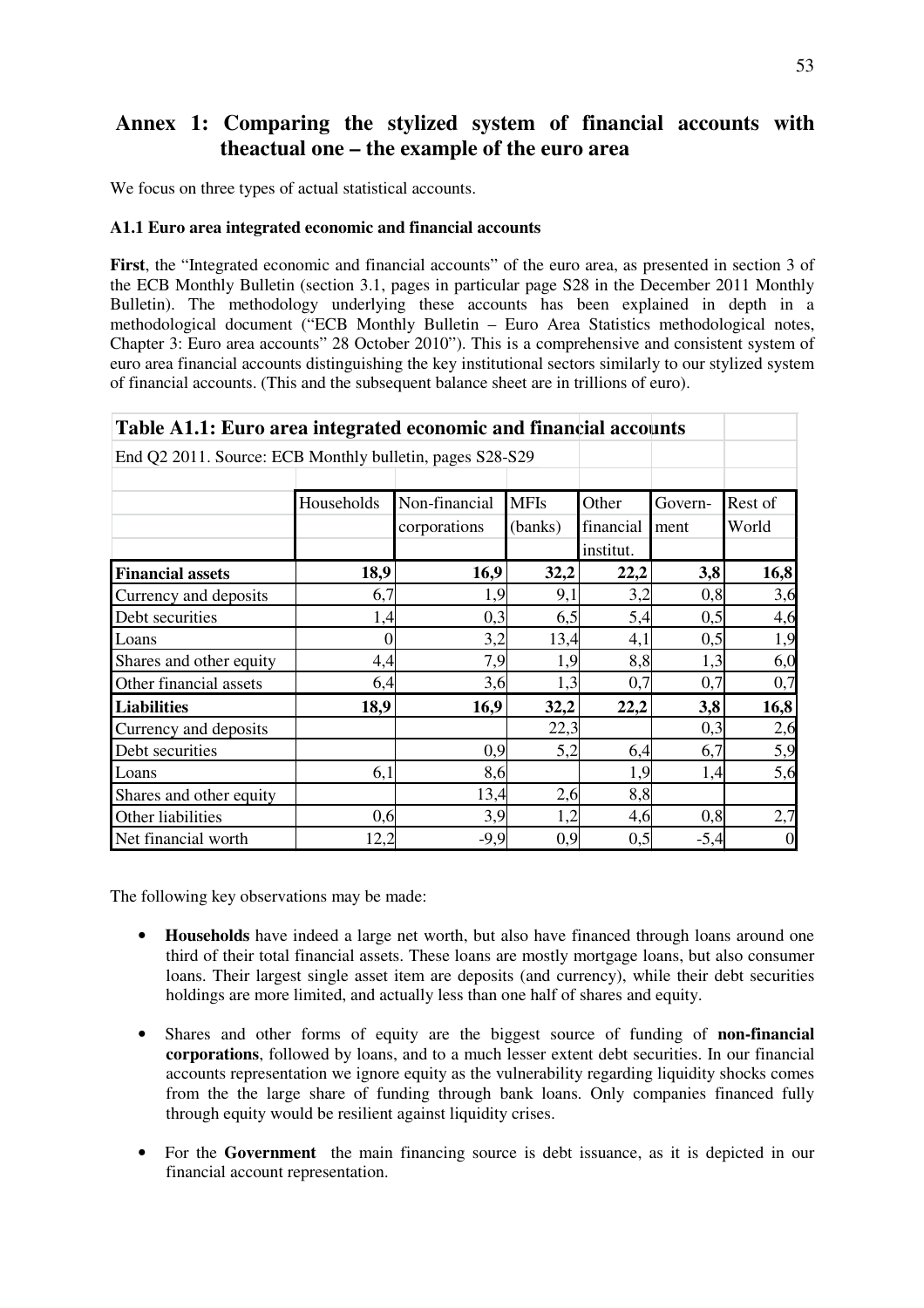# Annex 1: Comparing the stylized system of financial accounts with theactual one – the example of the euro area

We focus on three types of actual statistical accounts.

### A1.1 Euro area integrated economic and financial accounts

**First**, the "Integrated economic and financial accounts" of the euro area, as presented in section 3 of the ECB Monthly Bulletin (section 3.1, pages in particular page S28 in the December 2011 Monthly Bulletin). The methodology underlying these accounts has been explained in depth in a methodological document ("ECB Monthly Bulletin – Euro Area Statistics methodological notes, Chapter 3: Euro area accounts" 28 October 2010"). This is a comprehensive and consistent system of euro area financial accounts distinguishing the key institutional sectors similarly to our stylized system of financial accounts. (This and the subsequent balance sheet are in trillions of euro).

**Table A1.1: Euro area integrated economic and financial accounts**

End Q2 2011. Source: ECB Monthly bulletin, pages S28-S29

| | Households | Non-financial corporations | MFIs (banks) | Other financial institut. | Govern-ment | Rest of World |
|---|---|---|---|---|---|---|
| **Financial assets** | **18,9** | **16,9** | **32,2** | **22,2** | **3,8** | **16,8** |
| Currency and deposits | 6,7 | 1,9 | 9,1 | 3,2 | 0,8 | 3,6 |
| Debt securities | 1,4 | 0,3 | 6,5 | 5,4 | 0,5 | 4,6 |
| Loans | 0 | 3,2 | 13,4 | 4,1 | 0,5 | 1,9 |
| Shares and other equity | 4,4 | 7,9 | 1,9 | 8,8 | 1,3 | 6,0 |
| Other financial assets | 6,4 | 3,6 | 1,3 | 0,7 | 0,7 | 0,7 |
| **Liabilities** | **18,9** | **16,9** | **32,2** | **22,2** | **3,8** | **16,8** |
| Currency and deposits | | | 22,3 | | 0,3 | 2,6 |
| Debt securities | | 0,9 | 5,2 | 6,4 | 6,7 | 5,9 |
| Loans | 6,1 | 8,6 | | 1,9 | 1,4 | 5,6 |
| Shares and other equity | | 13,4 | 2,6 | 8,8 | | |
| Other liabilities | 0,6 | 3,9 | 1,2 | 4,6 | 0,8 | 2,7 |
| Net financial worth | 12,2 | -9,9 | 0,9 | 0,5 | -5,4 | 0 |

The following key observations may be made:

- **Households** have indeed a large net worth, but also have financed through loans around one third of their total financial assets. These loans are mostly mortgage loans, but also consumer loans. Their largest single asset item are deposits (and currency), while their debt securities holdings are more limited, and actually less than one half of shares and equity.

- Shares and other forms of equity are the biggest source of funding of **non-financial corporations**, followed by loans, and to a much lesser extent debt securities. In our financial accounts representation we ignore equity as the vulnerability regarding liquidity shocks comes from the the large share of funding through bank loans. Only companies financed fully through equity would be resilient against liquidity crises.

- For the **Government** the main financing source is debt issuance, as it is depicted in our financial account representation.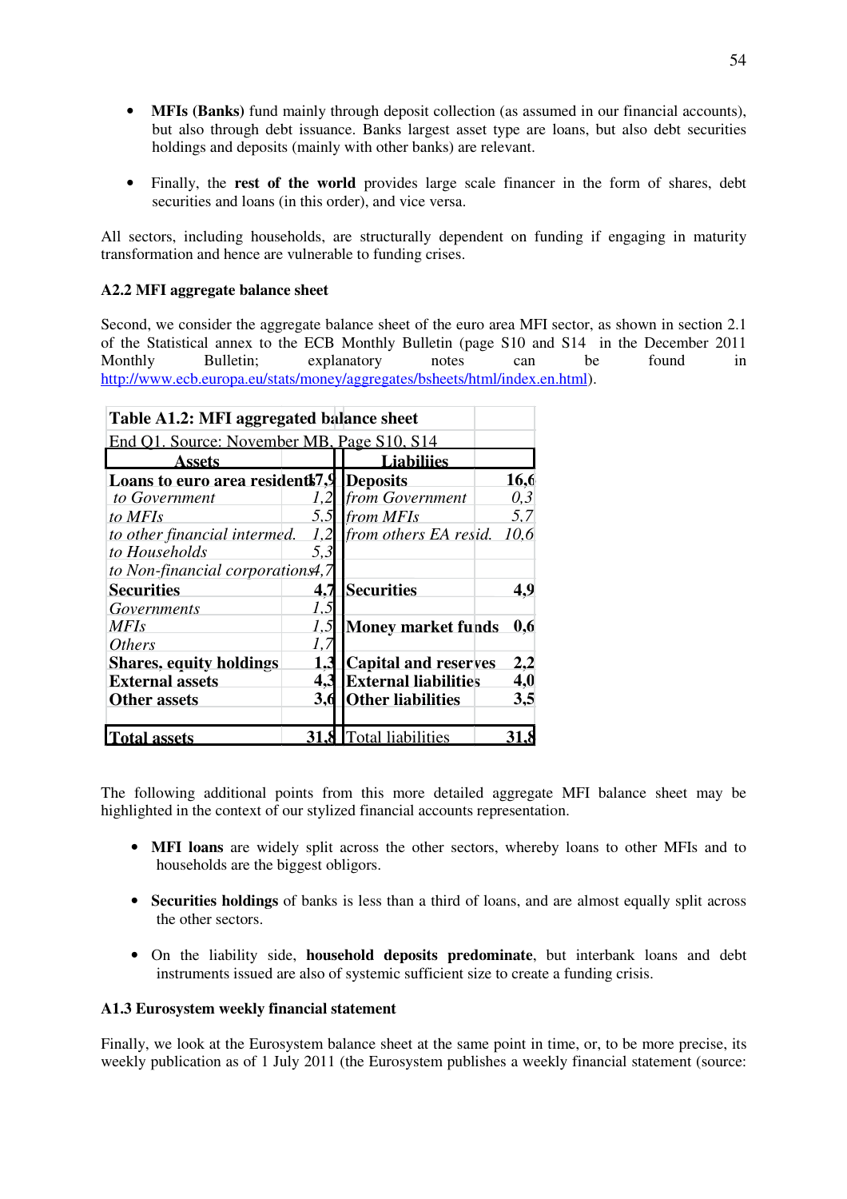- **MFIs (Banks)** fund mainly through deposit collection (as assumed in our financial accounts), but also through debt issuance. Banks largest asset type are loans, but also debt securities holdings and deposits (mainly with other banks) are relevant.

- Finally, the **rest of the world** provides large scale financer in the form of shares, debt securities and loans (in this order), and vice versa.

All sectors, including households, are structurally dependent on funding if engaging in maturity transformation and hence are vulnerable to funding crises.

### A2.2 MFI aggregate balance sheet

Second, we consider the aggregate balance sheet of the euro area MFI sector, as shown in section 2.1 of the Statistical annex to the ECB Monthly Bulletin (page S10 and S14 in the December 2011 Monthly Bulletin; explanatory notes can be found in http://www.ecb.europa.eu/stats/money/aggregates/bsheets/html/index.en.html).

**Table A1.2: MFI aggregated balance sheet**

End Q1. Source: November MB, Page S10, S14

| Assets | | Liabiliies | |
|---|---|---|---|
| **Loans to euro area residents** | **17,9** | **Deposits** | **16,6** |
| *to Government* | *1,2* | *from Government* | *0,3* |
| *to MFIs* | *5,5* | *from MFIs* | *5,7* |
| *to other financial intermed.* | *1,2* | *from others EA resid.* | *10,6* |
| *to Households* | *5,3* | | |
| *to Non-financial corporations* | *4,7* | | |
| **Securities** | **4,7** | **Securities** | **4,9** |
| *Governments* | *1,5* | | |
| *MFIs* | *1,5* | **Money market funds** | **0,6** |
| *Others* | *1,7* | | |
| **Shares, equity holdings** | **1,3** | **Capital and reserves** | **2,2** |
| **External assets** | **4,3** | **External liabilities** | **4,0** |
| **Other assets** | **3,6** | **Other liabilities** | **3,5** |
| | | | |
| **Total assets** | **31,8** | Total liabilities | **31,8** |

The following additional points from this more detailed aggregate MFI balance sheet may be highlighted in the context of our stylized financial accounts representation.

- **MFI loans** are widely split across the other sectors, whereby loans to other MFIs and to households are the biggest obligors.

- **Securities holdings** of banks is less than a third of loans, and are almost equally split across the other sectors.

- On the liability side, **household deposits predominate**, but interbank loans and debt instruments issued are also of systemic sufficient size to create a funding crisis.

### A1.3 Eurosystem weekly financial statement

Finally, we look at the Eurosystem balance sheet at the same point in time, or, to be more precise, its weekly publication as of 1 July 2011 (the Eurosystem publishes a weekly financial statement (source: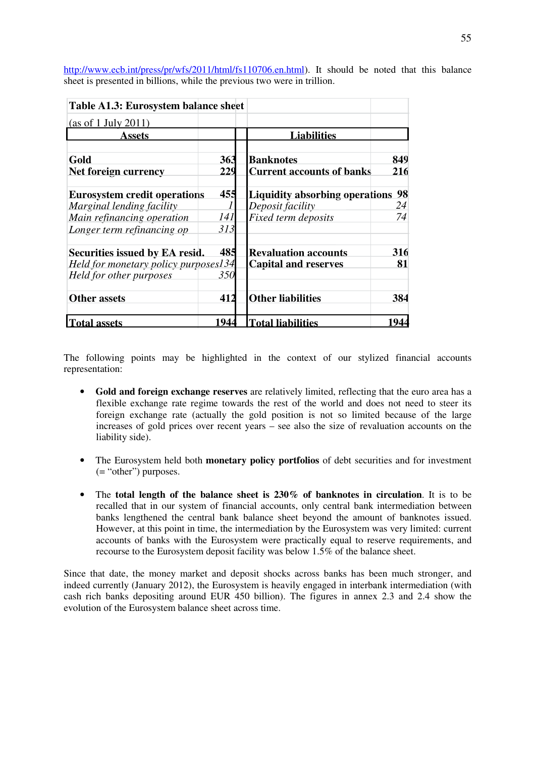http://www.ecb.int/press/pr/wfs/2011/html/fs110706.en.html). It should be noted that this balance sheet is presented in billions, while the previous two were in trillion.

| **Table A1.3: Eurosystem balance sheet** | | | |
|---|---|---|---|
| (as of 1 July 2011) | | | |
| **Assets** | | **Liabilities** | |
| | | | |
| **Gold** | **363** | **Banknotes** | **849** |
| **Net foreign currency** | **229** | **Current accounts of banks** | **216** |
| | | | |
| **Eurosystem credit operations** | **455** | **Liquidity absorbing operations** | **98** |
| *Marginal lending facility* | *1* | *Deposit facility* | *24* |
| *Main refinancing operation* | *141* | *Fixed term deposits* | *74* |
| *Longer term refinancing op* | *313* | | |
| | | | |
| **Securities issued by EA resid.** | **485** | **Revaluation accounts** | **316** |
| *Held for monetary policy purposes* | *134* | **Capital and reserves** | **81** |
| *Held for other purposes* | *350* | | |
| | | | |
| **Other assets** | **412** | **Other liabilities** | **384** |
| | | | |
| **Total assets** | **1944** | **Total liabilities** | **1944** |

The following points may be highlighted in the context of our stylized financial accounts representation:

- **Gold and foreign exchange reserves** are relatively limited, reflecting that the euro area has a flexible exchange rate regime towards the rest of the world and does not need to steer its foreign exchange rate (actually the gold position is not so limited because of the large increases of gold prices over recent years – see also the size of revaluation accounts on the liability side).

- The Eurosystem held both **monetary policy portfolios** of debt securities and for investment (= "other") purposes.

- The **total length of the balance sheet is 230% of banknotes in circulation**. It is to be recalled that in our system of financial accounts, only central bank intermediation between banks lengthened the central bank balance sheet beyond the amount of banknotes issued. However, at this point in time, the intermediation by the Eurosystem was very limited: current accounts of banks with the Eurosystem were practically equal to reserve requirements, and recourse to the Eurosystem deposit facility was below 1.5% of the balance sheet.

Since that date, the money market and deposit shocks across banks has been much stronger, and indeed currently (January 2012), the Eurosystem is heavily engaged in interbank intermediation (with cash rich banks depositing around EUR 450 billion). The figures in annex 2.3 and 2.4 show the evolution of the Eurosystem balance sheet across time.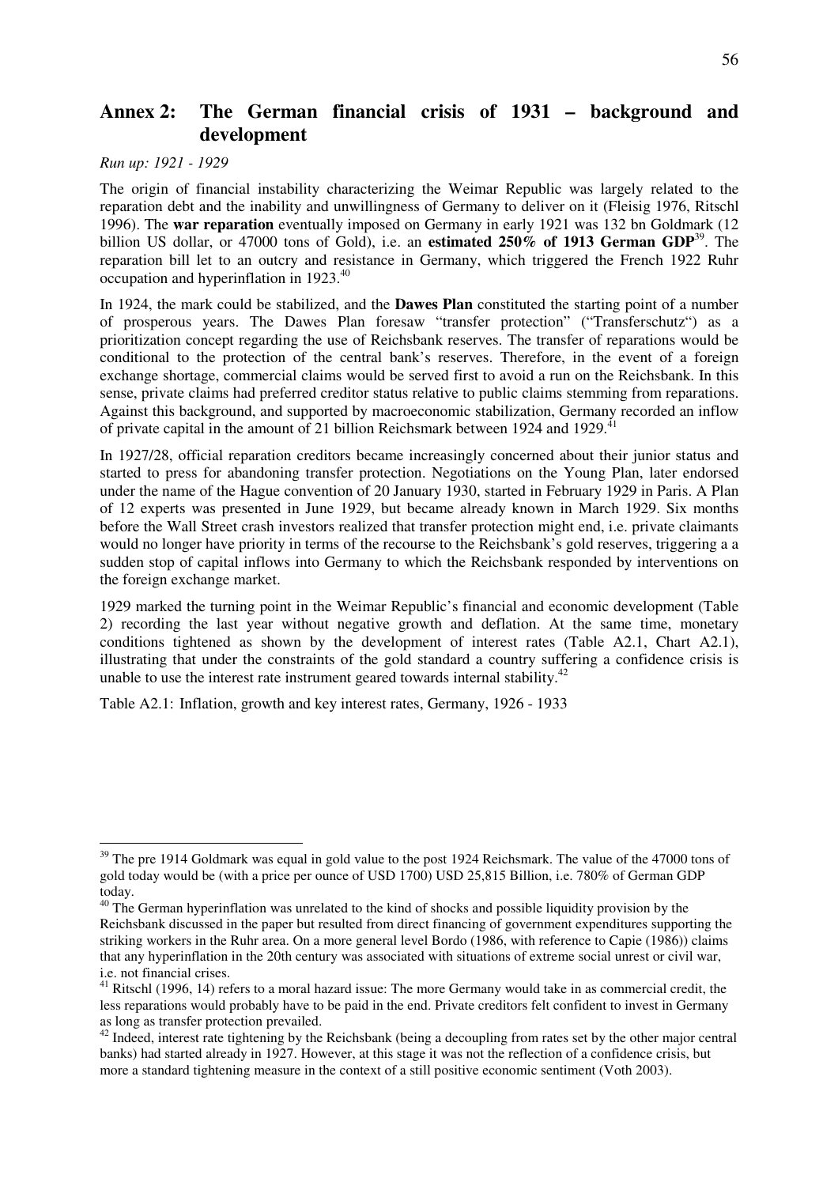## Annex 2: The German financial crisis of 1931 – background and development

*Run up: 1921 - 1929*

The origin of financial instability characterizing the Weimar Republic was largely related to the reparation debt and the inability and unwillingness of Germany to deliver on it (Fleisig 1976, Ritschl 1996). The **war reparation** eventually imposed on Germany in early 1921 was 132 bn Goldmark (12 billion US dollar, or 47000 tons of Gold), i.e. an **estimated 250% of 1913 German GDP**[39]. The reparation bill let to an outcry and resistance in Germany, which triggered the French 1922 Ruhr occupation and hyperinflation in 1923.[40]

In 1924, the mark could be stabilized, and the **Dawes Plan** constituted the starting point of a number of prosperous years. The Dawes Plan foresaw "transfer protection" ("Transferschutz") as a prioritization concept regarding the use of Reichsbank reserves. The transfer of reparations would be conditional to the protection of the central bank's reserves. Therefore, in the event of a foreign exchange shortage, commercial claims would be served first to avoid a run on the Reichsbank. In this sense, private claims had preferred creditor status relative to public claims stemming from reparations. Against this background, and supported by macroeconomic stabilization, Germany recorded an inflow of private capital in the amount of 21 billion Reichsmark between 1924 and 1929.[41]

In 1927/28, official reparation creditors became increasingly concerned about their junior status and started to press for abandoning transfer protection. Negotiations on the Young Plan, later endorsed under the name of the Hague convention of 20 January 1930, started in February 1929 in Paris. A Plan of 12 experts was presented in June 1929, but became already known in March 1929. Six months before the Wall Street crash investors realized that transfer protection might end, i.e. private claimants would no longer have priority in terms of the recourse to the Reichsbank's gold reserves, triggering a a sudden stop of capital inflows into Germany to which the Reichsbank responded by interventions on the foreign exchange market.

1929 marked the turning point in the Weimar Republic's financial and economic development (Table 2) recording the last year without negative growth and deflation. At the same time, monetary conditions tightened as shown by the development of interest rates (Table A2.1, Chart A2.1), illustrating that under the constraints of the gold standard a country suffering a confidence crisis is unable to use the interest rate instrument geared towards internal stability.[42]

Table A2.1: Inflation, growth and key interest rates, Germany, 1926 - 1933

---

[39] The pre 1914 Goldmark was equal in gold value to the post 1924 Reichsmark. The value of the 47000 tons of gold today would be (with a price per ounce of USD 1700) USD 25,815 Billion, i.e. 780% of German GDP today.

[40] The German hyperinflation was unrelated to the kind of shocks and possible liquidity provision by the Reichsbank discussed in the paper but resulted from direct financing of government expenditures supporting the striking workers in the Ruhr area. On a more general level Bordo (1986, with reference to Capie (1986)) claims that any hyperinflation in the 20th century was associated with situations of extreme social unrest or civil war, i.e. not financial crises.

[41] Ritschl (1996, 14) refers to a moral hazard issue: The more Germany would take in as commercial credit, the less reparations would probably have to be paid in the end. Private creditors felt confident to invest in Germany as long as transfer protection prevailed.

[42] Indeed, interest rate tightening by the Reichsbank (being a decoupling from rates set by the other major central banks) had started already in 1927. However, at this stage it was not the reflection of a confidence crisis, but more a standard tightening measure in the context of a still positive economic sentiment (Voth 2003).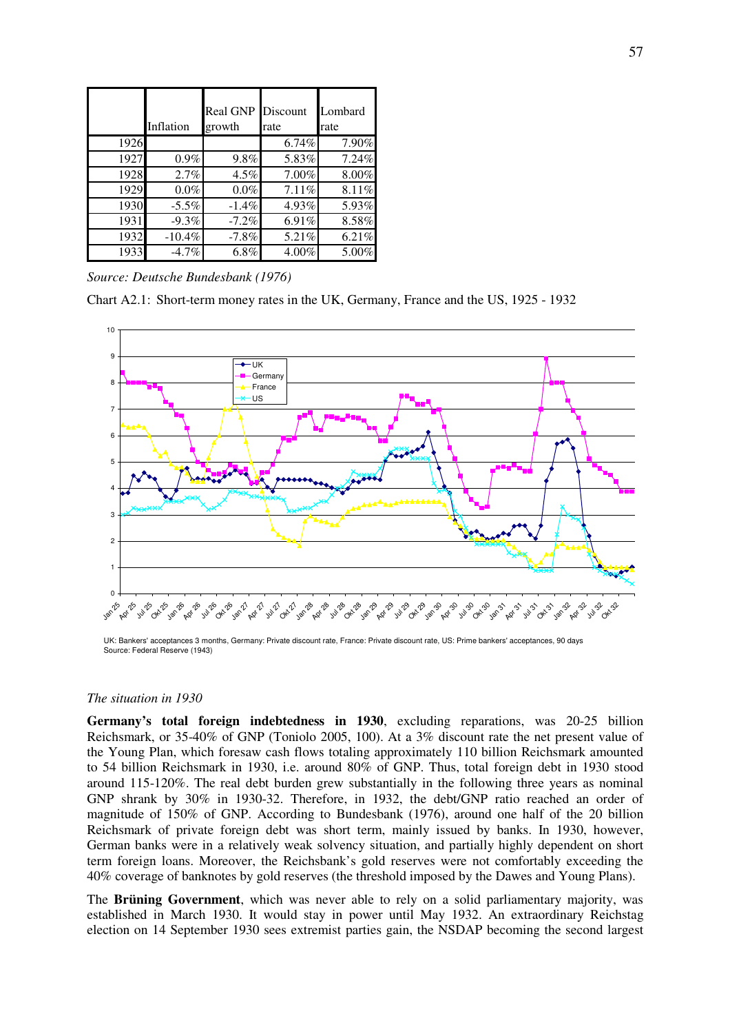| | Inflation | Real GNP growth | Discount rate | Lombard rate |
|---|---|---|---|---|
| 1926 | | | 6.74% | 7.90% |
| 1927 | 0.9% | 9.8% | 5.83% | 7.24% |
| 1928 | 2.7% | 4.5% | 7.00% | 8.00% |
| 1929 | 0.0% | 0.0% | 7.11% | 8.11% |
| 1930 | -5.5% | -1.4% | 4.93% | 5.93% |
| 1931 | -9.3% | -7.2% | 6.91% | 8.58% |
| 1932 | -10.4% | -7.8% | 5.21% | 6.21% |
| 1933 | -4.7% | 6.8% | 4.00% | 5.00% |

*Source: Deutsche Bundesbank (1976)*

Chart A2.1: Short-term money rates in the UK, Germany, France and the US, 1925 - 1932

UK: Bankers' acceptances 3 months, Germany: Private discount rate, France: Private discount rate, US: Prime bankers' acceptances, 90 days
Source: Federal Reserve (1943)

*The situation in 1930*

**Germany's total foreign indebtedness in 1930**, excluding reparations, was 20-25 billion Reichsmark, or 35-40% of GNP (Toniolo 2005, 100). At a 3% discount rate the net present value of the Young Plan, which foresaw cash flows totaling approximately 110 billion Reichsmark amounted to 54 billion Reichsmark in 1930, i.e. around 80% of GNP. Thus, total foreign debt in 1930 stood around 115-120%. The real debt burden grew substantially in the following three years as nominal GNP shrank by 30% in 1930-32. Therefore, in 1932, the debt/GNP ratio reached an order of magnitude of 150% of GNP. According to Bundesbank (1976), around one half of the 20 billion Reichsmark of private foreign debt was short term, mainly issued by banks. In 1930, however, German banks were in a relatively weak solvency situation, and partially highly dependent on short term foreign loans. Moreover, the Reichsbank's gold reserves were not comfortably exceeding the 40% coverage of banknotes by gold reserves (the threshold imposed by the Dawes and Young Plans).

The **Brüning Government**, which was never able to rely on a solid parliamentary majority, was established in March 1930. It would stay in power until May 1932. An extraordinary Reichstag election on 14 September 1930 sees extremist parties gain, the NSDAP becoming the second largest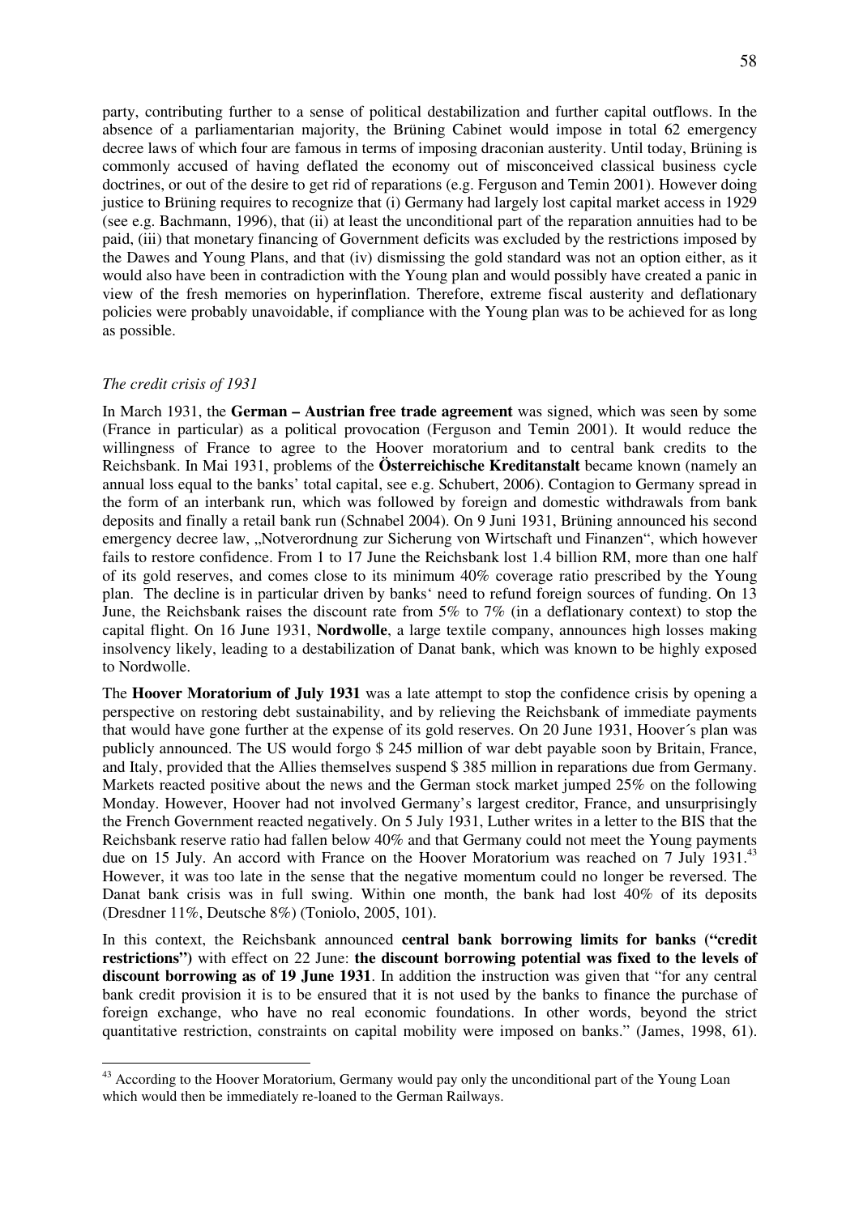party, contributing further to a sense of political destabilization and further capital outflows. In the absence of a parliamentarian majority, the Brüning Cabinet would impose in total 62 emergency decree laws of which four are famous in terms of imposing draconian austerity. Until today, Brüning is commonly accused of having deflated the economy out of misconceived classical business cycle doctrines, or out of the desire to get rid of reparations (e.g. Ferguson and Temin 2001). However doing justice to Brüning requires to recognize that (i) Germany had largely lost capital market access in 1929 (see e.g. Bachmann, 1996), that (ii) at least the unconditional part of the reparation annuities had to be paid, (iii) that monetary financing of Government deficits was excluded by the restrictions imposed by the Dawes and Young Plans, and that (iv) dismissing the gold standard was not an option either, as it would also have been in contradiction with the Young plan and would possibly have created a panic in view of the fresh memories on hyperinflation. Therefore, extreme fiscal austerity and deflationary policies were probably unavoidable, if compliance with the Young plan was to be achieved for as long as possible.

*The credit crisis of 1931*

In March 1931, the **German – Austrian free trade agreement** was signed, which was seen by some (France in particular) as a political provocation (Ferguson and Temin 2001). It would reduce the willingness of France to agree to the Hoover moratorium and to central bank credits to the Reichsbank. In Mai 1931, problems of the **Österreichische Kreditanstalt** became known (namely an annual loss equal to the banks' total capital, see e.g. Schubert, 2006). Contagion to Germany spread in the form of an interbank run, which was followed by foreign and domestic withdrawals from bank deposits and finally a retail bank run (Schnabel 2004). On 9 Juni 1931, Brüning announced his second emergency decree law, „Notverordnung zur Sicherung von Wirtschaft und Finanzen", which however fails to restore confidence. From 1 to 17 June the Reichsbank lost 1.4 billion RM, more than one half of its gold reserves, and comes close to its minimum 40% coverage ratio prescribed by the Young plan. The decline is in particular driven by banks' need to refund foreign sources of funding. On 13 June, the Reichsbank raises the discount rate from 5% to 7% (in a deflationary context) to stop the capital flight. On 16 June 1931, **Nordwolle**, a large textile company, announces high losses making insolvency likely, leading to a destabilization of Danat bank, which was known to be highly exposed to Nordwolle.

The **Hoover Moratorium of July 1931** was a late attempt to stop the confidence crisis by opening a perspective on restoring debt sustainability, and by relieving the Reichsbank of immediate payments that would have gone further at the expense of its gold reserves. On 20 June 1931, Hoover´s plan was publicly announced. The US would forgo $ 245 million of war debt payable soon by Britain, France, and Italy, provided that the Allies themselves suspend $ 385 million in reparations due from Germany. Markets reacted positive about the news and the German stock market jumped 25% on the following Monday. However, Hoover had not involved Germany's largest creditor, France, and unsurprisingly the French Government reacted negatively. On 5 July 1931, Luther writes in a letter to the BIS that the Reichsbank reserve ratio had fallen below 40% and that Germany could not meet the Young payments due on 15 July. An accord with France on the Hoover Moratorium was reached on 7 July 1931.[43] However, it was too late in the sense that the negative momentum could no longer be reversed. The Danat bank crisis was in full swing. Within one month, the bank had lost 40% of its deposits (Dresdner 11%, Deutsche 8%) (Toniolo, 2005, 101).

In this context, the Reichsbank announced **central bank borrowing limits for banks ("credit restrictions")** with effect on 22 June: **the discount borrowing potential was fixed to the levels of discount borrowing as of 19 June 1931**. In addition the instruction was given that "for any central bank credit provision it is to be ensured that it is not used by the banks to finance the purchase of foreign exchange, who have no real economic foundations. In other words, beyond the strict quantitative restriction, constraints on capital mobility were imposed on banks." (James, 1998, 61).

[43] According to the Hoover Moratorium, Germany would pay only the unconditional part of the Young Loan which would then be immediately re-loaned to the German Railways.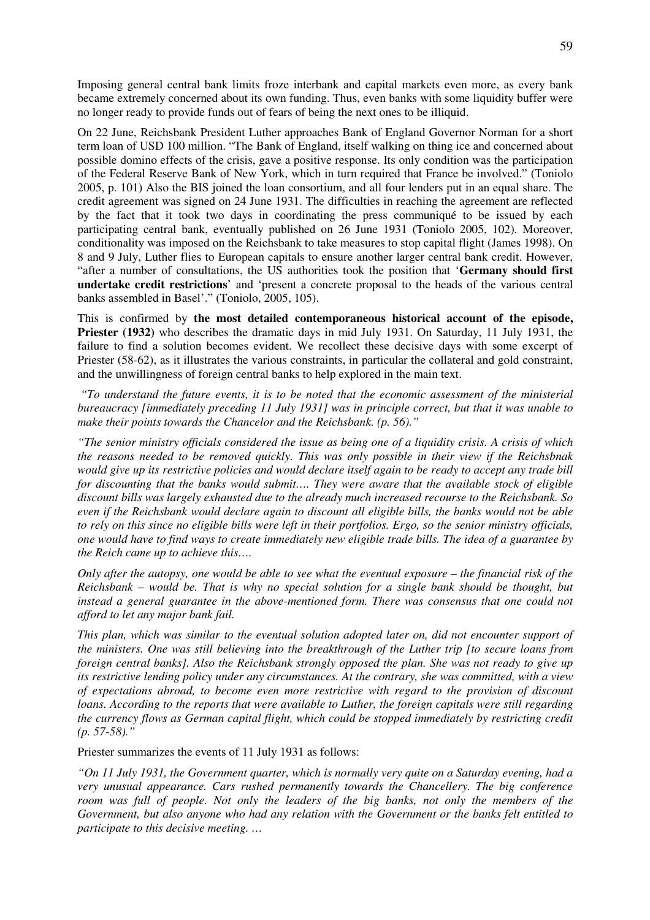Imposing general central bank limits froze interbank and capital markets even more, as every bank became extremely concerned about its own funding. Thus, even banks with some liquidity buffer were no longer ready to provide funds out of fears of being the next ones to be illiquid.

On 22 June, Reichsbank President Luther approaches Bank of England Governor Norman for a short term loan of USD 100 million. "The Bank of England, itself walking on thing ice and concerned about possible domino effects of the crisis, gave a positive response. Its only condition was the participation of the Federal Reserve Bank of New York, which in turn required that France be involved." (Toniolo 2005, p. 101) Also the BIS joined the loan consortium, and all four lenders put in an equal share. The credit agreement was signed on 24 June 1931. The difficulties in reaching the agreement are reflected by the fact that it took two days in coordinating the press communiqué to be issued by each participating central bank, eventually published on 26 June 1931 (Toniolo 2005, 102). Moreover, conditionality was imposed on the Reichsbank to take measures to stop capital flight (James 1998). On 8 and 9 July, Luther flies to European capitals to ensure another larger central bank credit. However, "after a number of consultations, the US authorities took the position that '**Germany should first undertake credit restrictions**' and 'present a concrete proposal to the heads of the various central banks assembled in Basel'." (Toniolo, 2005, 105).

This is confirmed by **the most detailed contemporaneous historical account of the episode, Priester (1932)** who describes the dramatic days in mid July 1931. On Saturday, 11 July 1931, the failure to find a solution becomes evident. We recollect these decisive days with some excerpt of Priester (58-62), as it illustrates the various constraints, in particular the collateral and gold constraint, and the unwillingness of foreign central banks to help explored in the main text.

*"To understand the future events, it is to be noted that the economic assessment of the ministerial bureaucracy [immediately preceding 11 July 1931] was in principle correct, but that it was unable to make their points towards the Chancelor and the Reichsbank. (p. 56)."*

*"The senior ministry officials considered the issue as being one of a liquidity crisis. A crisis of which the reasons needed to be removed quickly. This was only possible in their view if the Reichsbnak would give up its restrictive policies and would declare itself again to be ready to accept any trade bill for discounting that the banks would submit.... They were aware that the available stock of eligible discount bills was largely exhausted due to the already much increased recourse to the Reichsbank. So even if the Reichsbank would declare again to discount all eligible bills, the banks would not be able to rely on this since no eligible bills were left in their portfolios. Ergo, so the senior ministry officials, one would have to find ways to create immediately new eligible trade bills. The idea of a guarantee by the Reich came up to achieve this....*

*Only after the autopsy, one would be able to see what the eventual exposure – the financial risk of the Reichsbank – would be. That is why no special solution for a single bank should be thought, but instead a general guarantee in the above-mentioned form. There was consensus that one could not afford to let any major bank fail.*

*This plan, which was similar to the eventual solution adopted later on, did not encounter support of the ministers. One was still believing into the breakthrough of the Luther trip [to secure loans from foreign central banks]. Also the Reichsbank strongly opposed the plan. She was not ready to give up its restrictive lending policy under any circumstances. At the contrary, she was committed, with a view of expectations abroad, to become even more restrictive with regard to the provision of discount loans. According to the reports that were available to Luther, the foreign capitals were still regarding the currency flows as German capital flight, which could be stopped immediately by restricting credit (p. 57-58)."*

Priester summarizes the events of 11 July 1931 as follows:

*"On 11 July 1931, the Government quarter, which is normally very quite on a Saturday evening, had a very unusual appearance. Cars rushed permanently towards the Chancellery. The big conference room was full of people. Not only the leaders of the big banks, not only the members of the Government, but also anyone who had any relation with the Government or the banks felt entitled to participate to this decisive meeting. …*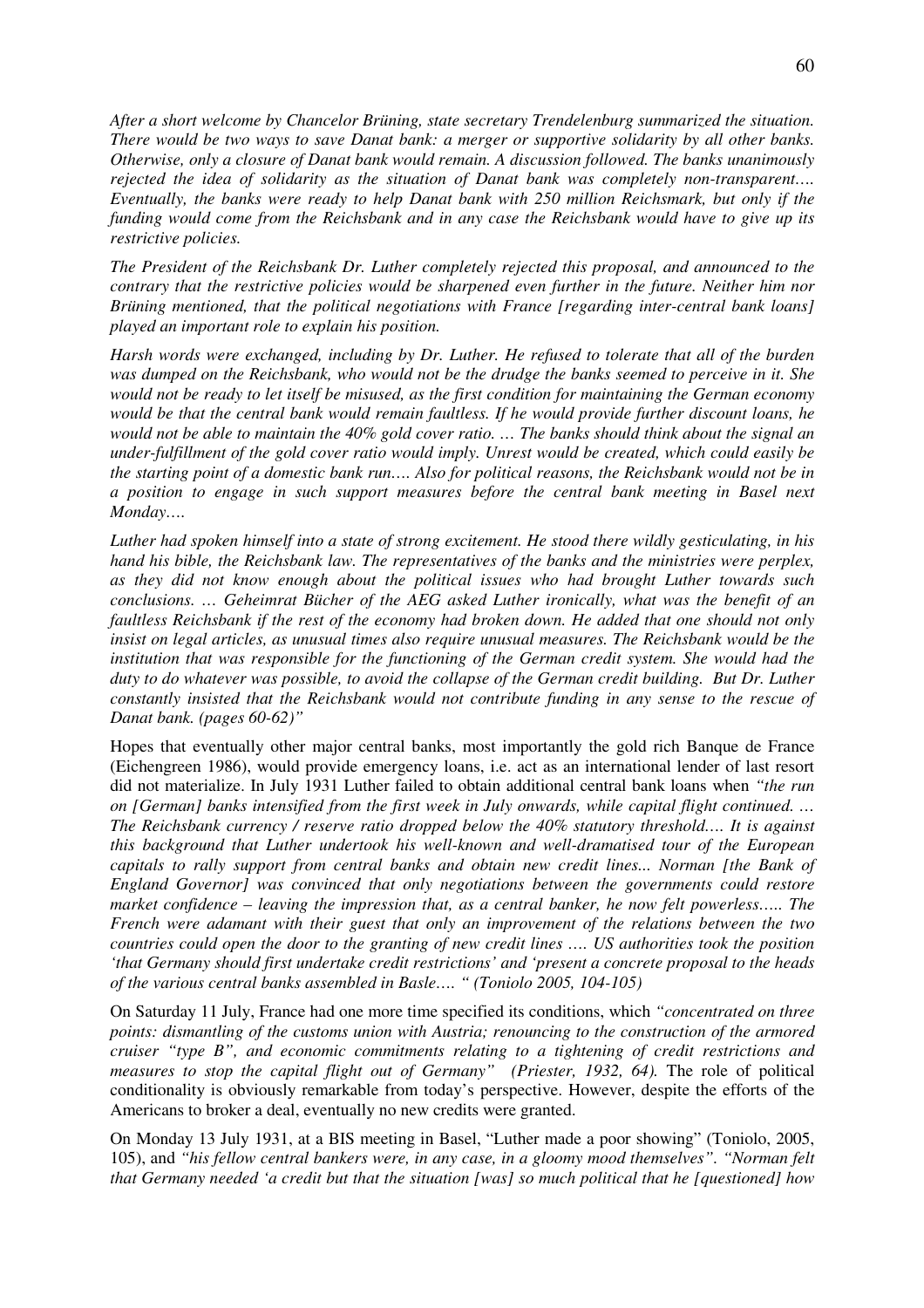*After a short welcome by Chancelor Brüning, state secretary Trendelenburg summarized the situation. There would be two ways to save Danat bank: a merger or supportive solidarity by all other banks. Otherwise, only a closure of Danat bank would remain. A discussion followed. The banks unanimously rejected the idea of solidarity as the situation of Danat bank was completely non-transparent…. Eventually, the banks were ready to help Danat bank with 250 million Reichsmark, but only if the funding would come from the Reichsbank and in any case the Reichsbank would have to give up its restrictive policies.*

*The President of the Reichsbank Dr. Luther completely rejected this proposal, and announced to the contrary that the restrictive policies would be sharpened even further in the future. Neither him nor Brüning mentioned, that the political negotiations with France [regarding inter-central bank loans] played an important role to explain his position.*

*Harsh words were exchanged, including by Dr. Luther. He refused to tolerate that all of the burden was dumped on the Reichsbank, who would not be the drudge the banks seemed to perceive in it. She would not be ready to let itself be misused, as the first condition for maintaining the German economy would be that the central bank would remain faultless. If he would provide further discount loans, he would not be able to maintain the 40% gold cover ratio. … The banks should think about the signal an under-fulfillment of the gold cover ratio would imply. Unrest would be created, which could easily be the starting point of a domestic bank run…. Also for political reasons, the Reichsbank would not be in a position to engage in such support measures before the central bank meeting in Basel next Monday….*

*Luther had spoken himself into a state of strong excitement. He stood there wildly gesticulating, in his hand his bible, the Reichsbank law. The representatives of the banks and the ministries were perplex, as they did not know enough about the political issues who had brought Luther towards such conclusions. … Geheimrat Bücher of the AEG asked Luther ironically, what was the benefit of an faultless Reichsbank if the rest of the economy had broken down. He added that one should not only insist on legal articles, as unusual times also require unusual measures. The Reichsbank would be the institution that was responsible for the functioning of the German credit system. She would had the duty to do whatever was possible, to avoid the collapse of the German credit building. But Dr. Luther constantly insisted that the Reichsbank would not contribute funding in any sense to the rescue of Danat bank. (pages 60-62)"*

Hopes that eventually other major central banks, most importantly the gold rich Banque de France (Eichengreen 1986), would provide emergency loans, i.e. act as an international lender of last resort did not materialize. In July 1931 Luther failed to obtain additional central bank loans when *"the run on [German] banks intensified from the first week in July onwards, while capital flight continued. … The Reichsbank currency / reserve ratio dropped below the 40% statutory threshold.… It is against this background that Luther undertook his well-known and well-dramatised tour of the European capitals to rally support from central banks and obtain new credit lines... Norman [the Bank of England Governor] was convinced that only negotiations between the governments could restore market confidence – leaving the impression that, as a central banker, he now felt powerless….. The French were adamant with their guest that only an improvement of the relations between the two countries could open the door to the granting of new credit lines …. US authorities took the position 'that Germany should first undertake credit restrictions' and 'present a concrete proposal to the heads of the various central banks assembled in Basle…. " (Toniolo 2005, 104-105)*

On Saturday 11 July, France had one more time specified its conditions, which *"concentrated on three points: dismantling of the customs union with Austria; renouncing to the construction of the armored cruiser "type B", and economic commitments relating to a tightening of credit restrictions and measures to stop the capital flight out of Germany" (Priester, 1932, 64).* The role of political conditionality is obviously remarkable from today's perspective. However, despite the efforts of the Americans to broker a deal, eventually no new credits were granted.

On Monday 13 July 1931, at a BIS meeting in Basel, "Luther made a poor showing" (Toniolo, 2005, 105), and *"his fellow central bankers were, in any case, in a gloomy mood themselves". "Norman felt that Germany needed 'a credit but that the situation [was] so much political that he [questioned] how*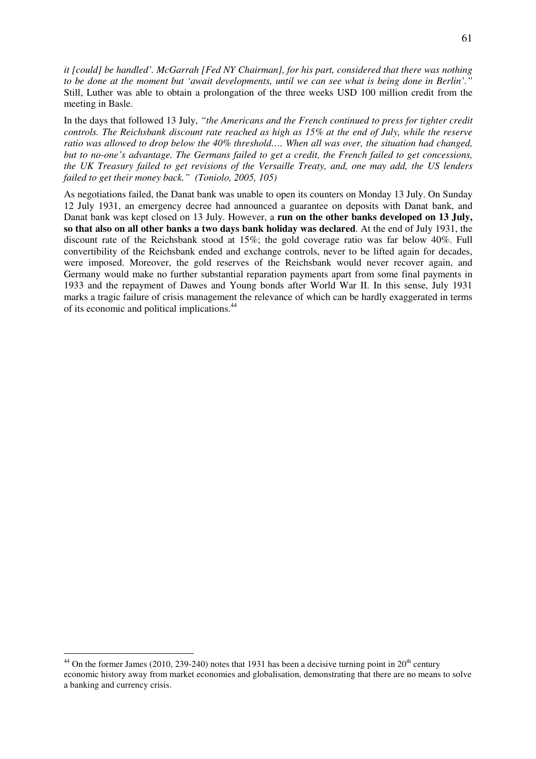*it [could] be handled'. McGarrah [Fed NY Chairman], for his part, considered that there was nothing to be done at the moment but 'await developments, until we can see what is being done in Berlin'."* Still, Luther was able to obtain a prolongation of the three weeks USD 100 million credit from the meeting in Basle.

In the days that followed 13 July, *"the Americans and the French continued to press for tighter credit controls. The Reichsbank discount rate reached as high as 15% at the end of July, while the reserve ratio was allowed to drop below the 40% threshold…. When all was over, the situation had changed, but to no-one's advantage. The Germans failed to get a credit, the French failed to get concessions, the UK Treasury failed to get revisions of the Versaille Treaty, and, one may add, the US lenders failed to get their money back." (Toniolo, 2005, 105)*

As negotiations failed, the Danat bank was unable to open its counters on Monday 13 July. On Sunday 12 July 1931, an emergency decree had announced a guarantee on deposits with Danat bank, and Danat bank was kept closed on 13 July. However, a **run on the other banks developed on 13 July, so that also on all other banks a two days bank holiday was declared**. At the end of July 1931, the discount rate of the Reichsbank stood at 15%; the gold coverage ratio was far below 40%. Full convertibility of the Reichsbank ended and exchange controls, never to be lifted again for decades, were imposed. Moreover, the gold reserves of the Reichsbank would never recover again, and Germany would make no further substantial reparation payments apart from some final payments in 1933 and the repayment of Dawes and Young bonds after World War II. In this sense, July 1931 marks a tragic failure of crisis management the relevance of which can be hardly exaggerated in terms of its economic and political implications.[44]

---

[44] On the former James (2010, 239-240) notes that 1931 has been a decisive turning point in 20th century economic history away from market economies and globalisation, demonstrating that there are no means to solve a banking and currency crisis.